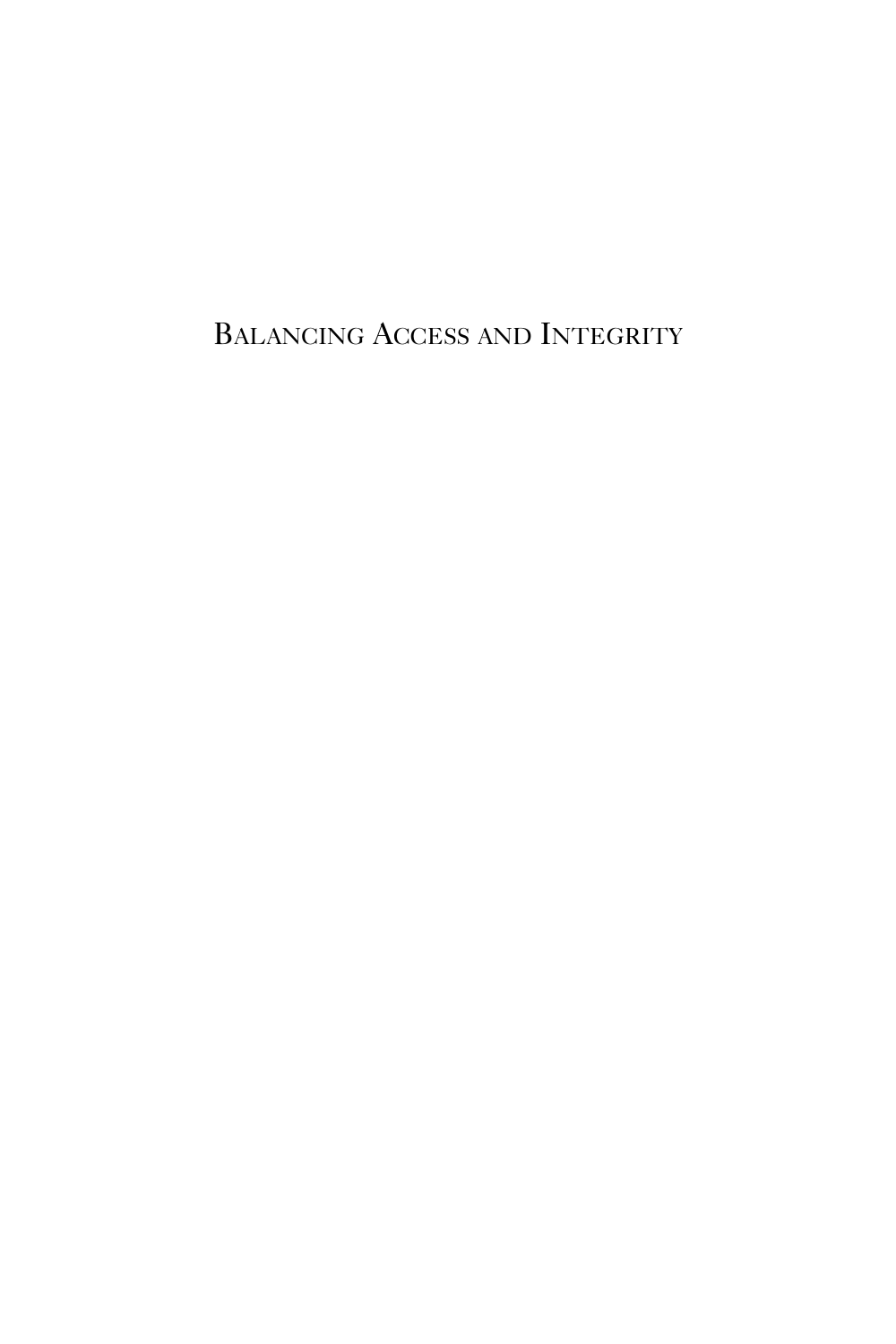# Balancing Access and Integrity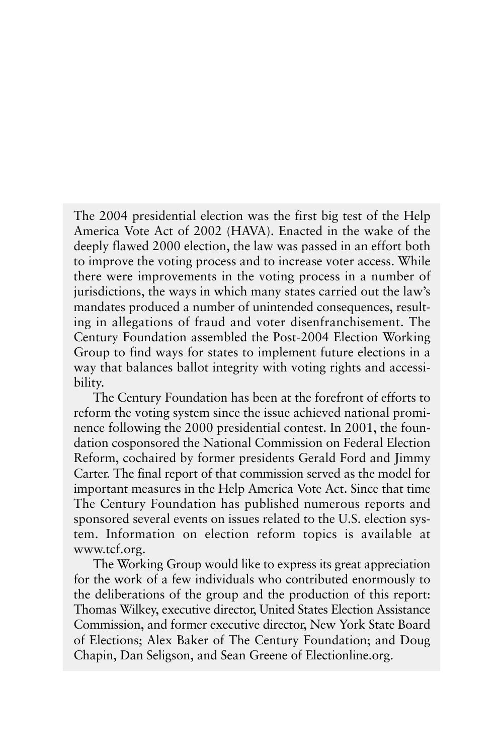The 2004 presidential election was the first big test of the Help America Vote Act of 2002 (HAVA). Enacted in the wake of the deeply flawed 2000 election, the law was passed in an effort both to improve the voting process and to increase voter access. While there were improvements in the voting process in a number of jurisdictions, the ways in which many states carried out the law's mandates produced a number of unintended consequences, resulting in allegations of fraud and voter disenfranchisement. The Century Foundation assembled the Post-2004 Election Working Group to find ways for states to implement future elections in a way that balances ballot integrity with voting rights and accessibility.

The Century Foundation has been at the forefront of efforts to reform the voting system since the issue achieved national prominence following the 2000 presidential contest. In 2001, the foundation cosponsored the National Commission on Federal Election Reform, cochaired by former presidents Gerald Ford and Jimmy Carter. The final report of that commission served as the model for important measures in the Help America Vote Act. Since that time The Century Foundation has published numerous reports and sponsored several events on issues related to the U.S. election system. Information on election reform topics is available at www.tcf.org.

The Working Group would like to express its great appreciation for the work of a few individuals who contributed enormously to the deliberations of the group and the production of this report: Thomas Wilkey, executive director, United States Election Assistance Commission, and former executive director, New York State Board of Elections; Alex Baker of The Century Foundation; and Doug Chapin, Dan Seligson, and Sean Greene of Electionline.org.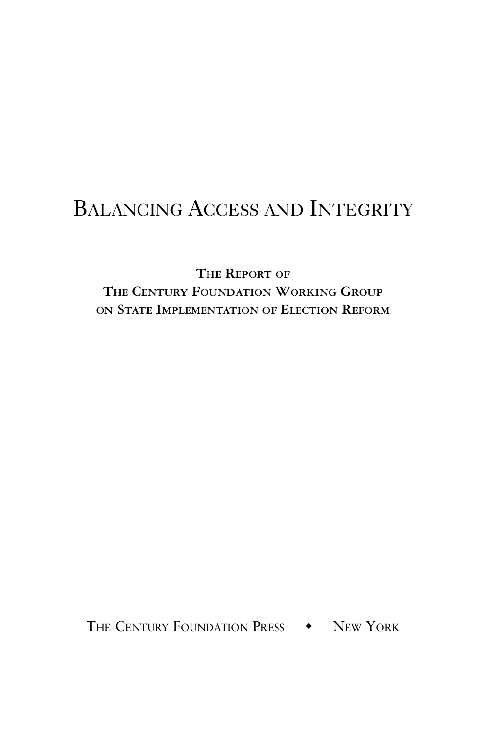# Balancing Access and Integrity

**The Report of**
**The Century Foundation Working Group**
**on State Implementation of Election Reform**

The Century Foundation Press ◆ New York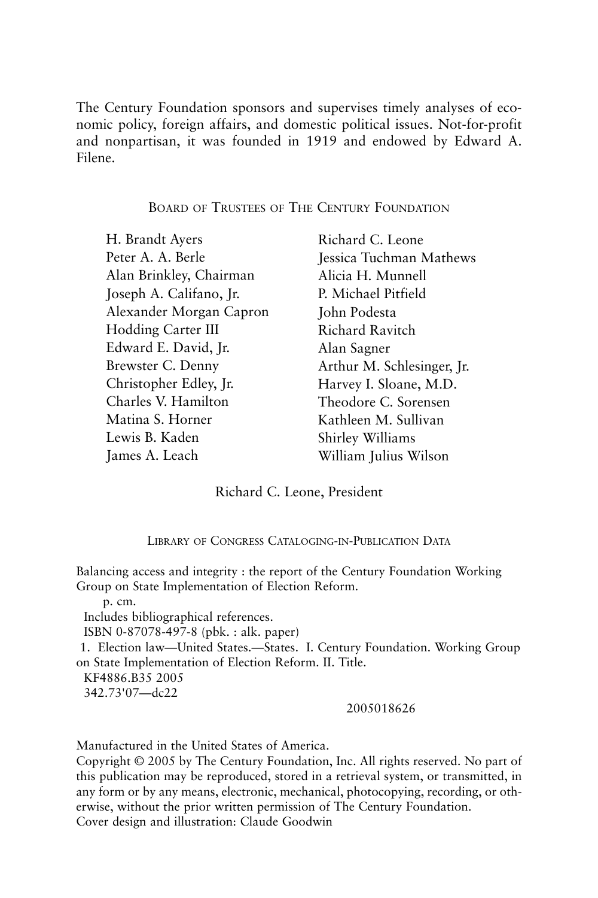The Century Foundation sponsors and supervises timely analyses of economic policy, foreign affairs, and domestic political issues. Not-for-profit and nonpartisan, it was founded in 1919 and endowed by Edward A. Filene.

## Board of Trustees of The Century Foundation

H. Brandt Ayers
Peter A. A. Berle
Alan Brinkley, Chairman
Joseph A. Califano, Jr.
Alexander Morgan Capron
Hodding Carter III
Edward E. David, Jr.
Brewster C. Denny
Christopher Edley, Jr.
Charles V. Hamilton
Matina S. Horner
Lewis B. Kaden
James A. Leach
Richard C. Leone
Jessica Tuchman Mathews
Alicia H. Munnell
P. Michael Pitfield
John Podesta
Richard Ravitch
Alan Sagner
Arthur M. Schlesinger, Jr.
Harvey I. Sloane, M.D.
Theodore C. Sorensen
Kathleen M. Sullivan
Shirley Williams
William Julius Wilson

Richard C. Leone, President

## Library of Congress Cataloging-in-Publication Data

Balancing access and integrity : the report of the Century Foundation Working Group on State Implementation of Election Reform.

p. cm.

Includes bibliographical references.

ISBN 0-87078-497-8 (pbk. : alk. paper)

1. Election law—United States.—States. I. Century Foundation. Working Group on State Implementation of Election Reform. II. Title.

KF4886.B35 2005

342.73'07—dc22

2005018626

Manufactured in the United States of America.

Copyright © 2005 by The Century Foundation, Inc. All rights reserved. No part of this publication may be reproduced, stored in a retrieval system, or transmitted, in any form or by any means, electronic, mechanical, photocopying, recording, or otherwise, without the prior written permission of The Century Foundation.

Cover design and illustration: Claude Goodwin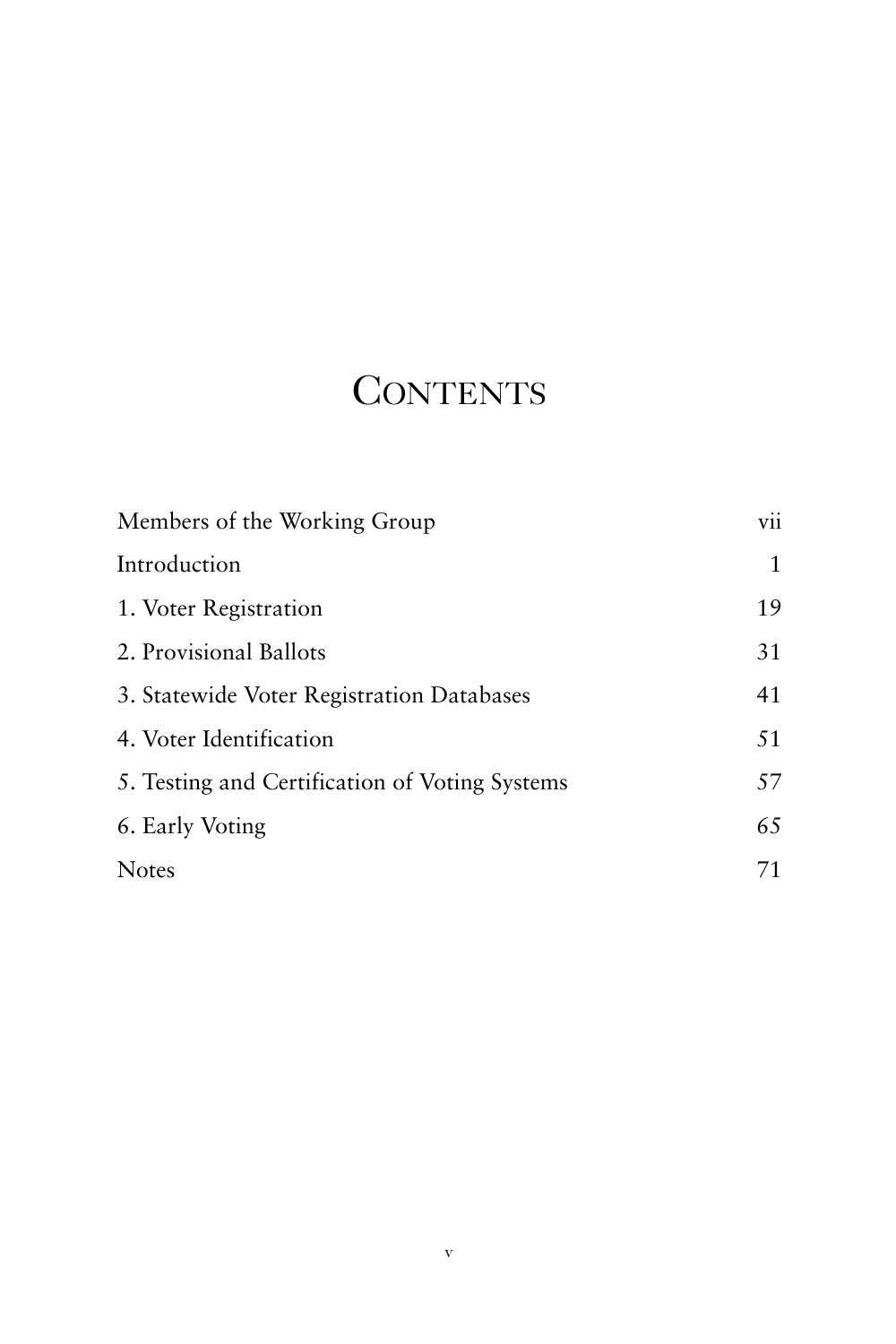# Contents

| | |
|---|---|
| Members of the Working Group | vii |
| Introduction | 1 |
| 1. Voter Registration | 19 |
| 2. Provisional Ballots | 31 |
| 3. Statewide Voter Registration Databases | 41 |
| 4. Voter Identification | 51 |
| 5. Testing and Certification of Voting Systems | 57 |
| 6. Early Voting | 65 |
| Notes | 71 |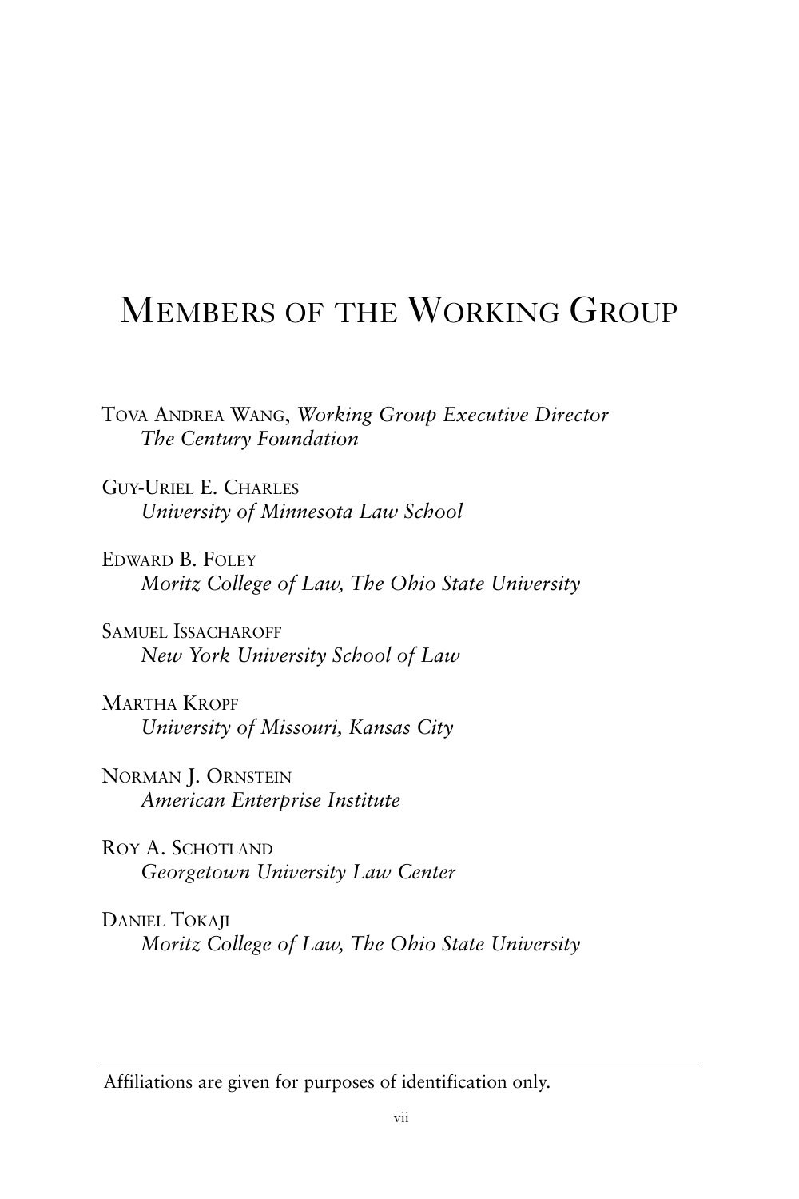# Members of the Working Group

Tova Andrea Wang, *Working Group Executive Director*
*The Century Foundation*

Guy-Uriel E. Charles
*University of Minnesota Law School*

Edward B. Foley
*Moritz College of Law, The Ohio State University*

Samuel Issacharoff
*New York University School of Law*

Martha Kropf
*University of Missouri, Kansas City*

Norman J. Ornstein
*American Enterprise Institute*

Roy A. Schotland
*Georgetown University Law Center*

Daniel Tokaji
*Moritz College of Law, The Ohio State University*

---

Affiliations are given for purposes of identification only.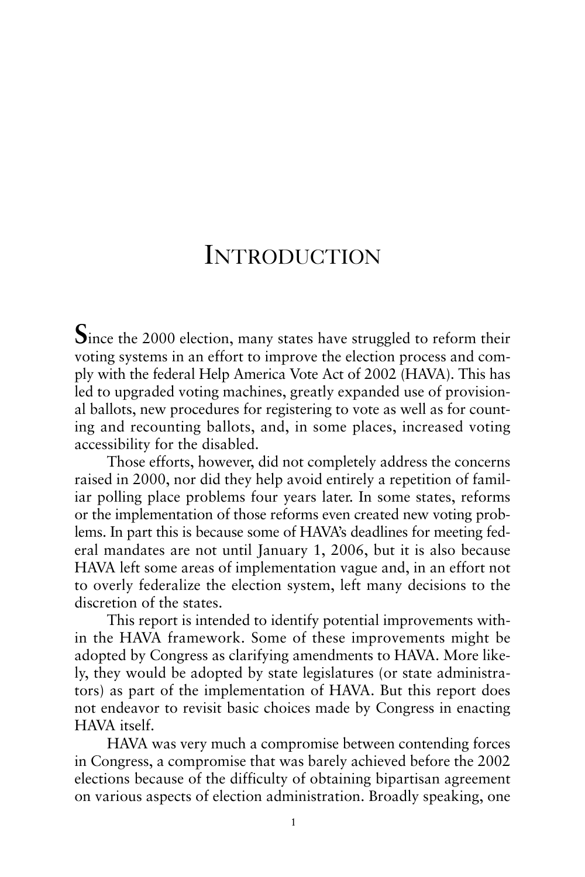# Introduction

Since the 2000 election, many states have struggled to reform their voting systems in an effort to improve the election process and comply with the federal Help America Vote Act of 2002 (HAVA). This has led to upgraded voting machines, greatly expanded use of provisional ballots, new procedures for registering to vote as well as for counting and recounting ballots, and, in some places, increased voting accessibility for the disabled.

Those efforts, however, did not completely address the concerns raised in 2000, nor did they help avoid entirely a repetition of familiar polling place problems four years later. In some states, reforms or the implementation of those reforms even created new voting problems. In part this is because some of HAVA's deadlines for meeting federal mandates are not until January 1, 2006, but it is also because HAVA left some areas of implementation vague and, in an effort not to overly federalize the election system, left many decisions to the discretion of the states.

This report is intended to identify potential improvements within the HAVA framework. Some of these improvements might be adopted by Congress as clarifying amendments to HAVA. More likely, they would be adopted by state legislatures (or state administrators) as part of the implementation of HAVA. But this report does not endeavor to revisit basic choices made by Congress in enacting HAVA itself.

HAVA was very much a compromise between contending forces in Congress, a compromise that was barely achieved before the 2002 elections because of the difficulty of obtaining bipartisan agreement on various aspects of election administration. Broadly speaking, one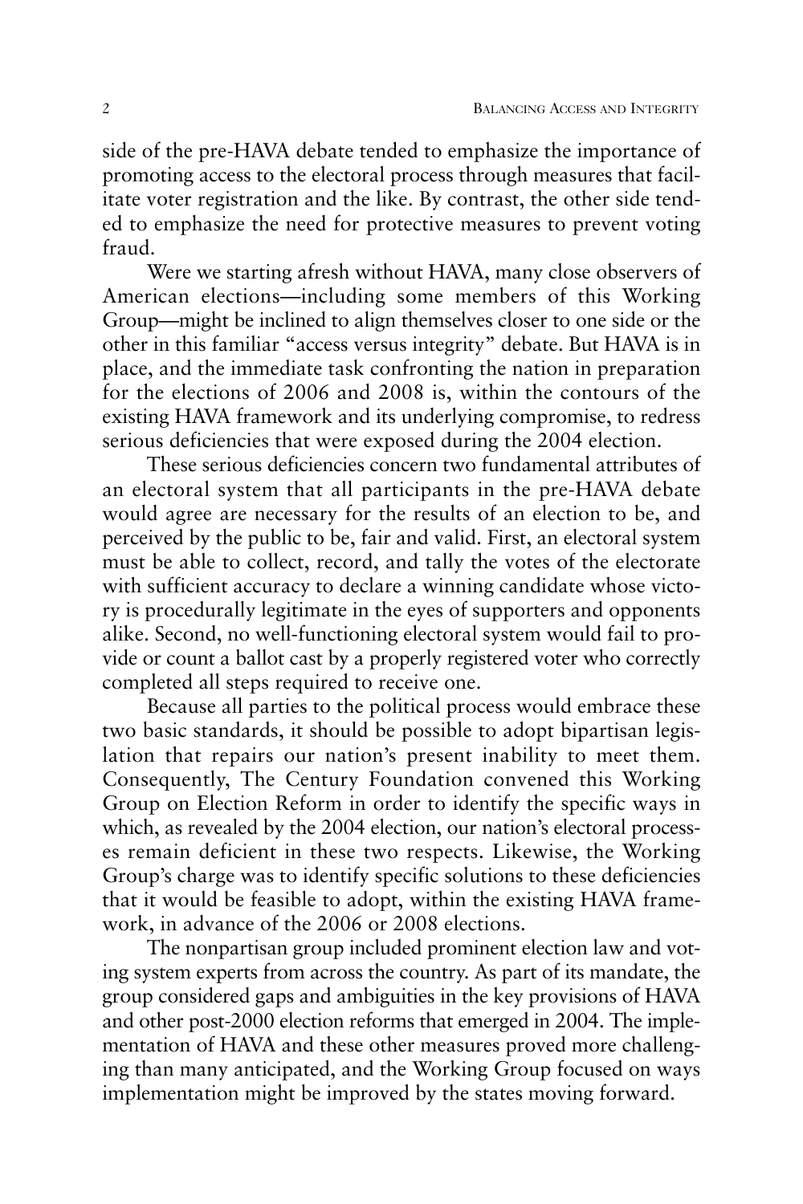side of the pre-HAVA debate tended to emphasize the importance of promoting access to the electoral process through measures that facilitate voter registration and the like. By contrast, the other side tended to emphasize the need for protective measures to prevent voting fraud.

Were we starting afresh without HAVA, many close observers of American elections—including some members of this Working Group—might be inclined to align themselves closer to one side or the other in this familiar "access versus integrity" debate. But HAVA is in place, and the immediate task confronting the nation in preparation for the elections of 2006 and 2008 is, within the contours of the existing HAVA framework and its underlying compromise, to redress serious deficiencies that were exposed during the 2004 election.

These serious deficiencies concern two fundamental attributes of an electoral system that all participants in the pre-HAVA debate would agree are necessary for the results of an election to be, and perceived by the public to be, fair and valid. First, an electoral system must be able to collect, record, and tally the votes of the electorate with sufficient accuracy to declare a winning candidate whose victory is procedurally legitimate in the eyes of supporters and opponents alike. Second, no well-functioning electoral system would fail to provide or count a ballot cast by a properly registered voter who correctly completed all steps required to receive one.

Because all parties to the political process would embrace these two basic standards, it should be possible to adopt bipartisan legislation that repairs our nation's present inability to meet them. Consequently, The Century Foundation convened this Working Group on Election Reform in order to identify the specific ways in which, as revealed by the 2004 election, our nation's electoral processes remain deficient in these two respects. Likewise, the Working Group's charge was to identify specific solutions to these deficiencies that it would be feasible to adopt, within the existing HAVA framework, in advance of the 2006 or 2008 elections.

The nonpartisan group included prominent election law and voting system experts from across the country. As part of its mandate, the group considered gaps and ambiguities in the key provisions of HAVA and other post-2000 election reforms that emerged in 2004. The implementation of HAVA and these other measures proved more challenging than many anticipated, and the Working Group focused on ways implementation might be improved by the states moving forward.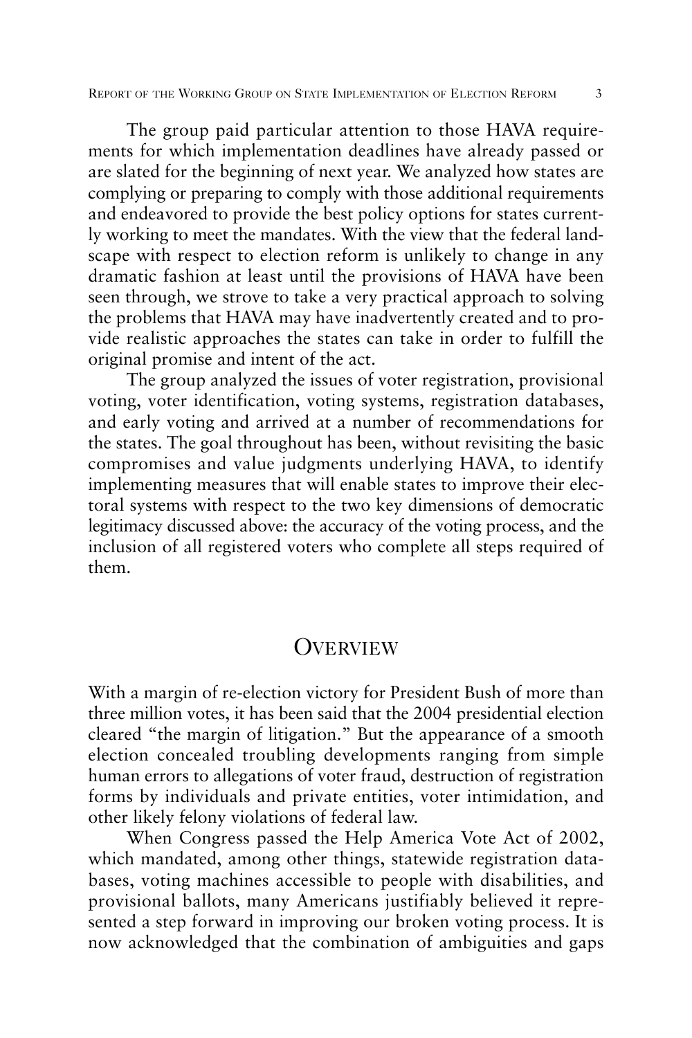The group paid particular attention to those HAVA requirements for which implementation deadlines have already passed or are slated for the beginning of next year. We analyzed how states are complying or preparing to comply with those additional requirements and endeavored to provide the best policy options for states currently working to meet the mandates. With the view that the federal landscape with respect to election reform is unlikely to change in any dramatic fashion at least until the provisions of HAVA have been seen through, we strove to take a very practical approach to solving the problems that HAVA may have inadvertently created and to provide realistic approaches the states can take in order to fulfill the original promise and intent of the act.

The group analyzed the issues of voter registration, provisional voting, voter identification, voting systems, registration databases, and early voting and arrived at a number of recommendations for the states. The goal throughout has been, without revisiting the basic compromises and value judgments underlying HAVA, to identify implementing measures that will enable states to improve their electoral systems with respect to the two key dimensions of democratic legitimacy discussed above: the accuracy of the voting process, and the inclusion of all registered voters who complete all steps required of them.

# Overview

With a margin of re-election victory for President Bush of more than three million votes, it has been said that the 2004 presidential election cleared "the margin of litigation." But the appearance of a smooth election concealed troubling developments ranging from simple human errors to allegations of voter fraud, destruction of registration forms by individuals and private entities, voter intimidation, and other likely felony violations of federal law.

When Congress passed the Help America Vote Act of 2002, which mandated, among other things, statewide registration databases, voting machines accessible to people with disabilities, and provisional ballots, many Americans justifiably believed it represented a step forward in improving our broken voting process. It is now acknowledged that the combination of ambiguities and gaps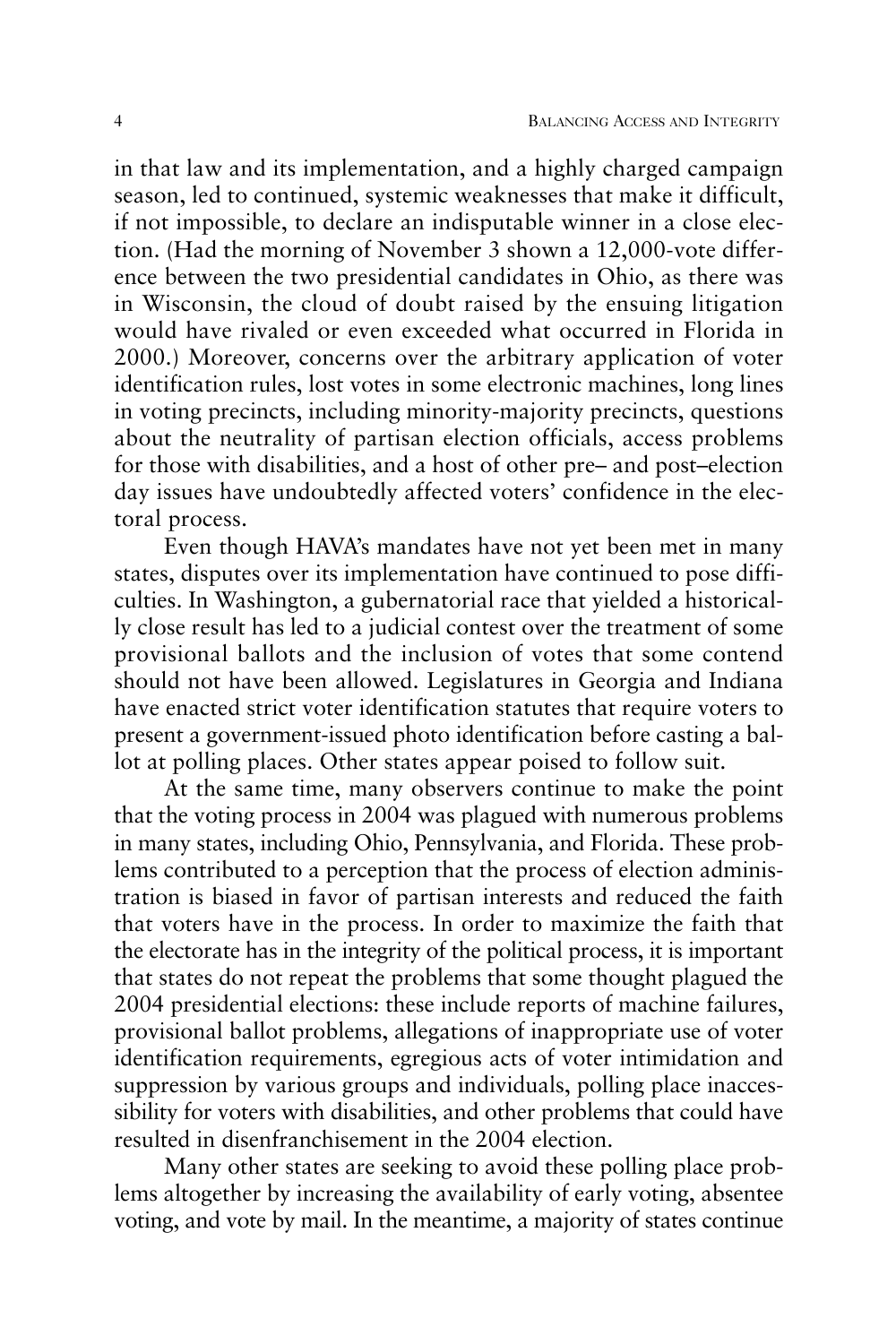in that law and its implementation, and a highly charged campaign season, led to continued, systemic weaknesses that make it difficult, if not impossible, to declare an indisputable winner in a close election. (Had the morning of November 3 shown a 12,000-vote difference between the two presidential candidates in Ohio, as there was in Wisconsin, the cloud of doubt raised by the ensuing litigation would have rivaled or even exceeded what occurred in Florida in 2000.) Moreover, concerns over the arbitrary application of voter identification rules, lost votes in some electronic machines, long lines in voting precincts, including minority-majority precincts, questions about the neutrality of partisan election officials, access problems for those with disabilities, and a host of other pre– and post–election day issues have undoubtedly affected voters' confidence in the electoral process.

Even though HAVA's mandates have not yet been met in many states, disputes over its implementation have continued to pose difficulties. In Washington, a gubernatorial race that yielded a historically close result has led to a judicial contest over the treatment of some provisional ballots and the inclusion of votes that some contend should not have been allowed. Legislatures in Georgia and Indiana have enacted strict voter identification statutes that require voters to present a government-issued photo identification before casting a ballot at polling places. Other states appear poised to follow suit.

At the same time, many observers continue to make the point that the voting process in 2004 was plagued with numerous problems in many states, including Ohio, Pennsylvania, and Florida. These problems contributed to a perception that the process of election administration is biased in favor of partisan interests and reduced the faith that voters have in the process. In order to maximize the faith that the electorate has in the integrity of the political process, it is important that states do not repeat the problems that some thought plagued the 2004 presidential elections: these include reports of machine failures, provisional ballot problems, allegations of inappropriate use of voter identification requirements, egregious acts of voter intimidation and suppression by various groups and individuals, polling place inaccessibility for voters with disabilities, and other problems that could have resulted in disenfranchisement in the 2004 election.

Many other states are seeking to avoid these polling place problems altogether by increasing the availability of early voting, absentee voting, and vote by mail. In the meantime, a majority of states continue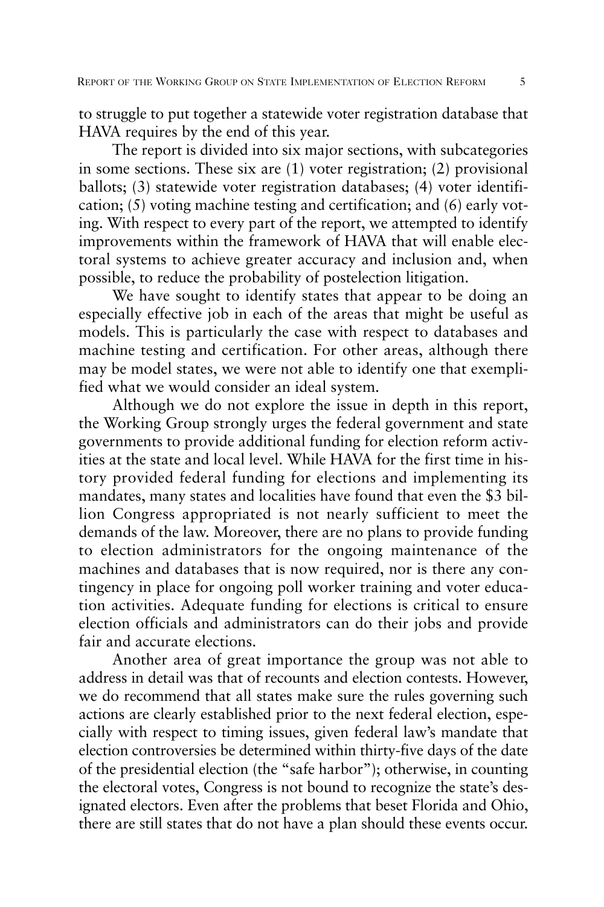to struggle to put together a statewide voter registration database that HAVA requires by the end of this year.

The report is divided into six major sections, with subcategories in some sections. These six are (1) voter registration; (2) provisional ballots; (3) statewide voter registration databases; (4) voter identification; (5) voting machine testing and certification; and (6) early voting. With respect to every part of the report, we attempted to identify improvements within the framework of HAVA that will enable electoral systems to achieve greater accuracy and inclusion and, when possible, to reduce the probability of postelection litigation.

We have sought to identify states that appear to be doing an especially effective job in each of the areas that might be useful as models. This is particularly the case with respect to databases and machine testing and certification. For other areas, although there may be model states, we were not able to identify one that exemplified what we would consider an ideal system.

Although we do not explore the issue in depth in this report, the Working Group strongly urges the federal government and state governments to provide additional funding for election reform activities at the state and local level. While HAVA for the first time in history provided federal funding for elections and implementing its mandates, many states and localities have found that even the $3 billion Congress appropriated is not nearly sufficient to meet the demands of the law. Moreover, there are no plans to provide funding to election administrators for the ongoing maintenance of the machines and databases that is now required, nor is there any contingency in place for ongoing poll worker training and voter education activities. Adequate funding for elections is critical to ensure election officials and administrators can do their jobs and provide fair and accurate elections.

Another area of great importance the group was not able to address in detail was that of recounts and election contests. However, we do recommend that all states make sure the rules governing such actions are clearly established prior to the next federal election, especially with respect to timing issues, given federal law's mandate that election controversies be determined within thirty-five days of the date of the presidential election (the "safe harbor"); otherwise, in counting the electoral votes, Congress is not bound to recognize the state's designated electors. Even after the problems that beset Florida and Ohio, there are still states that do not have a plan should these events occur.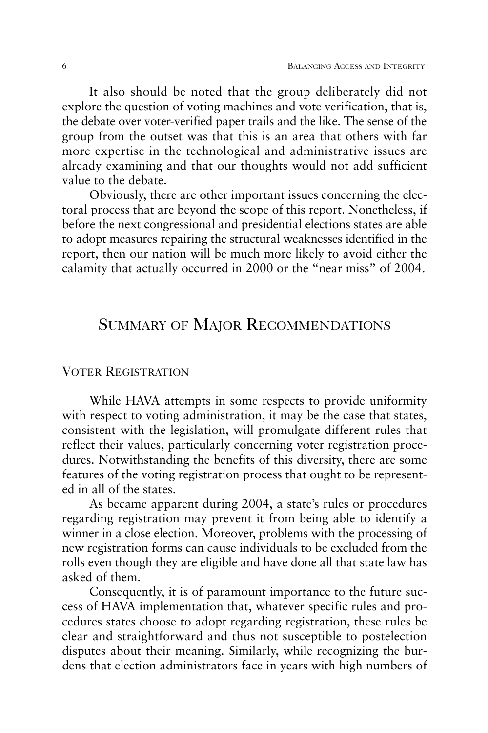It also should be noted that the group deliberately did not explore the question of voting machines and vote verification, that is, the debate over voter-verified paper trails and the like. The sense of the group from the outset was that this is an area that others with far more expertise in the technological and administrative issues are already examining and that our thoughts would not add sufficient value to the debate.

Obviously, there are other important issues concerning the electoral process that are beyond the scope of this report. Nonetheless, if before the next congressional and presidential elections states are able to adopt measures repairing the structural weaknesses identified in the report, then our nation will be much more likely to avoid either the calamity that actually occurred in 2000 or the "near miss" of 2004.

## Summary of Major Recommendations

### Voter Registration

While HAVA attempts in some respects to provide uniformity with respect to voting administration, it may be the case that states, consistent with the legislation, will promulgate different rules that reflect their values, particularly concerning voter registration procedures. Notwithstanding the benefits of this diversity, there are some features of the voting registration process that ought to be represented in all of the states.

As became apparent during 2004, a state's rules or procedures regarding registration may prevent it from being able to identify a winner in a close election. Moreover, problems with the processing of new registration forms can cause individuals to be excluded from the rolls even though they are eligible and have done all that state law has asked of them.

Consequently, it is of paramount importance to the future success of HAVA implementation that, whatever specific rules and procedures states choose to adopt regarding registration, these rules be clear and straightforward and thus not susceptible to postelection disputes about their meaning. Similarly, while recognizing the burdens that election administrators face in years with high numbers of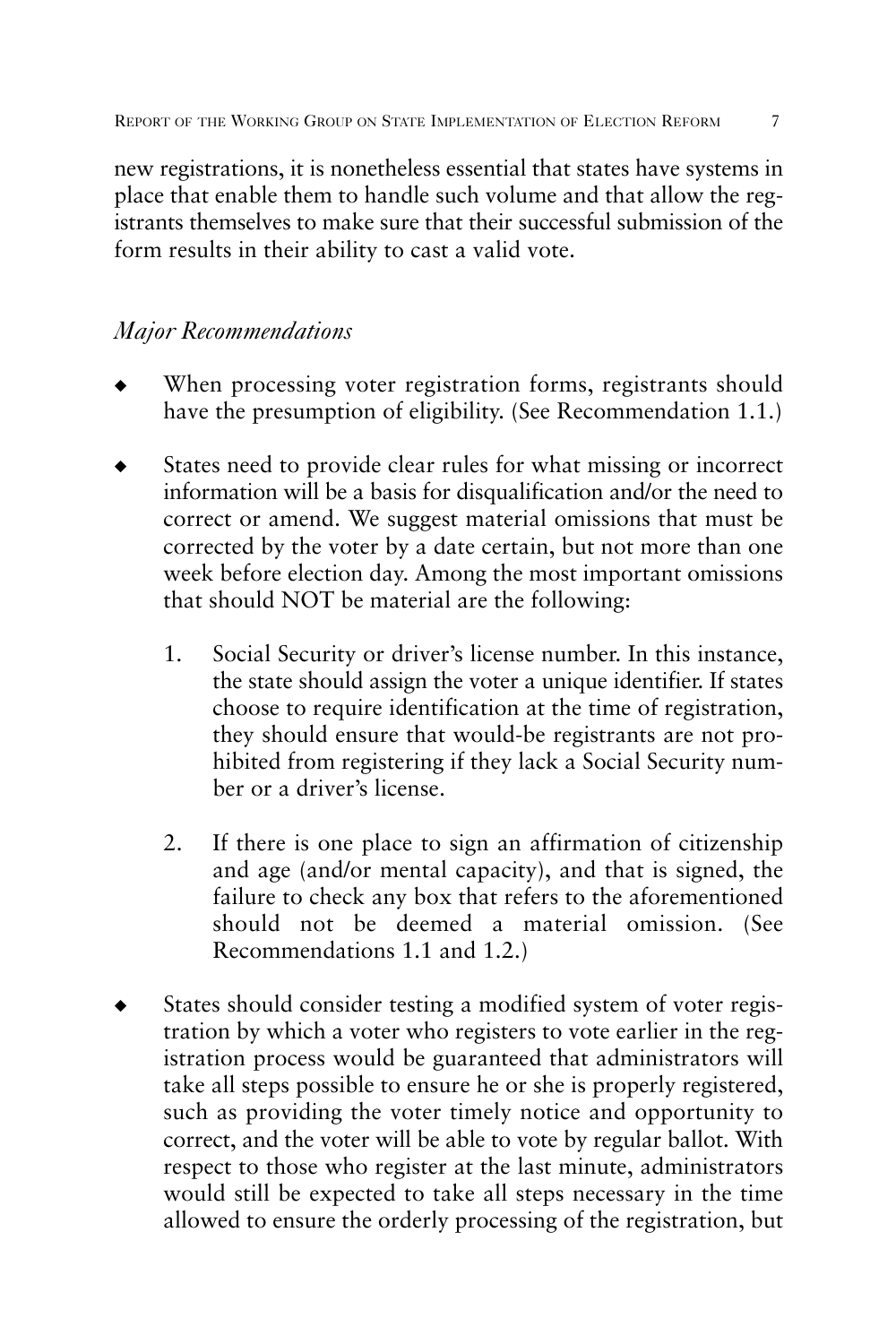new registrations, it is nonetheless essential that states have systems in place that enable them to handle such volume and that allow the registrants themselves to make sure that their successful submission of the form results in their ability to cast a valid vote.

*Major Recommendations*

- When processing voter registration forms, registrants should have the presumption of eligibility. (See Recommendation 1.1.)
- States need to provide clear rules for what missing or incorrect information will be a basis for disqualification and/or the need to correct or amend. We suggest material omissions that must be corrected by the voter by a date certain, but not more than one week before election day. Among the most important omissions that should NOT be material are the following:
    1. Social Security or driver's license number. In this instance, the state should assign the voter a unique identifier. If states choose to require identification at the time of registration, they should ensure that would-be registrants are not prohibited from registering if they lack a Social Security number or a driver's license.
    2. If there is one place to sign an affirmation of citizenship and age (and/or mental capacity), and that is signed, the failure to check any box that refers to the aforementioned should not be deemed a material omission. (See Recommendations 1.1 and 1.2.)
- States should consider testing a modified system of voter registration by which a voter who registers to vote earlier in the registration process would be guaranteed that administrators will take all steps possible to ensure he or she is properly registered, such as providing the voter timely notice and opportunity to correct, and the voter will be able to vote by regular ballot. With respect to those who register at the last minute, administrators would still be expected to take all steps necessary in the time allowed to ensure the orderly processing of the registration, but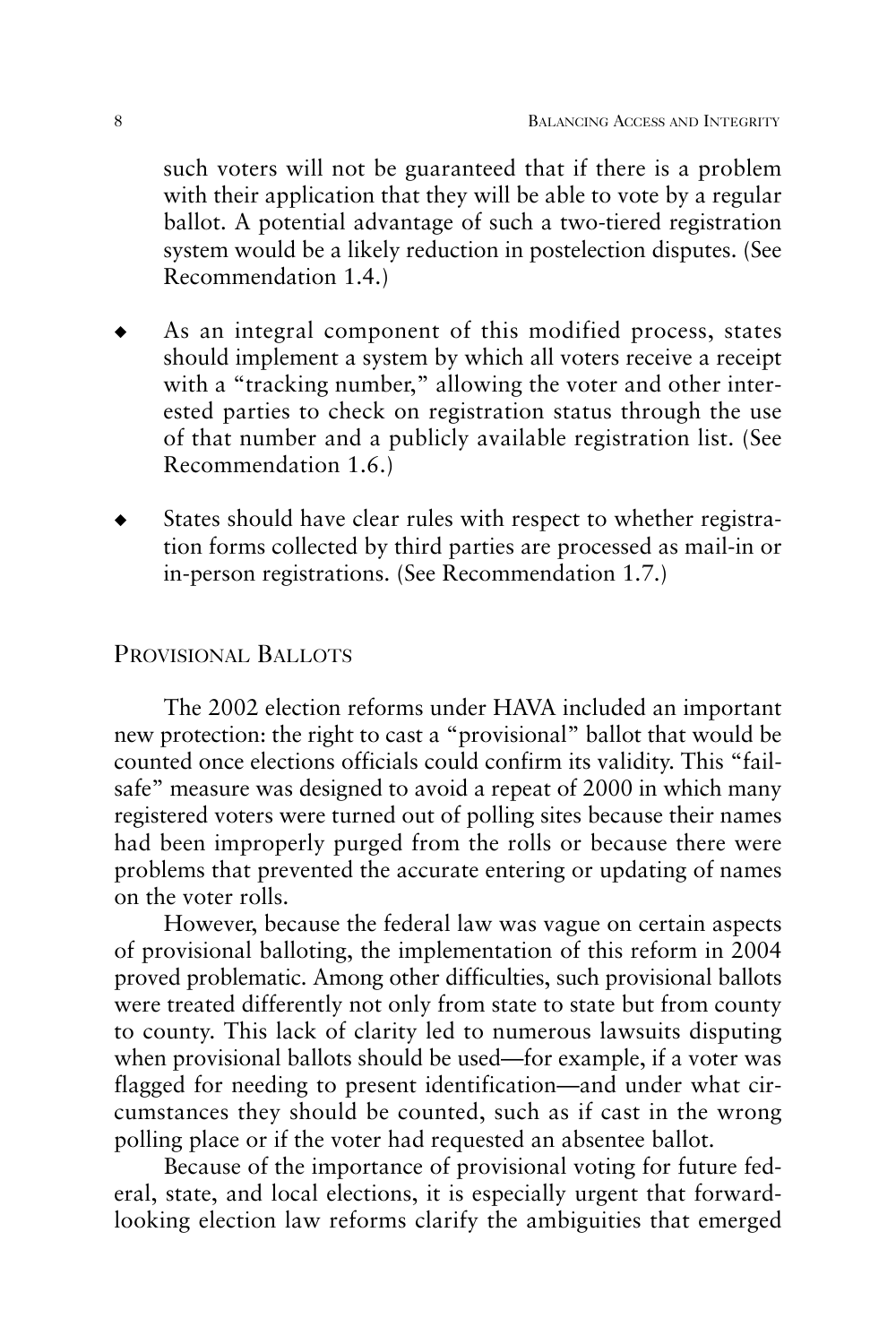such voters will not be guaranteed that if there is a problem with their application that they will be able to vote by a regular ballot. A potential advantage of such a two-tiered registration system would be a likely reduction in postelection disputes. (See Recommendation 1.4.)

- As an integral component of this modified process, states should implement a system by which all voters receive a receipt with a "tracking number," allowing the voter and other interested parties to check on registration status through the use of that number and a publicly available registration list. (See Recommendation 1.6.)

- States should have clear rules with respect to whether registration forms collected by third parties are processed as mail-in or in-person registrations. (See Recommendation 1.7.)

## Provisional Ballots

The 2002 election reforms under HAVA included an important new protection: the right to cast a "provisional" ballot that would be counted once elections officials could confirm its validity. This "failsafe" measure was designed to avoid a repeat of 2000 in which many registered voters were turned out of polling sites because their names had been improperly purged from the rolls or because there were problems that prevented the accurate entering or updating of names on the voter rolls.

However, because the federal law was vague on certain aspects of provisional balloting, the implementation of this reform in 2004 proved problematic. Among other difficulties, such provisional ballots were treated differently not only from state to state but from county to county. This lack of clarity led to numerous lawsuits disputing when provisional ballots should be used—for example, if a voter was flagged for needing to present identification—and under what circumstances they should be counted, such as if cast in the wrong polling place or if the voter had requested an absentee ballot.

Because of the importance of provisional voting for future federal, state, and local elections, it is especially urgent that forward-looking election law reforms clarify the ambiguities that emerged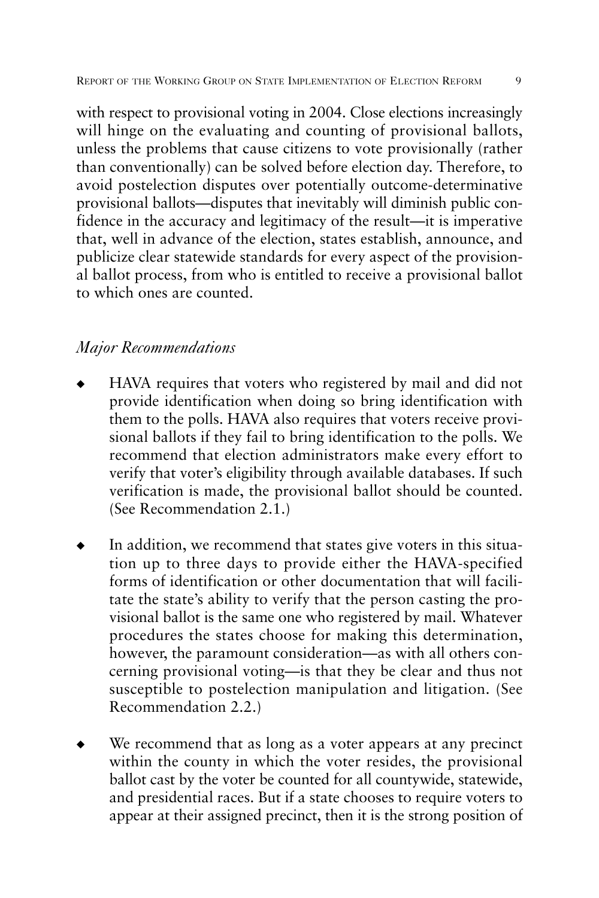with respect to provisional voting in 2004. Close elections increasingly will hinge on the evaluating and counting of provisional ballots, unless the problems that cause citizens to vote provisionally (rather than conventionally) can be solved before election day. Therefore, to avoid postelection disputes over potentially outcome-determinative provisional ballots—disputes that inevitably will diminish public confidence in the accuracy and legitimacy of the result—it is imperative that, well in advance of the election, states establish, announce, and publicize clear statewide standards for every aspect of the provisional ballot process, from who is entitled to receive a provisional ballot to which ones are counted.

### *Major Recommendations*

- HAVA requires that voters who registered by mail and did not provide identification when doing so bring identification with them to the polls. HAVA also requires that voters receive provisional ballots if they fail to bring identification to the polls. We recommend that election administrators make every effort to verify that voter's eligibility through available databases. If such verification is made, the provisional ballot should be counted. (See Recommendation 2.1.)

- In addition, we recommend that states give voters in this situation up to three days to provide either the HAVA-specified forms of identification or other documentation that will facilitate the state's ability to verify that the person casting the provisional ballot is the same one who registered by mail. Whatever procedures the states choose for making this determination, however, the paramount consideration—as with all others concerning provisional voting—is that they be clear and thus not susceptible to postelection manipulation and litigation. (See Recommendation 2.2.)

- We recommend that as long as a voter appears at any precinct within the county in which the voter resides, the provisional ballot cast by the voter be counted for all countywide, statewide, and presidential races. But if a state chooses to require voters to appear at their assigned precinct, then it is the strong position of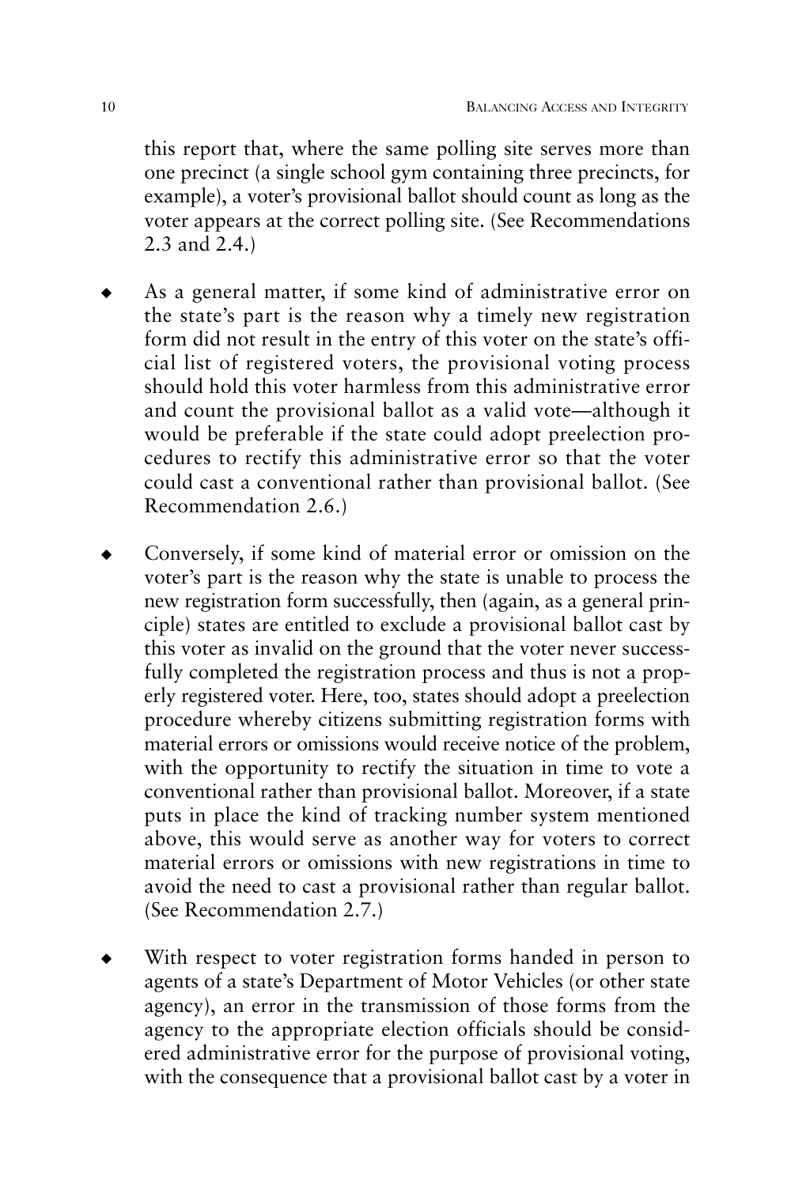this report that, where the same polling site serves more than one precinct (a single school gym containing three precincts, for example), a voter's provisional ballot should count as long as the voter appears at the correct polling site. (See Recommendations 2.3 and 2.4.)

- As a general matter, if some kind of administrative error on the state's part is the reason why a timely new registration form did not result in the entry of this voter on the state's official list of registered voters, the provisional voting process should hold this voter harmless from this administrative error and count the provisional ballot as a valid vote—although it would be preferable if the state could adopt preelection procedures to rectify this administrative error so that the voter could cast a conventional rather than provisional ballot. (See Recommendation 2.6.)

- Conversely, if some kind of material error or omission on the voter's part is the reason why the state is unable to process the new registration form successfully, then (again, as a general principle) states are entitled to exclude a provisional ballot cast by this voter as invalid on the ground that the voter never successfully completed the registration process and thus is not a properly registered voter. Here, too, states should adopt a preelection procedure whereby citizens submitting registration forms with material errors or omissions would receive notice of the problem, with the opportunity to rectify the situation in time to vote a conventional rather than provisional ballot. Moreover, if a state puts in place the kind of tracking number system mentioned above, this would serve as another way for voters to correct material errors or omissions with new registrations in time to avoid the need to cast a provisional rather than regular ballot. (See Recommendation 2.7.)

- With respect to voter registration forms handed in person to agents of a state's Department of Motor Vehicles (or other state agency), an error in the transmission of those forms from the agency to the appropriate election officials should be considered administrative error for the purpose of provisional voting, with the consequence that a provisional ballot cast by a voter in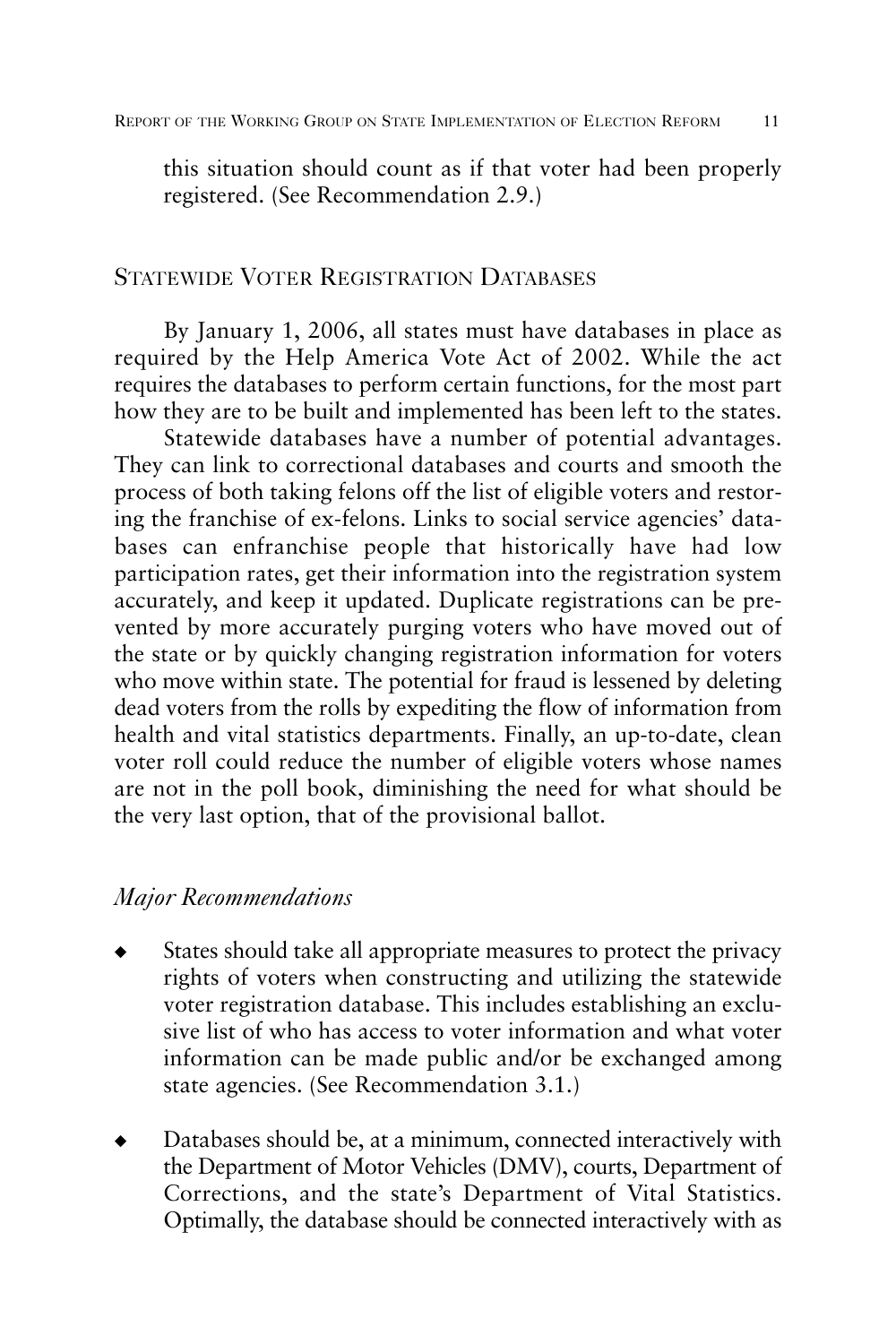this situation should count as if that voter had been properly registered. (See Recommendation 2.9.)

## Statewide Voter Registration Databases

By January 1, 2006, all states must have databases in place as required by the Help America Vote Act of 2002. While the act requires the databases to perform certain functions, for the most part how they are to be built and implemented has been left to the states.

Statewide databases have a number of potential advantages. They can link to correctional databases and courts and smooth the process of both taking felons off the list of eligible voters and restoring the franchise of ex-felons. Links to social service agencies' databases can enfranchise people that historically have had low participation rates, get their information into the registration system accurately, and keep it updated. Duplicate registrations can be prevented by more accurately purging voters who have moved out of the state or by quickly changing registration information for voters who move within state. The potential for fraud is lessened by deleting dead voters from the rolls by expediting the flow of information from health and vital statistics departments. Finally, an up-to-date, clean voter roll could reduce the number of eligible voters whose names are not in the poll book, diminishing the need for what should be the very last option, that of the provisional ballot.

### *Major Recommendations*

- States should take all appropriate measures to protect the privacy rights of voters when constructing and utilizing the statewide voter registration database. This includes establishing an exclusive list of who has access to voter information and what voter information can be made public and/or be exchanged among state agencies. (See Recommendation 3.1.)
- Databases should be, at a minimum, connected interactively with the Department of Motor Vehicles (DMV), courts, Department of Corrections, and the state's Department of Vital Statistics. Optimally, the database should be connected interactively with as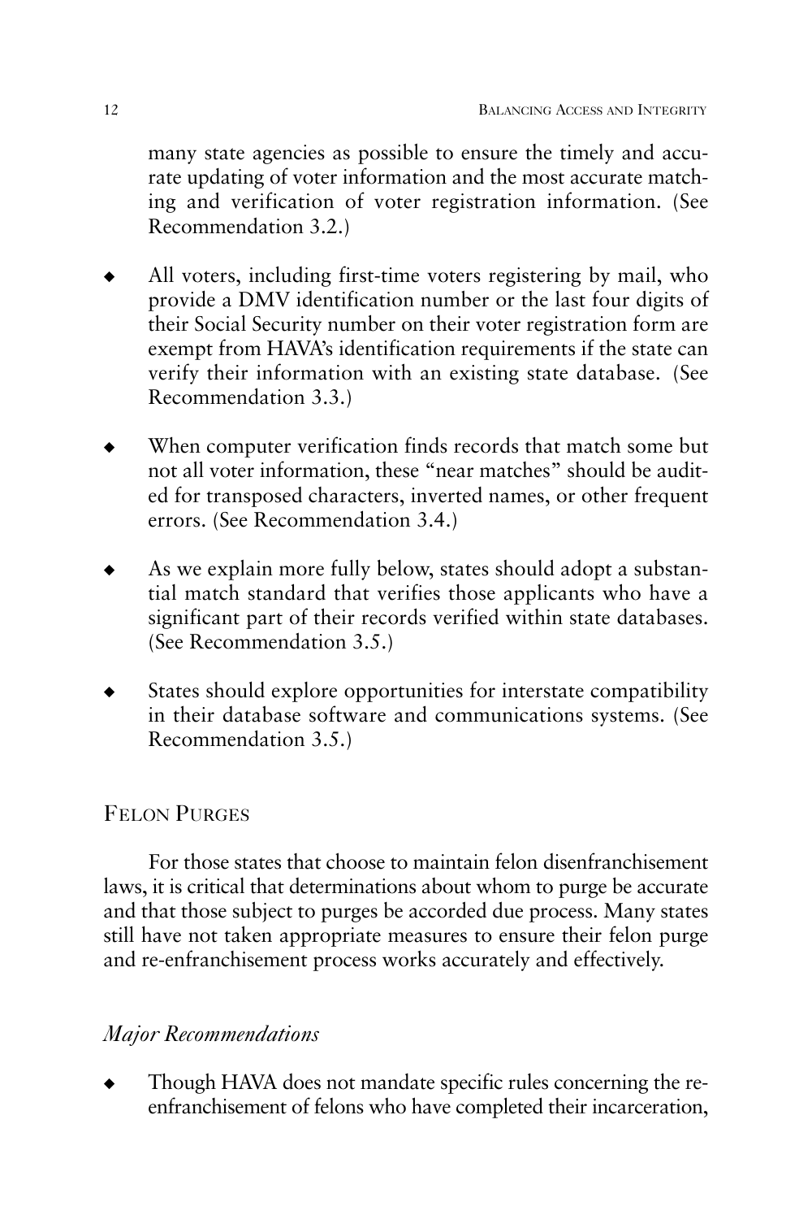many state agencies as possible to ensure the timely and accurate updating of voter information and the most accurate matching and verification of voter registration information. (See Recommendation 3.2.)

- All voters, including first-time voters registering by mail, who provide a DMV identification number or the last four digits of their Social Security number on their voter registration form are exempt from HAVA's identification requirements if the state can verify their information with an existing state database. (See Recommendation 3.3.)
- When computer verification finds records that match some but not all voter information, these "near matches" should be audited for transposed characters, inverted names, or other frequent errors. (See Recommendation 3.4.)
- As we explain more fully below, states should adopt a substantial match standard that verifies those applicants who have a significant part of their records verified within state databases. (See Recommendation 3.5.)
- States should explore opportunities for interstate compatibility in their database software and communications systems. (See Recommendation 3.5.)

## Felon Purges

For those states that choose to maintain felon disenfranchisement laws, it is critical that determinations about whom to purge be accurate and that those subject to purges be accorded due process. Many states still have not taken appropriate measures to ensure their felon purge and re-enfranchisement process works accurately and effectively.

### *Major Recommendations*

- Though HAVA does not mandate specific rules concerning the re-enfranchisement of felons who have completed their incarceration,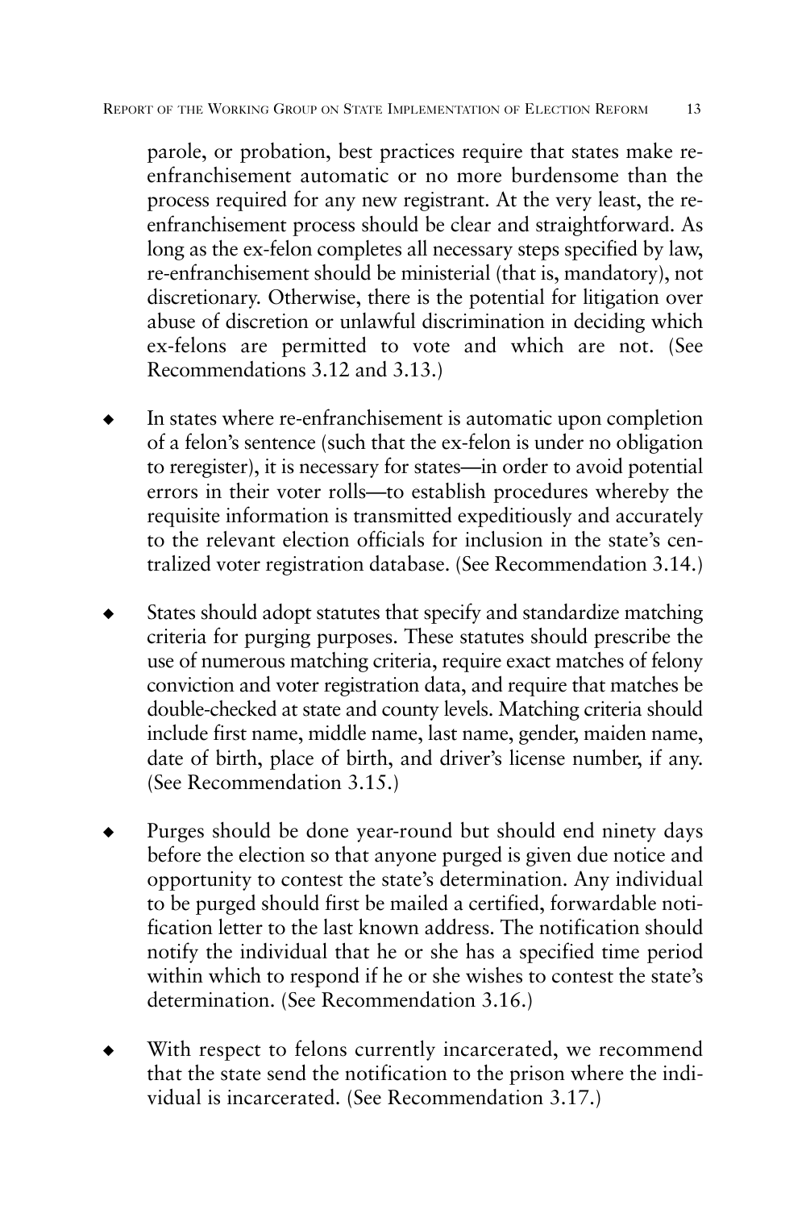parole, or probation, best practices require that states make re-enfranchisement automatic or no more burdensome than the process required for any new registrant. At the very least, the re-enfranchisement process should be clear and straightforward. As long as the ex-felon completes all necessary steps specified by law, re-enfranchisement should be ministerial (that is, mandatory), not discretionary. Otherwise, there is the potential for litigation over abuse of discretion or unlawful discrimination in deciding which ex-felons are permitted to vote and which are not. (See Recommendations 3.12 and 3.13.)

- In states where re-enfranchisement is automatic upon completion of a felon's sentence (such that the ex-felon is under no obligation to reregister), it is necessary for states—in order to avoid potential errors in their voter rolls—to establish procedures whereby the requisite information is transmitted expeditiously and accurately to the relevant election officials for inclusion in the state's centralized voter registration database. (See Recommendation 3.14.)
- States should adopt statutes that specify and standardize matching criteria for purging purposes. These statutes should prescribe the use of numerous matching criteria, require exact matches of felony conviction and voter registration data, and require that matches be double-checked at state and county levels. Matching criteria should include first name, middle name, last name, gender, maiden name, date of birth, place of birth, and driver's license number, if any. (See Recommendation 3.15.)
- Purges should be done year-round but should end ninety days before the election so that anyone purged is given due notice and opportunity to contest the state's determination. Any individual to be purged should first be mailed a certified, forwardable notification letter to the last known address. The notification should notify the individual that he or she has a specified time period within which to respond if he or she wishes to contest the state's determination. (See Recommendation 3.16.)
- With respect to felons currently incarcerated, we recommend that the state send the notification to the prison where the individual is incarcerated. (See Recommendation 3.17.)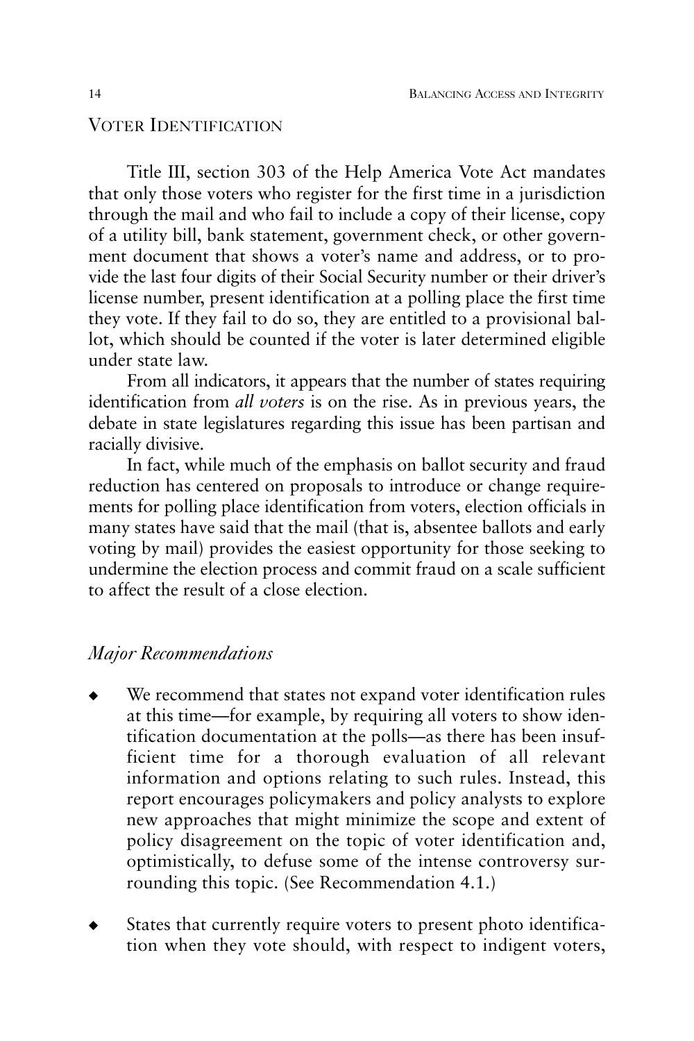## Voter Identification

Title III, section 303 of the Help America Vote Act mandates that only those voters who register for the first time in a jurisdiction through the mail and who fail to include a copy of their license, copy of a utility bill, bank statement, government check, or other government document that shows a voter's name and address, or to provide the last four digits of their Social Security number or their driver's license number, present identification at a polling place the first time they vote. If they fail to do so, they are entitled to a provisional ballot, which should be counted if the voter is later determined eligible under state law.

From all indicators, it appears that the number of states requiring identification from *all voters* is on the rise. As in previous years, the debate in state legislatures regarding this issue has been partisan and racially divisive.

In fact, while much of the emphasis on ballot security and fraud reduction has centered on proposals to introduce or change requirements for polling place identification from voters, election officials in many states have said that the mail (that is, absentee ballots and early voting by mail) provides the easiest opportunity for those seeking to undermine the election process and commit fraud on a scale sufficient to affect the result of a close election.

### *Major Recommendations*

- We recommend that states not expand voter identification rules at this time—for example, by requiring all voters to show identification documentation at the polls—as there has been insufficient time for a thorough evaluation of all relevant information and options relating to such rules. Instead, this report encourages policymakers and policy analysts to explore new approaches that might minimize the scope and extent of policy disagreement on the topic of voter identification and, optimistically, to defuse some of the intense controversy surrounding this topic. (See Recommendation 4.1.)

- States that currently require voters to present photo identification when they vote should, with respect to indigent voters,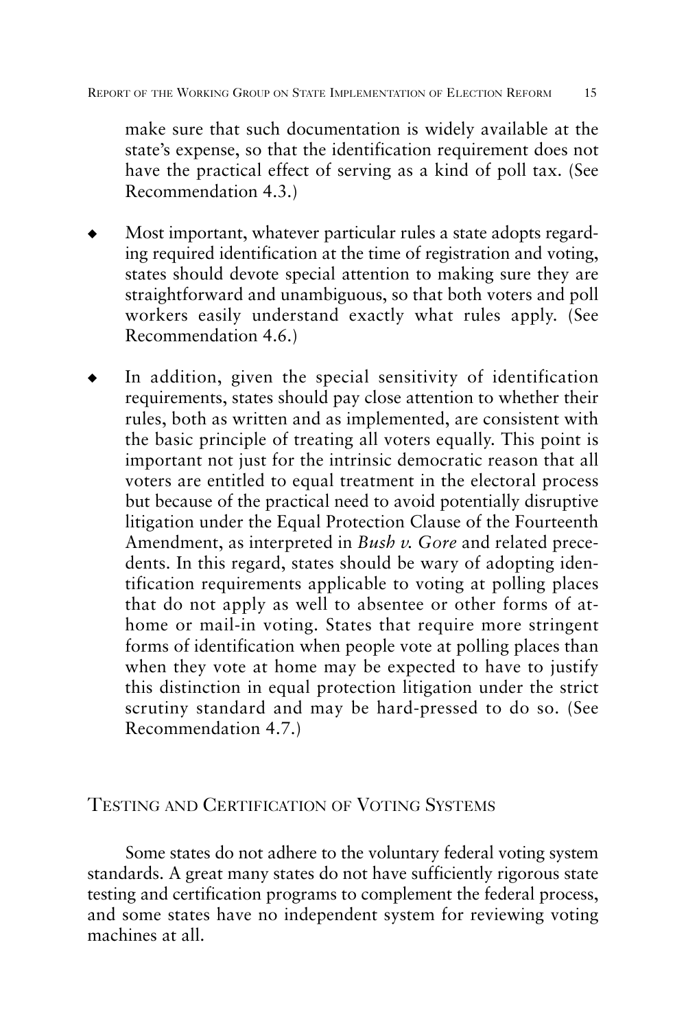make sure that such documentation is widely available at the state's expense, so that the identification requirement does not have the practical effect of serving as a kind of poll tax. (See Recommendation 4.3.)

- Most important, whatever particular rules a state adopts regarding required identification at the time of registration and voting, states should devote special attention to making sure they are straightforward and unambiguous, so that both voters and poll workers easily understand exactly what rules apply. (See Recommendation 4.6.)

- In addition, given the special sensitivity of identification requirements, states should pay close attention to whether their rules, both as written and as implemented, are consistent with the basic principle of treating all voters equally. This point is important not just for the intrinsic democratic reason that all voters are entitled to equal treatment in the electoral process but because of the practical need to avoid potentially disruptive litigation under the Equal Protection Clause of the Fourteenth Amendment, as interpreted in *Bush v. Gore* and related precedents. In this regard, states should be wary of adopting identification requirements applicable to voting at polling places that do not apply as well to absentee or other forms of at-home or mail-in voting. States that require more stringent forms of identification when people vote at polling places than when they vote at home may be expected to have to justify this distinction in equal protection litigation under the strict scrutiny standard and may be hard-pressed to do so. (See Recommendation 4.7.)

## Testing and Certification of Voting Systems

Some states do not adhere to the voluntary federal voting system standards. A great many states do not have sufficiently rigorous state testing and certification programs to complement the federal process, and some states have no independent system for reviewing voting machines at all.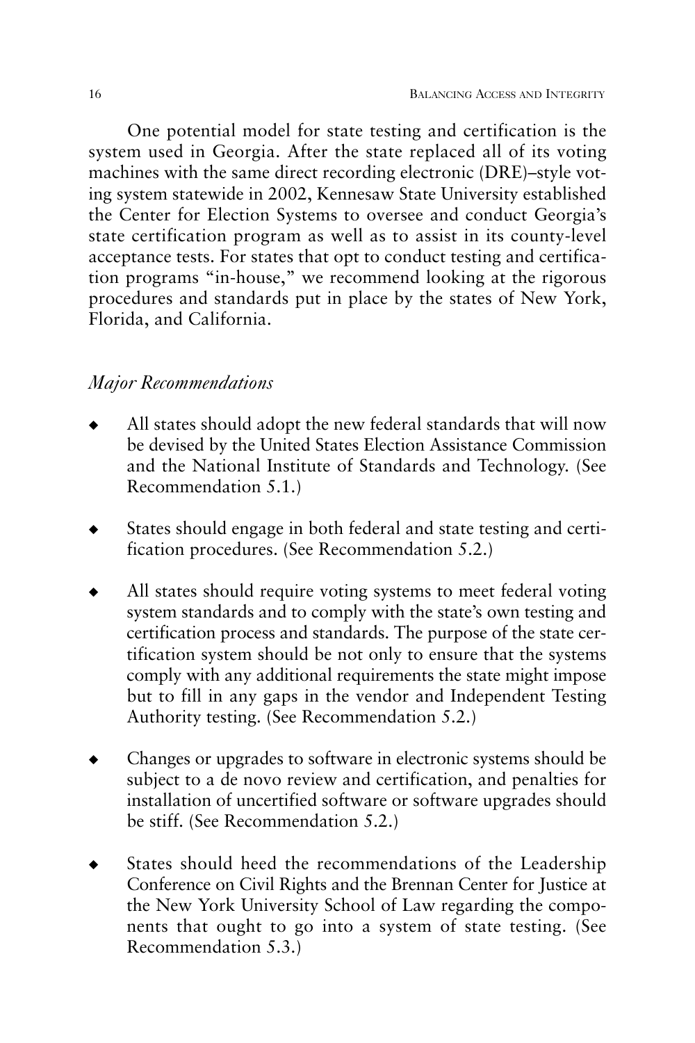One potential model for state testing and certification is the system used in Georgia. After the state replaced all of its voting machines with the same direct recording electronic (DRE)–style voting system statewide in 2002, Kennesaw State University established the Center for Election Systems to oversee and conduct Georgia's state certification program as well as to assist in its county-level acceptance tests. For states that opt to conduct testing and certification programs "in-house," we recommend looking at the rigorous procedures and standards put in place by the states of New York, Florida, and California.

### *Major Recommendations*

- All states should adopt the new federal standards that will now be devised by the United States Election Assistance Commission and the National Institute of Standards and Technology. (See Recommendation 5.1.)
- States should engage in both federal and state testing and certification procedures. (See Recommendation 5.2.)
- All states should require voting systems to meet federal voting system standards and to comply with the state's own testing and certification process and standards. The purpose of the state certification system should be not only to ensure that the systems comply with any additional requirements the state might impose but to fill in any gaps in the vendor and Independent Testing Authority testing. (See Recommendation 5.2.)
- Changes or upgrades to software in electronic systems should be subject to a de novo review and certification, and penalties for installation of uncertified software or software upgrades should be stiff. (See Recommendation 5.2.)
- States should heed the recommendations of the Leadership Conference on Civil Rights and the Brennan Center for Justice at the New York University School of Law regarding the components that ought to go into a system of state testing. (See Recommendation 5.3.)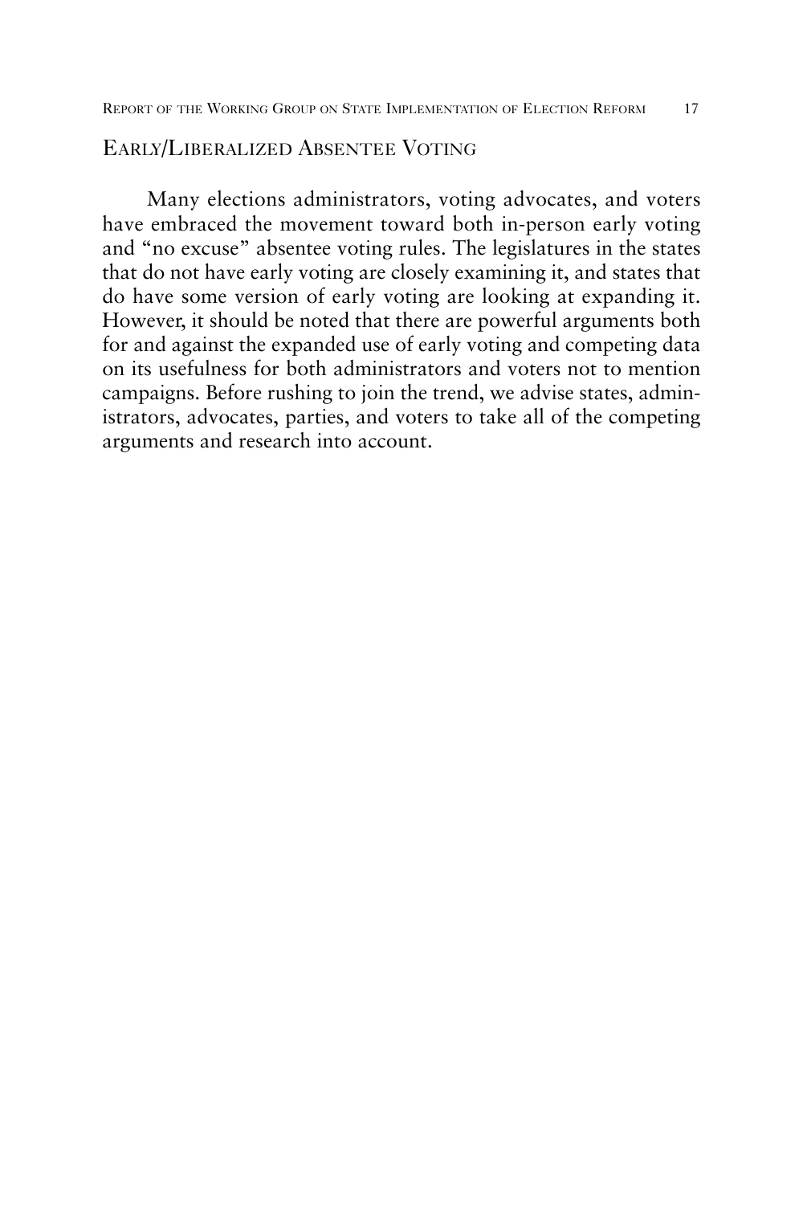## Early/Liberalized Absentee Voting

Many elections administrators, voting advocates, and voters have embraced the movement toward both in-person early voting and "no excuse" absentee voting rules. The legislatures in the states that do not have early voting are closely examining it, and states that do have some version of early voting are looking at expanding it. However, it should be noted that there are powerful arguments both for and against the expanded use of early voting and competing data on its usefulness for both administrators and voters not to mention campaigns. Before rushing to join the trend, we advise states, administrators, advocates, parties, and voters to take all of the competing arguments and research into account.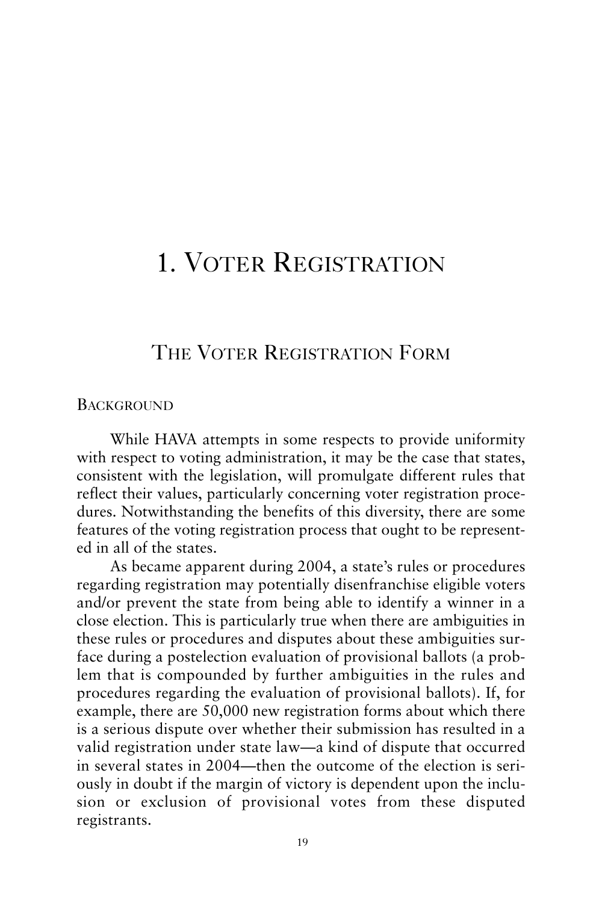# 1. Voter Registration

## The Voter Registration Form

### Background

While HAVA attempts in some respects to provide uniformity with respect to voting administration, it may be the case that states, consistent with the legislation, will promulgate different rules that reflect their values, particularly concerning voter registration procedures. Notwithstanding the benefits of this diversity, there are some features of the voting registration process that ought to be represented in all of the states.

As became apparent during 2004, a state's rules or procedures regarding registration may potentially disenfranchise eligible voters and/or prevent the state from being able to identify a winner in a close election. This is particularly true when there are ambiguities in these rules or procedures and disputes about these ambiguities surface during a postelection evaluation of provisional ballots (a problem that is compounded by further ambiguities in the rules and procedures regarding the evaluation of provisional ballots). If, for example, there are 50,000 new registration forms about which there is a serious dispute over whether their submission has resulted in a valid registration under state law—a kind of dispute that occurred in several states in 2004—then the outcome of the election is seriously in doubt if the margin of victory is dependent upon the inclusion or exclusion of provisional votes from these disputed registrants.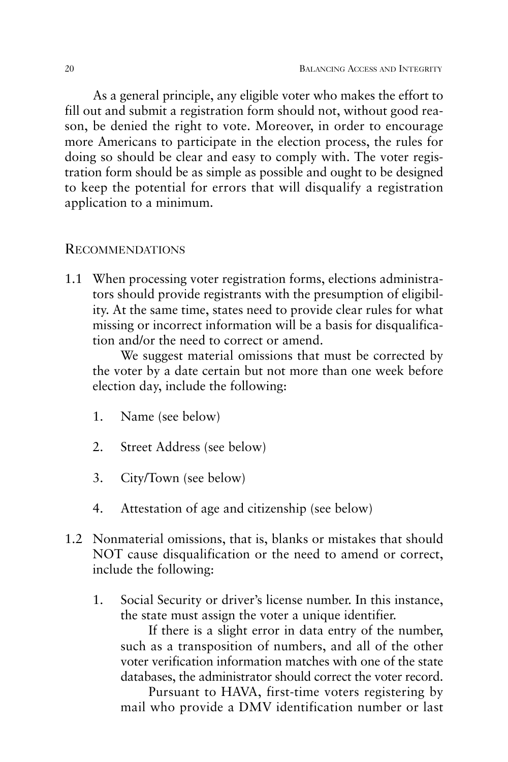As a general principle, any eligible voter who makes the effort to fill out and submit a registration form should not, without good reason, be denied the right to vote. Moreover, in order to encourage more Americans to participate in the election process, the rules for doing so should be clear and easy to comply with. The voter registration form should be as simple as possible and ought to be designed to keep the potential for errors that will disqualify a registration application to a minimum.

## Recommendations

1.1 When processing voter registration forms, elections administrators should provide registrants with the presumption of eligibility. At the same time, states need to provide clear rules for what missing or incorrect information will be a basis for disqualification and/or the need to correct or amend.

   We suggest material omissions that must be corrected by the voter by a date certain but not more than one week before election day, include the following:

   1. Name (see below)
   2. Street Address (see below)
   3. City/Town (see below)
   4. Attestation of age and citizenship (see below)

1.2 Nonmaterial omissions, that is, blanks or mistakes that should NOT cause disqualification or the need to amend or correct, include the following:

   1. Social Security or driver's license number. In this instance, the state must assign the voter a unique identifier.

      If there is a slight error in data entry of the number, such as a transposition of numbers, and all of the other voter verification information matches with one of the state databases, the administrator should correct the voter record.

      Pursuant to HAVA, first-time voters registering by mail who provide a DMV identification number or last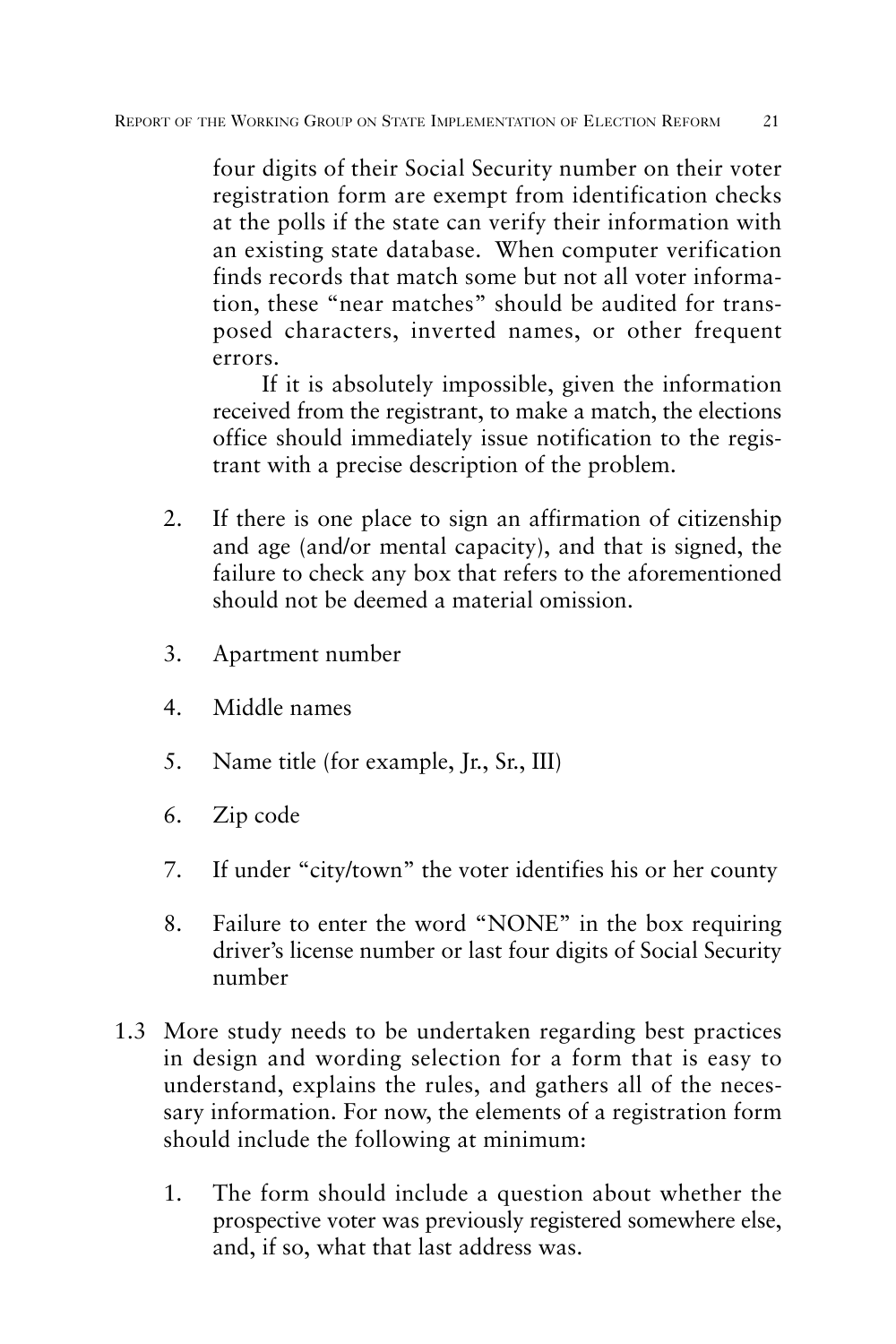four digits of their Social Security number on their voter registration form are exempt from identification checks at the polls if the state can verify their information with an existing state database. When computer verification finds records that match some but not all voter information, these "near matches" should be audited for transposed characters, inverted names, or other frequent errors.

If it is absolutely impossible, given the information received from the registrant, to make a match, the elections office should immediately issue notification to the registrant with a precise description of the problem.

2. If there is one place to sign an affirmation of citizenship and age (and/or mental capacity), and that is signed, the failure to check any box that refers to the aforementioned should not be deemed a material omission.

3. Apartment number

4. Middle names

5. Name title (for example, Jr., Sr., III)

6. Zip code

7. If under "city/town" the voter identifies his or her county

8. Failure to enter the word "NONE" in the box requiring driver's license number or last four digits of Social Security number

1.3 More study needs to be undertaken regarding best practices in design and wording selection for a form that is easy to understand, explains the rules, and gathers all of the necessary information. For now, the elements of a registration form should include the following at minimum:

1. The form should include a question about whether the prospective voter was previously registered somewhere else, and, if so, what that last address was.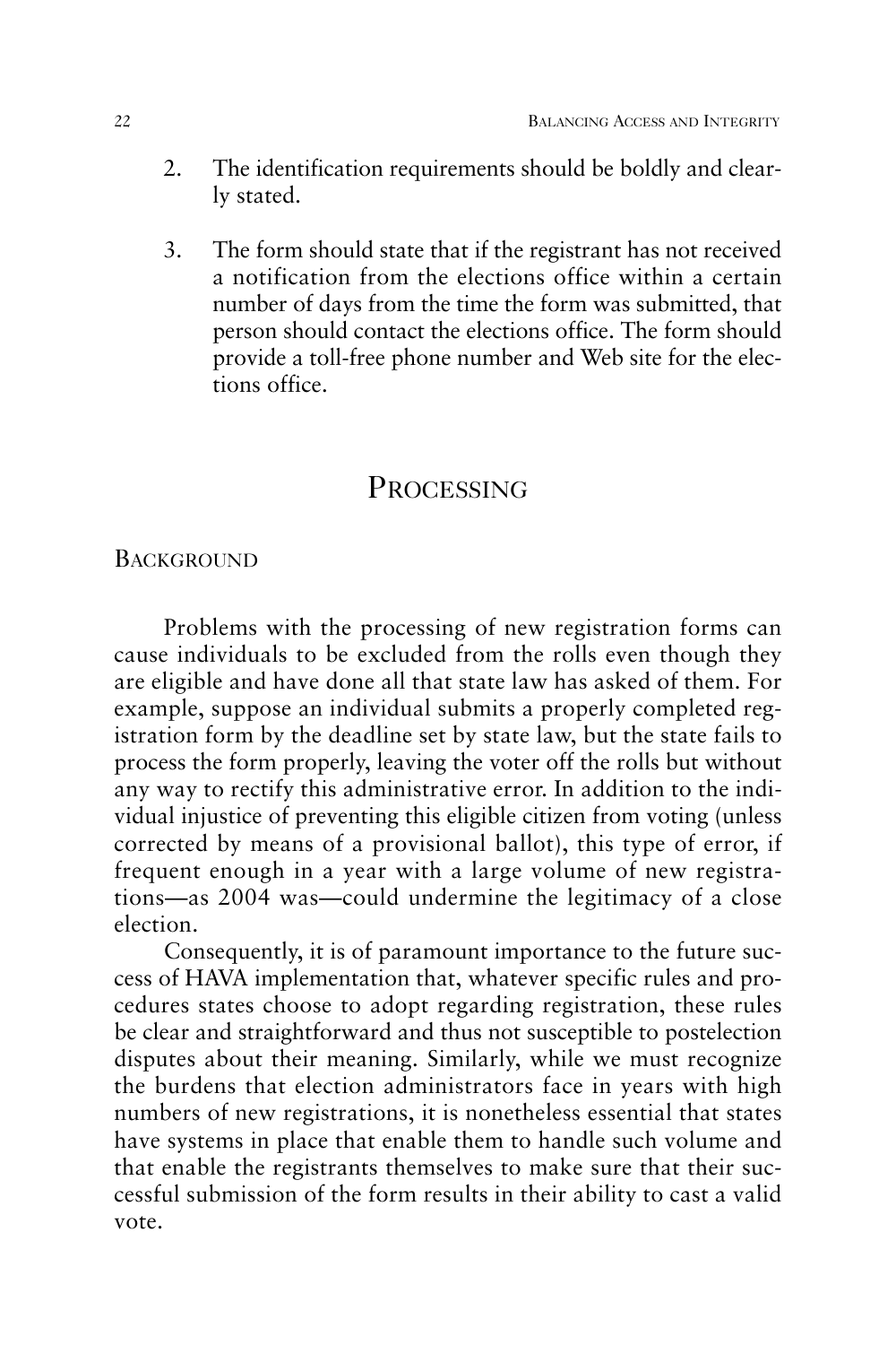2. The identification requirements should be boldly and clearly stated.

3. The form should state that if the registrant has not received a notification from the elections office within a certain number of days from the time the form was submitted, that person should contact the elections office. The form should provide a toll-free phone number and Web site for the elections office.

## Processing

### Background

Problems with the processing of new registration forms can cause individuals to be excluded from the rolls even though they are eligible and have done all that state law has asked of them. For example, suppose an individual submits a properly completed registration form by the deadline set by state law, but the state fails to process the form properly, leaving the voter off the rolls but without any way to rectify this administrative error. In addition to the individual injustice of preventing this eligible citizen from voting (unless corrected by means of a provisional ballot), this type of error, if frequent enough in a year with a large volume of new registrations—as 2004 was—could undermine the legitimacy of a close election.

Consequently, it is of paramount importance to the future success of HAVA implementation that, whatever specific rules and procedures states choose to adopt regarding registration, these rules be clear and straightforward and thus not susceptible to postelection disputes about their meaning. Similarly, while we must recognize the burdens that election administrators face in years with high numbers of new registrations, it is nonetheless essential that states have systems in place that enable them to handle such volume and that enable the registrants themselves to make sure that their successful submission of the form results in their ability to cast a valid vote.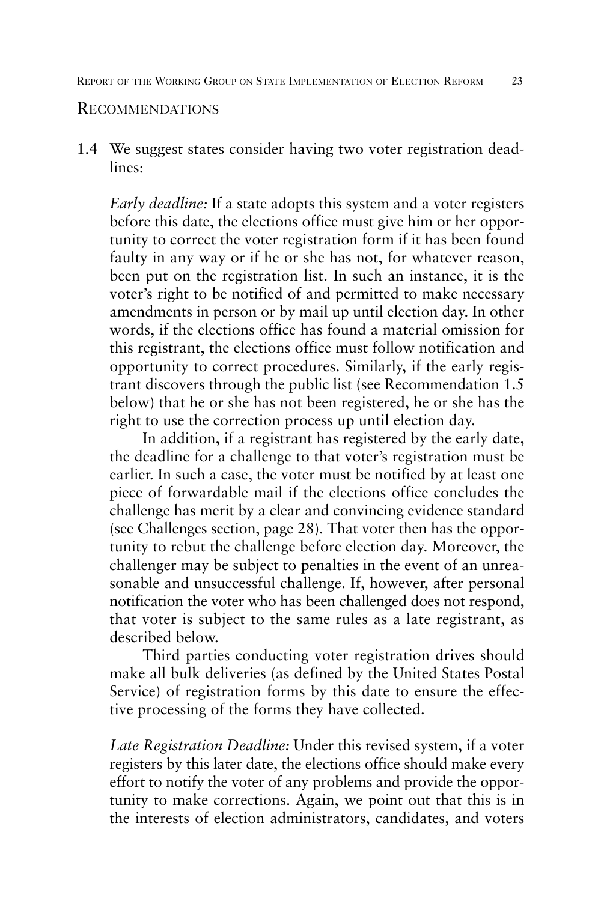## Recommendations

1.4 We suggest states consider having two voter registration deadlines:

*Early deadline:* If a state adopts this system and a voter registers before this date, the elections office must give him or her opportunity to correct the voter registration form if it has been found faulty in any way or if he or she has not, for whatever reason, been put on the registration list. In such an instance, it is the voter's right to be notified of and permitted to make necessary amendments in person or by mail up until election day. In other words, if the elections office has found a material omission for this registrant, the elections office must follow notification and opportunity to correct procedures. Similarly, if the early registrant discovers through the public list (see Recommendation 1.5 below) that he or she has not been registered, he or she has the right to use the correction process up until election day.

In addition, if a registrant has registered by the early date, the deadline for a challenge to that voter's registration must be earlier. In such a case, the voter must be notified by at least one piece of forwardable mail if the elections office concludes the challenge has merit by a clear and convincing evidence standard (see Challenges section, page 28). That voter then has the opportunity to rebut the challenge before election day. Moreover, the challenger may be subject to penalties in the event of an unreasonable and unsuccessful challenge. If, however, after personal notification the voter who has been challenged does not respond, that voter is subject to the same rules as a late registrant, as described below.

Third parties conducting voter registration drives should make all bulk deliveries (as defined by the United States Postal Service) of registration forms by this date to ensure the effective processing of the forms they have collected.

*Late Registration Deadline:* Under this revised system, if a voter registers by this later date, the elections office should make every effort to notify the voter of any problems and provide the opportunity to make corrections. Again, we point out that this is in the interests of election administrators, candidates, and voters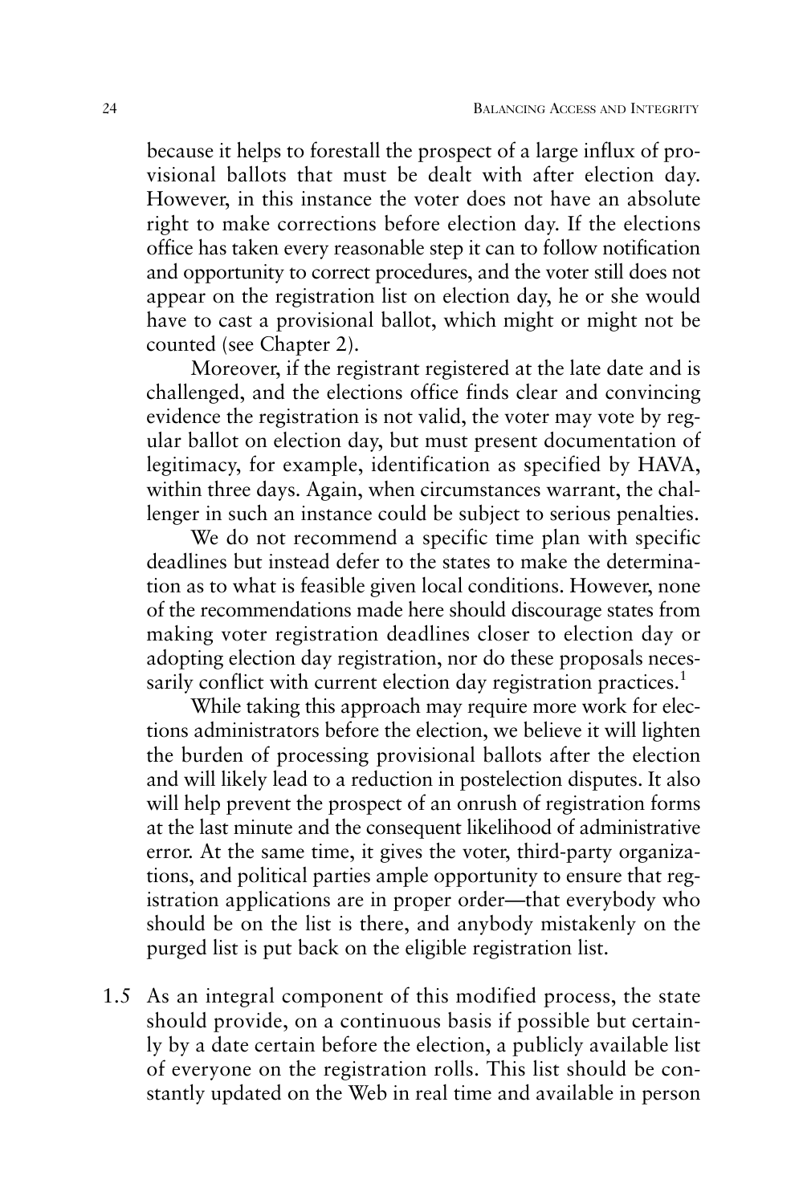because it helps to forestall the prospect of a large influx of provisional ballots that must be dealt with after election day. However, in this instance the voter does not have an absolute right to make corrections before election day. If the elections office has taken every reasonable step it can to follow notification and opportunity to correct procedures, and the voter still does not appear on the registration list on election day, he or she would have to cast a provisional ballot, which might or might not be counted (see Chapter 2).

Moreover, if the registrant registered at the late date and is challenged, and the elections office finds clear and convincing evidence the registration is not valid, the voter may vote by regular ballot on election day, but must present documentation of legitimacy, for example, identification as specified by HAVA, within three days. Again, when circumstances warrant, the challenger in such an instance could be subject to serious penalties.

We do not recommend a specific time plan with specific deadlines but instead defer to the states to make the determination as to what is feasible given local conditions. However, none of the recommendations made here should discourage states from making voter registration deadlines closer to election day or adopting election day registration, nor do these proposals necessarily conflict with current election day registration practices.[1]

While taking this approach may require more work for elections administrators before the election, we believe it will lighten the burden of processing provisional ballots after the election and will likely lead to a reduction in postelection disputes. It also will help prevent the prospect of an onrush of registration forms at the last minute and the consequent likelihood of administrative error. At the same time, it gives the voter, third-party organizations, and political parties ample opportunity to ensure that registration applications are in proper order—that everybody who should be on the list is there, and anybody mistakenly on the purged list is put back on the eligible registration list.

1.5 As an integral component of this modified process, the state should provide, on a continuous basis if possible but certainly by a date certain before the election, a publicly available list of everyone on the registration rolls. This list should be constantly updated on the Web in real time and available in person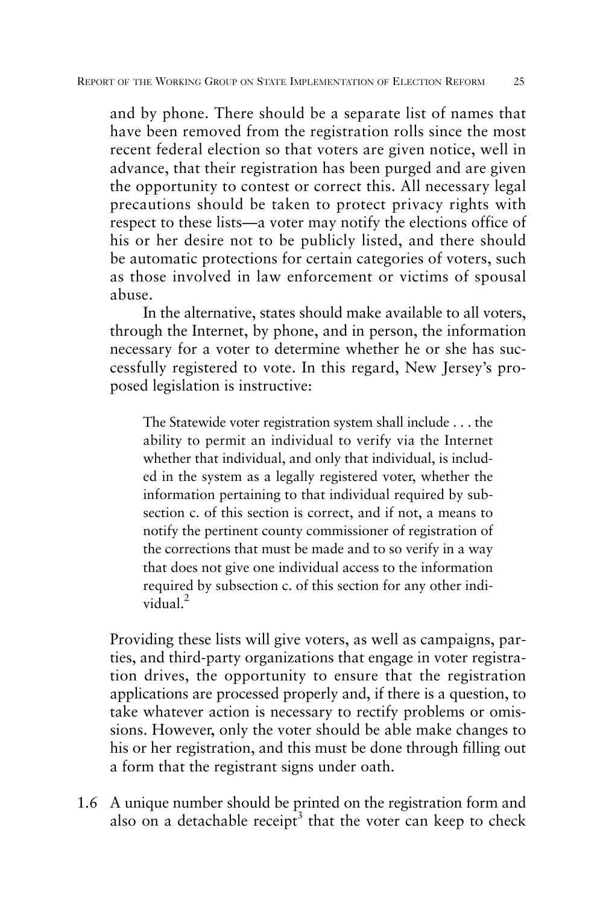and by phone. There should be a separate list of names that have been removed from the registration rolls since the most recent federal election so that voters are given notice, well in advance, that their registration has been purged and are given the opportunity to contest or correct this. All necessary legal precautions should be taken to protect privacy rights with respect to these lists—a voter may notify the elections office of his or her desire not to be publicly listed, and there should be automatic protections for certain categories of voters, such as those involved in law enforcement or victims of spousal abuse.

In the alternative, states should make available to all voters, through the Internet, by phone, and in person, the information necessary for a voter to determine whether he or she has successfully registered to vote. In this regard, New Jersey's proposed legislation is instructive:

> The Statewide voter registration system shall include . . . the ability to permit an individual to verify via the Internet whether that individual, and only that individual, is included in the system as a legally registered voter, whether the information pertaining to that individual required by subsection c. of this section is correct, and if not, a means to notify the pertinent county commissioner of registration of the corrections that must be made and to so verify in a way that does not give one individual access to the information required by subsection c. of this section for any other individual.[2]

Providing these lists will give voters, as well as campaigns, parties, and third-party organizations that engage in voter registration drives, the opportunity to ensure that the registration applications are processed properly and, if there is a question, to take whatever action is necessary to rectify problems or omissions. However, only the voter should be able make changes to his or her registration, and this must be done through filling out a form that the registrant signs under oath.

1.6 A unique number should be printed on the registration form and also on a detachable receipt[3] that the voter can keep to check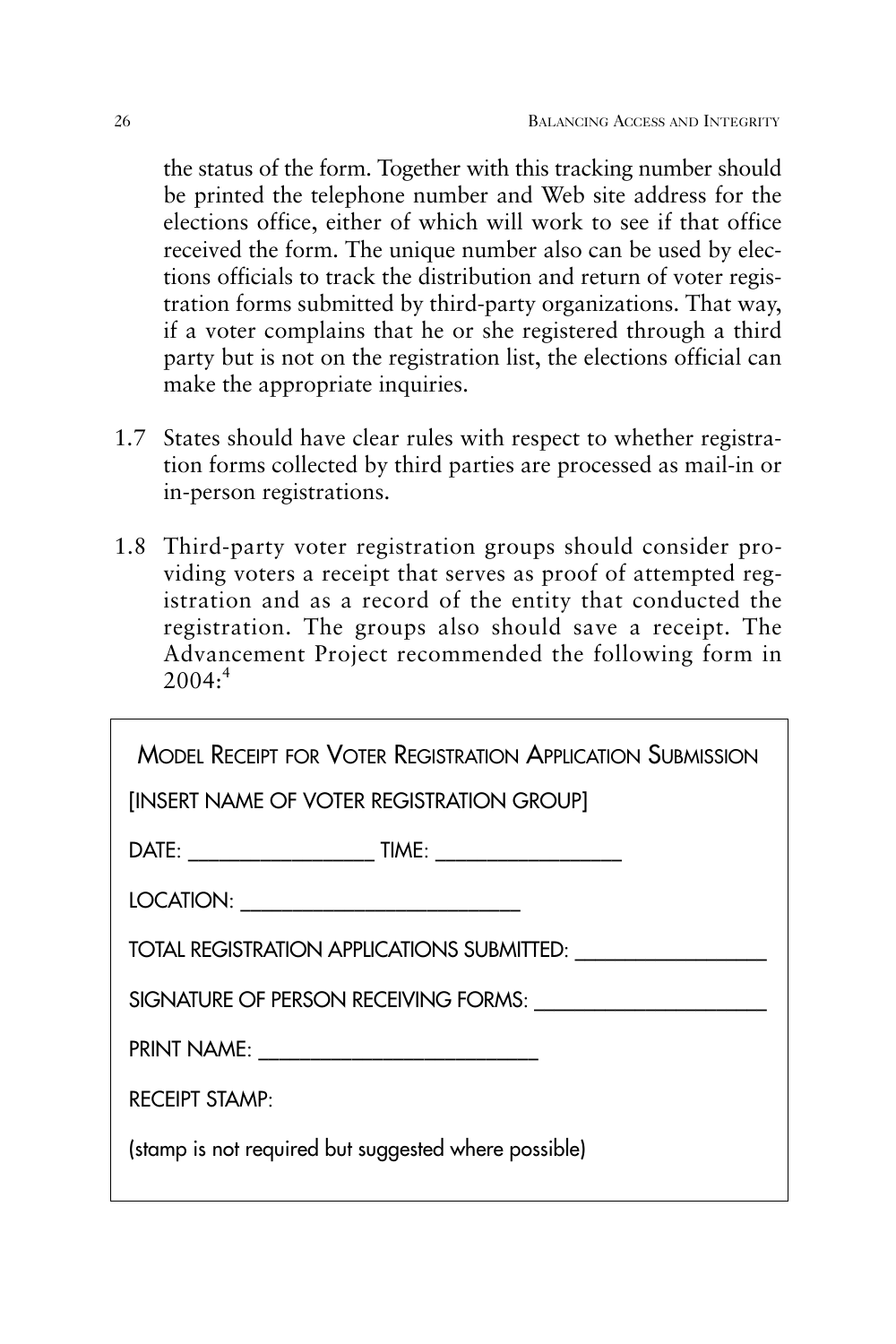the status of the form. Together with this tracking number should be printed the telephone number and Web site address for the elections office, either of which will work to see if that office received the form. The unique number also can be used by elections officials to track the distribution and return of voter registration forms submitted by third-party organizations. That way, if a voter complains that he or she registered through a third party but is not on the registration list, the elections official can make the appropriate inquiries.

1.7 States should have clear rules with respect to whether registration forms collected by third parties are processed as mail-in or in-person registrations.

1.8 Third-party voter registration groups should consider providing voters a receipt that serves as proof of attempted registration and as a record of the entity that conducted the registration. The groups also should save a receipt. The Advancement Project recommended the following form in 2004:[4]

> MODEL RECEIPT FOR VOTER REGISTRATION APPLICATION SUBMISSION
>
> [INSERT NAME OF VOTER REGISTRATION GROUP]
>
> DATE: ________________ TIME: ________________
>
> LOCATION: ________________________
>
> TOTAL REGISTRATION APPLICATIONS SUBMITTED: ________________
>
> SIGNATURE OF PERSON RECEIVING FORMS: ____________________
>
> PRINT NAME: ________________________
>
> RECEIPT STAMP:
>
> (stamp is not required but suggested where possible)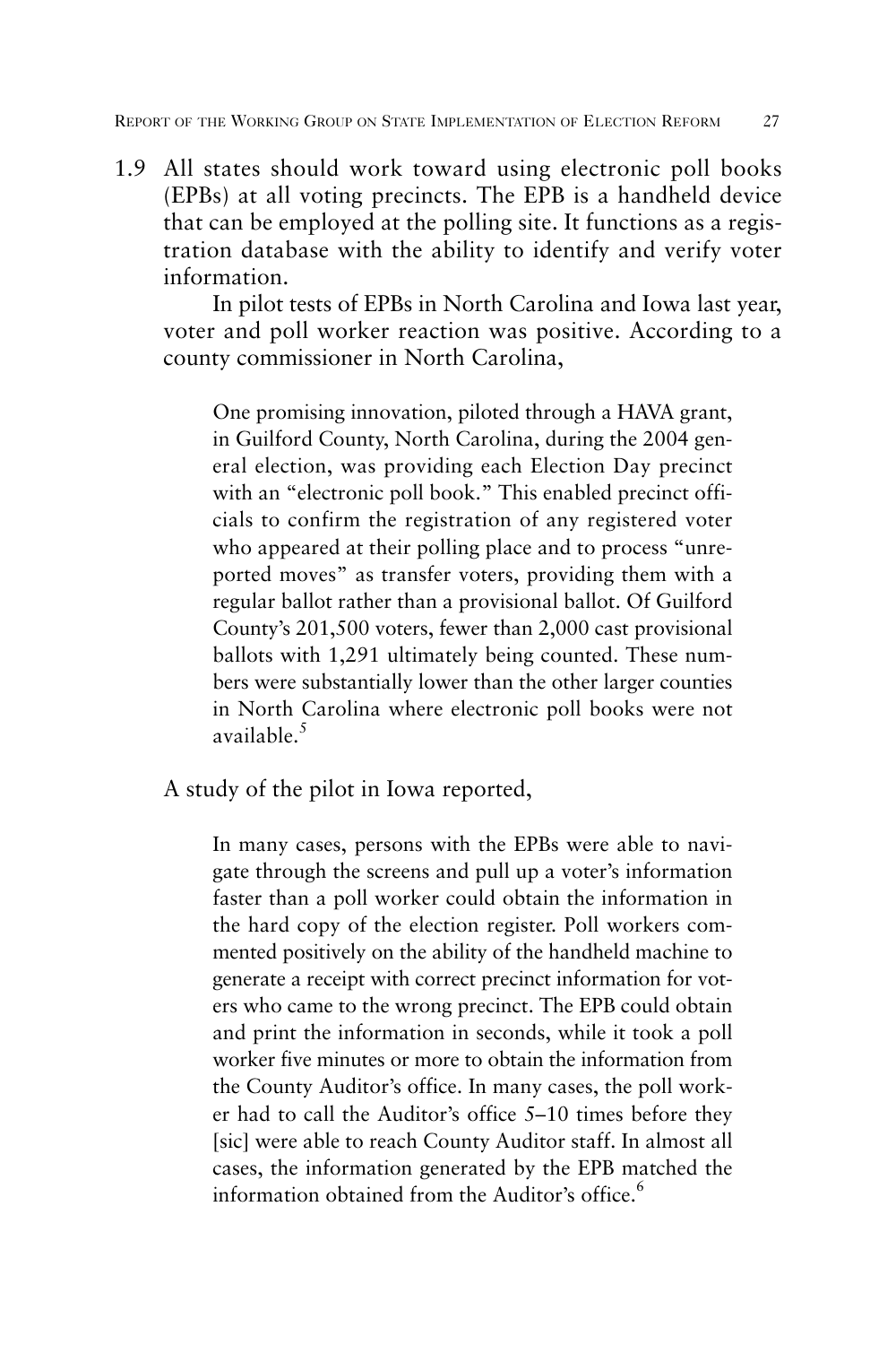1.9 All states should work toward using electronic poll books (EPBs) at all voting precincts. The EPB is a handheld device that can be employed at the polling site. It functions as a registration database with the ability to identify and verify voter information.

In pilot tests of EPBs in North Carolina and Iowa last year, voter and poll worker reaction was positive. According to a county commissioner in North Carolina,

> One promising innovation, piloted through a HAVA grant, in Guilford County, North Carolina, during the 2004 general election, was providing each Election Day precinct with an "electronic poll book." This enabled precinct officials to confirm the registration of any registered voter who appeared at their polling place and to process "unreported moves" as transfer voters, providing them with a regular ballot rather than a provisional ballot. Of Guilford County's 201,500 voters, fewer than 2,000 cast provisional ballots with 1,291 ultimately being counted. These numbers were substantially lower than the other larger counties in North Carolina where electronic poll books were not available.[5]

A study of the pilot in Iowa reported,

> In many cases, persons with the EPBs were able to navigate through the screens and pull up a voter's information faster than a poll worker could obtain the information in the hard copy of the election register. Poll workers commented positively on the ability of the handheld machine to generate a receipt with correct precinct information for voters who came to the wrong precinct. The EPB could obtain and print the information in seconds, while it took a poll worker five minutes or more to obtain the information from the County Auditor's office. In many cases, the poll worker had to call the Auditor's office 5–10 times before they [sic] were able to reach County Auditor staff. In almost all cases, the information generated by the EPB matched the information obtained from the Auditor's office.[6]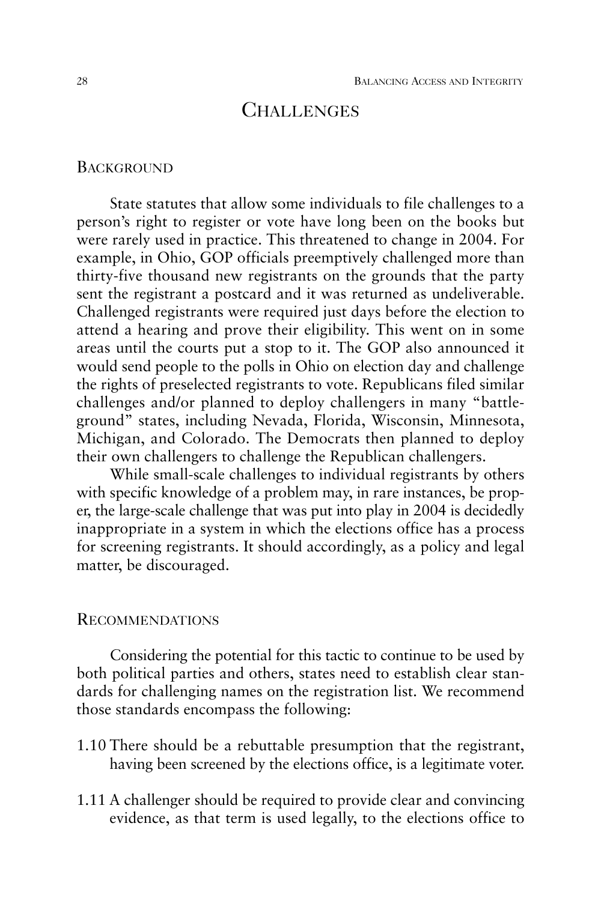# Challenges

## Background

State statutes that allow some individuals to file challenges to a person's right to register or vote have long been on the books but were rarely used in practice. This threatened to change in 2004. For example, in Ohio, GOP officials preemptively challenged more than thirty-five thousand new registrants on the grounds that the party sent the registrant a postcard and it was returned as undeliverable. Challenged registrants were required just days before the election to attend a hearing and prove their eligibility. This went on in some areas until the courts put a stop to it. The GOP also announced it would send people to the polls in Ohio on election day and challenge the rights of preselected registrants to vote. Republicans filed similar challenges and/or planned to deploy challengers in many "battleground" states, including Nevada, Florida, Wisconsin, Minnesota, Michigan, and Colorado. The Democrats then planned to deploy their own challengers to challenge the Republican challengers.

While small-scale challenges to individual registrants by others with specific knowledge of a problem may, in rare instances, be proper, the large-scale challenge that was put into play in 2004 is decidedly inappropriate in a system in which the elections office has a process for screening registrants. It should accordingly, as a policy and legal matter, be discouraged.

## Recommendations

Considering the potential for this tactic to continue to be used by both political parties and others, states need to establish clear standards for challenging names on the registration list. We recommend those standards encompass the following:

1.10 There should be a rebuttable presumption that the registrant, having been screened by the elections office, is a legitimate voter.

1.11 A challenger should be required to provide clear and convincing evidence, as that term is used legally, to the elections office to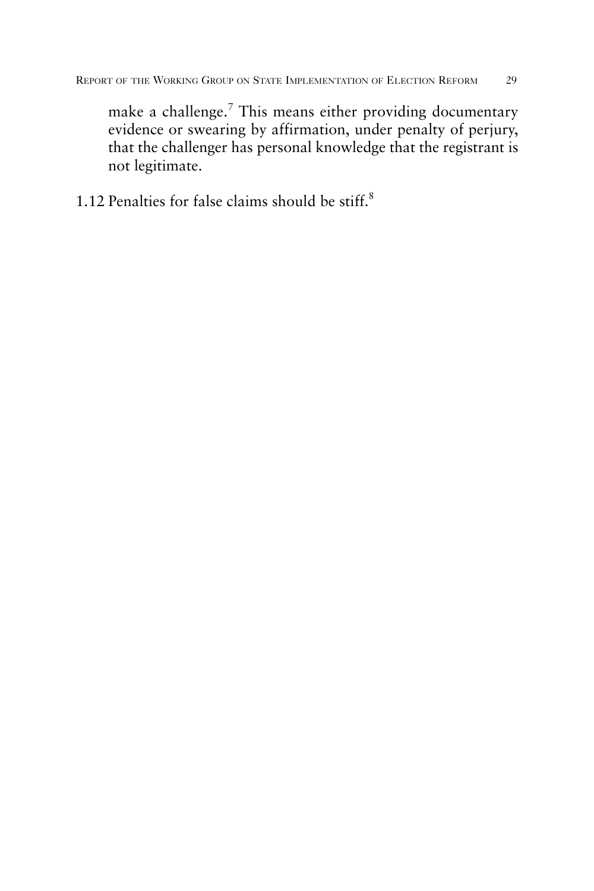make a challenge.[7] This means either providing documentary evidence or swearing by affirmation, under penalty of perjury, that the challenger has personal knowledge that the registrant is not legitimate.

1.12 Penalties for false claims should be stiff.[8]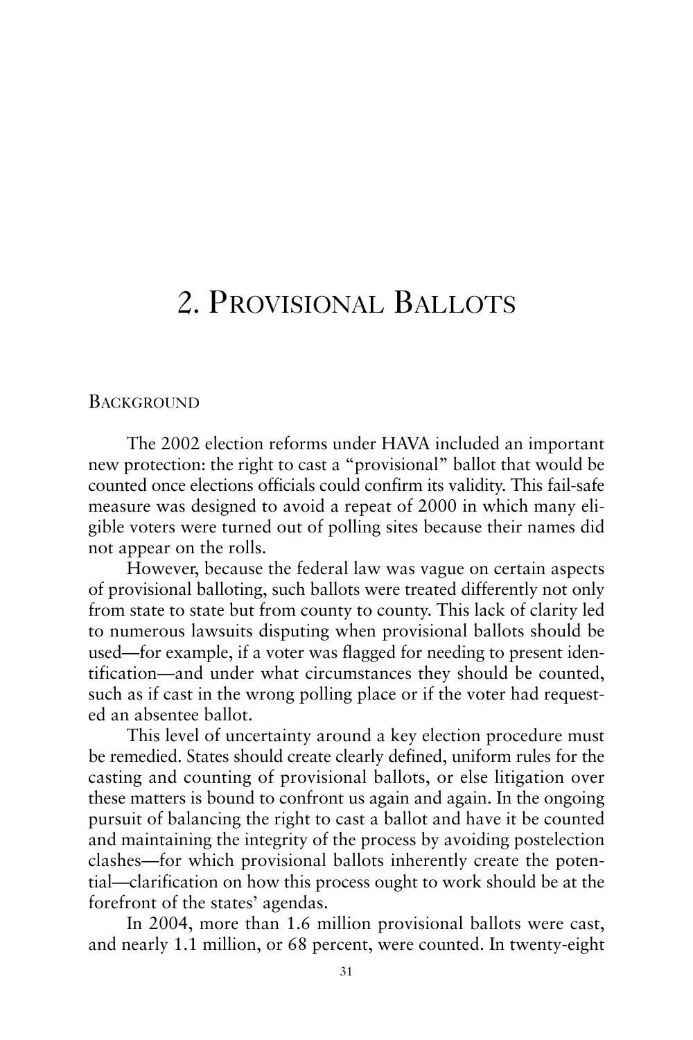# 2. Provisional Ballots

## Background

The 2002 election reforms under HAVA included an important new protection: the right to cast a "provisional" ballot that would be counted once elections officials could confirm its validity. This fail-safe measure was designed to avoid a repeat of 2000 in which many eligible voters were turned out of polling sites because their names did not appear on the rolls.

However, because the federal law was vague on certain aspects of provisional balloting, such ballots were treated differently not only from state to state but from county to county. This lack of clarity led to numerous lawsuits disputing when provisional ballots should be used—for example, if a voter was flagged for needing to present identification—and under what circumstances they should be counted, such as if cast in the wrong polling place or if the voter had requested an absentee ballot.

This level of uncertainty around a key election procedure must be remedied. States should create clearly defined, uniform rules for the casting and counting of provisional ballots, or else litigation over these matters is bound to confront us again and again. In the ongoing pursuit of balancing the right to cast a ballot and have it be counted and maintaining the integrity of the process by avoiding postelection clashes—for which provisional ballots inherently create the potential—clarification on how this process ought to work should be at the forefront of the states' agendas.

In 2004, more than 1.6 million provisional ballots were cast, and nearly 1.1 million, or 68 percent, were counted. In twenty-eight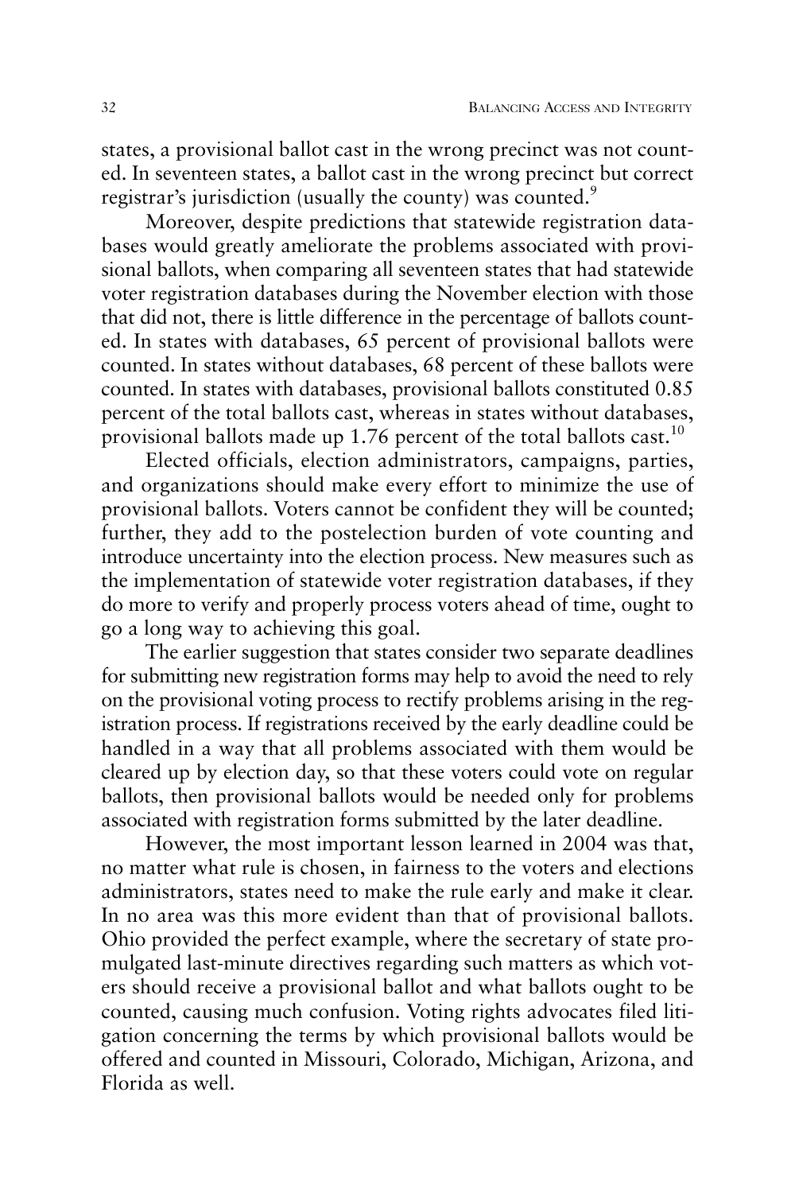states, a provisional ballot cast in the wrong precinct was not counted. In seventeen states, a ballot cast in the wrong precinct but correct registrar's jurisdiction (usually the county) was counted.[9]

Moreover, despite predictions that statewide registration databases would greatly ameliorate the problems associated with provisional ballots, when comparing all seventeen states that had statewide voter registration databases during the November election with those that did not, there is little difference in the percentage of ballots counted. In states with databases, 65 percent of provisional ballots were counted. In states without databases, 68 percent of these ballots were counted. In states with databases, provisional ballots constituted 0.85 percent of the total ballots cast, whereas in states without databases, provisional ballots made up 1.76 percent of the total ballots cast.[10]

Elected officials, election administrators, campaigns, parties, and organizations should make every effort to minimize the use of provisional ballots. Voters cannot be confident they will be counted; further, they add to the postelection burden of vote counting and introduce uncertainty into the election process. New measures such as the implementation of statewide voter registration databases, if they do more to verify and properly process voters ahead of time, ought to go a long way to achieving this goal.

The earlier suggestion that states consider two separate deadlines for submitting new registration forms may help to avoid the need to rely on the provisional voting process to rectify problems arising in the registration process. If registrations received by the early deadline could be handled in a way that all problems associated with them would be cleared up by election day, so that these voters could vote on regular ballots, then provisional ballots would be needed only for problems associated with registration forms submitted by the later deadline.

However, the most important lesson learned in 2004 was that, no matter what rule is chosen, in fairness to the voters and elections administrators, states need to make the rule early and make it clear. In no area was this more evident than that of provisional ballots. Ohio provided the perfect example, where the secretary of state promulgated last-minute directives regarding such matters as which voters should receive a provisional ballot and what ballots ought to be counted, causing much confusion. Voting rights advocates filed litigation concerning the terms by which provisional ballots would be offered and counted in Missouri, Colorado, Michigan, Arizona, and Florida as well.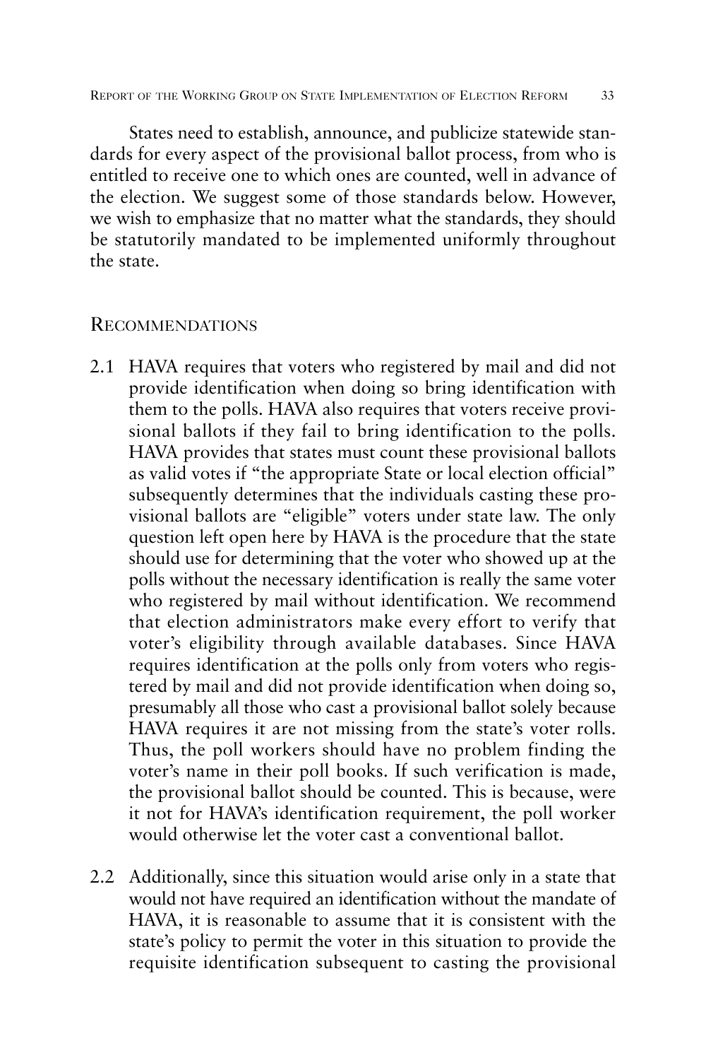States need to establish, announce, and publicize statewide standards for every aspect of the provisional ballot process, from who is entitled to receive one to which ones are counted, well in advance of the election. We suggest some of those standards below. However, we wish to emphasize that no matter what the standards, they should be statutorily mandated to be implemented uniformly throughout the state.

## Recommendations

2.1 HAVA requires that voters who registered by mail and did not provide identification when doing so bring identification with them to the polls. HAVA also requires that voters receive provisional ballots if they fail to bring identification to the polls. HAVA provides that states must count these provisional ballots as valid votes if "the appropriate State or local election official" subsequently determines that the individuals casting these provisional ballots are "eligible" voters under state law. The only question left open here by HAVA is the procedure that the state should use for determining that the voter who showed up at the polls without the necessary identification is really the same voter who registered by mail without identification. We recommend that election administrators make every effort to verify that voter's eligibility through available databases. Since HAVA requires identification at the polls only from voters who registered by mail and did not provide identification when doing so, presumably all those who cast a provisional ballot solely because HAVA requires it are not missing from the state's voter rolls. Thus, the poll workers should have no problem finding the voter's name in their poll books. If such verification is made, the provisional ballot should be counted. This is because, were it not for HAVA's identification requirement, the poll worker would otherwise let the voter cast a conventional ballot.

2.2 Additionally, since this situation would arise only in a state that would not have required an identification without the mandate of HAVA, it is reasonable to assume that it is consistent with the state's policy to permit the voter in this situation to provide the requisite identification subsequent to casting the provisional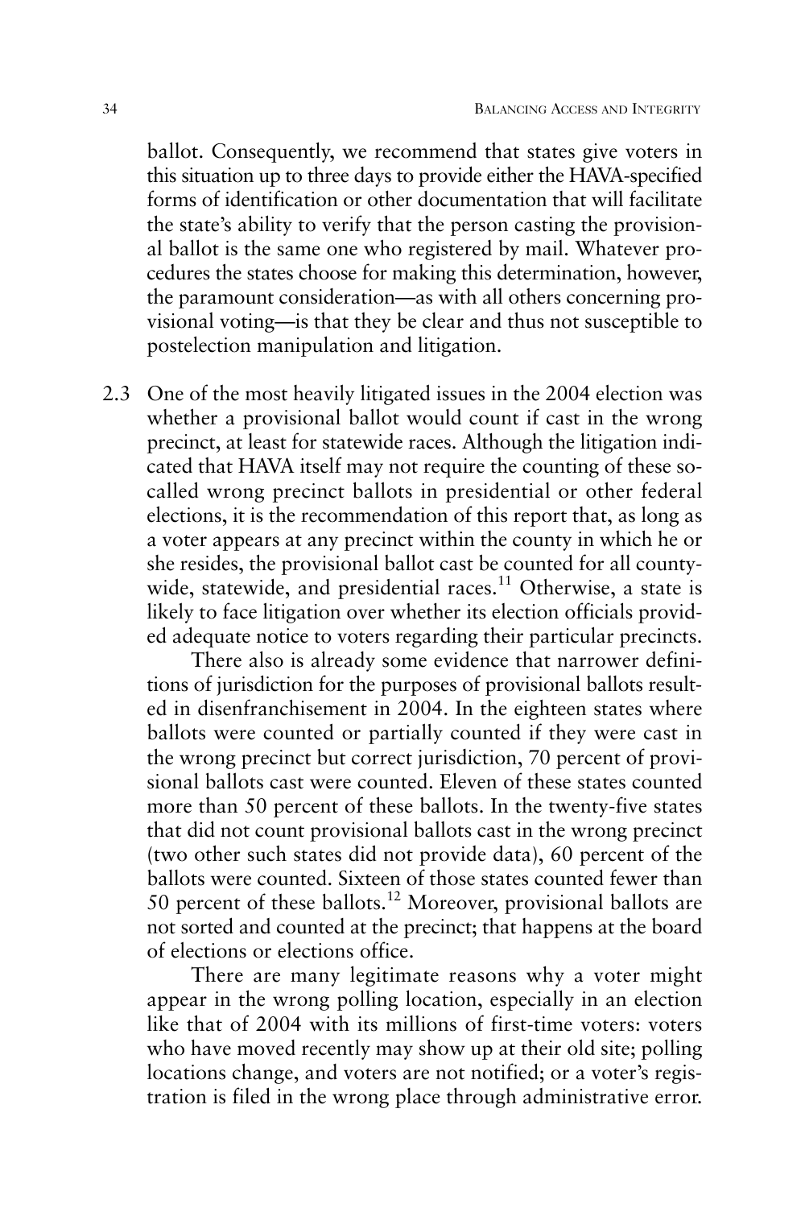ballot. Consequently, we recommend that states give voters in this situation up to three days to provide either the HAVA-specified forms of identification or other documentation that will facilitate the state's ability to verify that the person casting the provisional ballot is the same one who registered by mail. Whatever procedures the states choose for making this determination, however, the paramount consideration—as with all others concerning provisional voting—is that they be clear and thus not susceptible to postelection manipulation and litigation.

2.3 One of the most heavily litigated issues in the 2004 election was whether a provisional ballot would count if cast in the wrong precinct, at least for statewide races. Although the litigation indicated that HAVA itself may not require the counting of these so-called wrong precinct ballots in presidential or other federal elections, it is the recommendation of this report that, as long as a voter appears at any precinct within the county in which he or she resides, the provisional ballot cast be counted for all countywide, statewide, and presidential races.[11] Otherwise, a state is likely to face litigation over whether its election officials provided adequate notice to voters regarding their particular precincts.

There also is already some evidence that narrower definitions of jurisdiction for the purposes of provisional ballots resulted in disenfranchisement in 2004. In the eighteen states where ballots were counted or partially counted if they were cast in the wrong precinct but correct jurisdiction, 70 percent of provisional ballots cast were counted. Eleven of these states counted more than 50 percent of these ballots. In the twenty-five states that did not count provisional ballots cast in the wrong precinct (two other such states did not provide data), 60 percent of the ballots were counted. Sixteen of those states counted fewer than 50 percent of these ballots.[12] Moreover, provisional ballots are not sorted and counted at the precinct; that happens at the board of elections or elections office.

There are many legitimate reasons why a voter might appear in the wrong polling location, especially in an election like that of 2004 with its millions of first-time voters: voters who have moved recently may show up at their old site; polling locations change, and voters are not notified; or a voter's registration is filed in the wrong place through administrative error.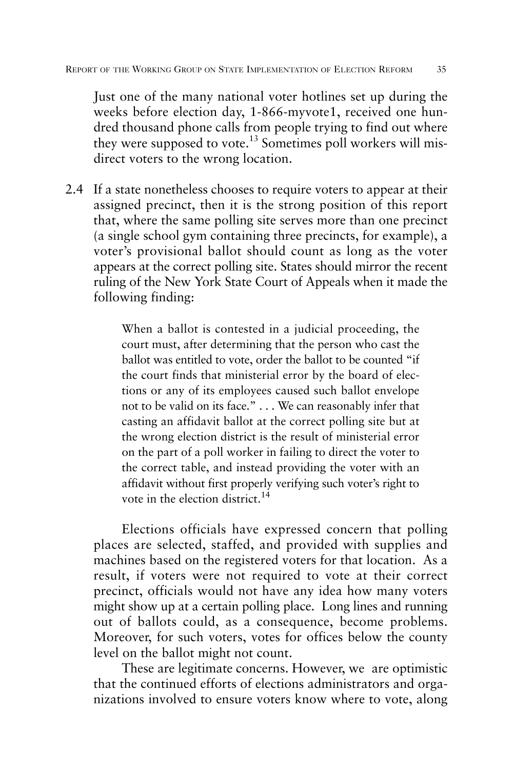Just one of the many national voter hotlines set up during the weeks before election day, 1-866-myvote1, received one hundred thousand phone calls from people trying to find out where they were supposed to vote.[13] Sometimes poll workers will misdirect voters to the wrong location.

2.4 If a state nonetheless chooses to require voters to appear at their assigned precinct, then it is the strong position of this report that, where the same polling site serves more than one precinct (a single school gym containing three precincts, for example), a voter's provisional ballot should count as long as the voter appears at the correct polling site. States should mirror the recent ruling of the New York State Court of Appeals when it made the following finding:

> When a ballot is contested in a judicial proceeding, the court must, after determining that the person who cast the ballot was entitled to vote, order the ballot to be counted "if the court finds that ministerial error by the board of elections or any of its employees caused such ballot envelope not to be valid on its face." . . . We can reasonably infer that casting an affidavit ballot at the correct polling site but at the wrong election district is the result of ministerial error on the part of a poll worker in failing to direct the voter to the correct table, and instead providing the voter with an affidavit without first properly verifying such voter's right to vote in the election district.[14]

Elections officials have expressed concern that polling places are selected, staffed, and provided with supplies and machines based on the registered voters for that location. As a result, if voters were not required to vote at their correct precinct, officials would not have any idea how many voters might show up at a certain polling place. Long lines and running out of ballots could, as a consequence, become problems. Moreover, for such voters, votes for offices below the county level on the ballot might not count.

These are legitimate concerns. However, we are optimistic that the continued efforts of elections administrators and organizations involved to ensure voters know where to vote, along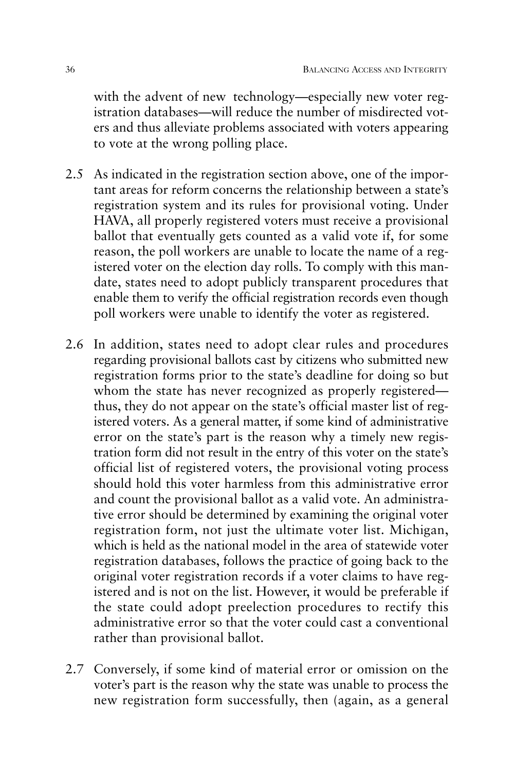with the advent of new technology—especially new voter registration databases—will reduce the number of misdirected voters and thus alleviate problems associated with voters appearing to vote at the wrong polling place.

2.5 As indicated in the registration section above, one of the important areas for reform concerns the relationship between a state's registration system and its rules for provisional voting. Under HAVA, all properly registered voters must receive a provisional ballot that eventually gets counted as a valid vote if, for some reason, the poll workers are unable to locate the name of a registered voter on the election day rolls. To comply with this mandate, states need to adopt publicly transparent procedures that enable them to verify the official registration records even though poll workers were unable to identify the voter as registered.

2.6 In addition, states need to adopt clear rules and procedures regarding provisional ballots cast by citizens who submitted new registration forms prior to the state's deadline for doing so but whom the state has never recognized as properly registered—thus, they do not appear on the state's official master list of registered voters. As a general matter, if some kind of administrative error on the state's part is the reason why a timely new registration form did not result in the entry of this voter on the state's official list of registered voters, the provisional voting process should hold this voter harmless from this administrative error and count the provisional ballot as a valid vote. An administrative error should be determined by examining the original voter registration form, not just the ultimate voter list. Michigan, which is held as the national model in the area of statewide voter registration databases, follows the practice of going back to the original voter registration records if a voter claims to have registered and is not on the list. However, it would be preferable if the state could adopt preelection procedures to rectify this administrative error so that the voter could cast a conventional rather than provisional ballot.

2.7 Conversely, if some kind of material error or omission on the voter's part is the reason why the state was unable to process the new registration form successfully, then (again, as a general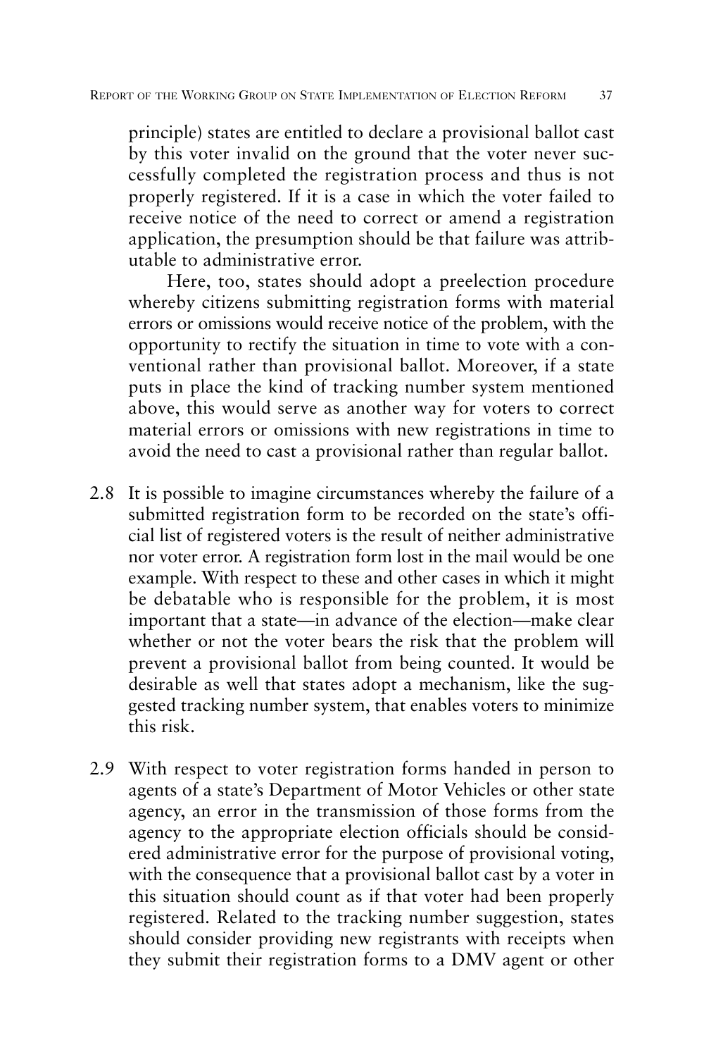principle) states are entitled to declare a provisional ballot cast by this voter invalid on the ground that the voter never successfully completed the registration process and thus is not properly registered. If it is a case in which the voter failed to receive notice of the need to correct or amend a registration application, the presumption should be that failure was attributable to administrative error.

Here, too, states should adopt a preelection procedure whereby citizens submitting registration forms with material errors or omissions would receive notice of the problem, with the opportunity to rectify the situation in time to vote with a conventional rather than provisional ballot. Moreover, if a state puts in place the kind of tracking number system mentioned above, this would serve as another way for voters to correct material errors or omissions with new registrations in time to avoid the need to cast a provisional rather than regular ballot.

2.8 It is possible to imagine circumstances whereby the failure of a submitted registration form to be recorded on the state's official list of registered voters is the result of neither administrative nor voter error. A registration form lost in the mail would be one example. With respect to these and other cases in which it might be debatable who is responsible for the problem, it is most important that a state—in advance of the election—make clear whether or not the voter bears the risk that the problem will prevent a provisional ballot from being counted. It would be desirable as well that states adopt a mechanism, like the suggested tracking number system, that enables voters to minimize this risk.

2.9 With respect to voter registration forms handed in person to agents of a state's Department of Motor Vehicles or other state agency, an error in the transmission of those forms from the agency to the appropriate election officials should be considered administrative error for the purpose of provisional voting, with the consequence that a provisional ballot cast by a voter in this situation should count as if that voter had been properly registered. Related to the tracking number suggestion, states should consider providing new registrants with receipts when they submit their registration forms to a DMV agent or other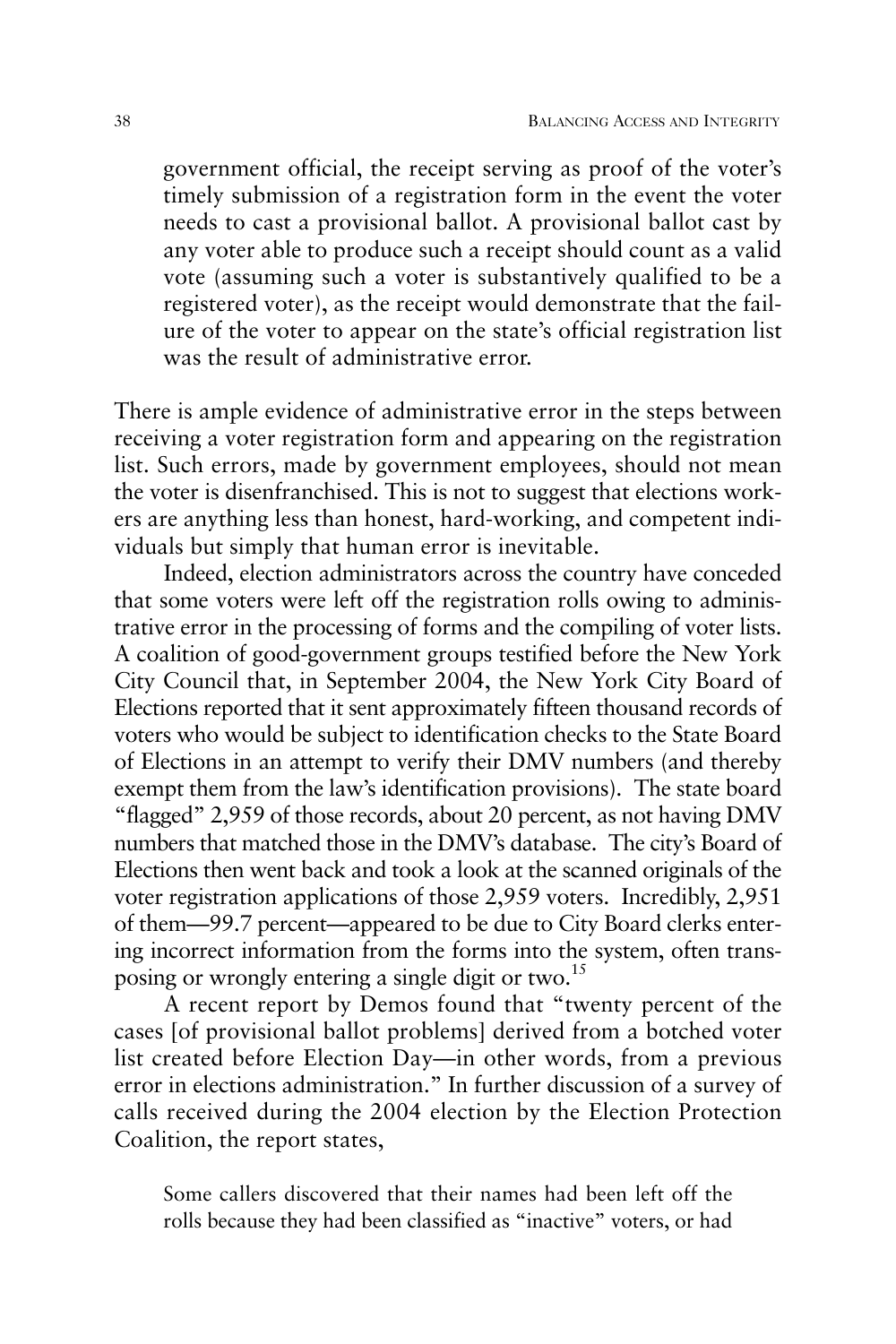> government official, the receipt serving as proof of the voter's timely submission of a registration form in the event the voter needs to cast a provisional ballot. A provisional ballot cast by any voter able to produce such a receipt should count as a valid vote (assuming such a voter is substantively qualified to be a registered voter), as the receipt would demonstrate that the failure of the voter to appear on the state's official registration list was the result of administrative error.

There is ample evidence of administrative error in the steps between receiving a voter registration form and appearing on the registration list. Such errors, made by government employees, should not mean the voter is disenfranchised. This is not to suggest that elections workers are anything less than honest, hard-working, and competent individuals but simply that human error is inevitable.

Indeed, election administrators across the country have conceded that some voters were left off the registration rolls owing to administrative error in the processing of forms and the compiling of voter lists. A coalition of good-government groups testified before the New York City Council that, in September 2004, the New York City Board of Elections reported that it sent approximately fifteen thousand records of voters who would be subject to identification checks to the State Board of Elections in an attempt to verify their DMV numbers (and thereby exempt them from the law's identification provisions). The state board "flagged" 2,959 of those records, about 20 percent, as not having DMV numbers that matched those in the DMV's database. The city's Board of Elections then went back and took a look at the scanned originals of the voter registration applications of those 2,959 voters. Incredibly, 2,951 of them—99.7 percent—appeared to be due to City Board clerks entering incorrect information from the forms into the system, often transposing or wrongly entering a single digit or two.[15]

A recent report by Demos found that "twenty percent of the cases [of provisional ballot problems] derived from a botched voter list created before Election Day—in other words, from a previous error in elections administration." In further discussion of a survey of calls received during the 2004 election by the Election Protection Coalition, the report states,

> Some callers discovered that their names had been left off the rolls because they had been classified as "inactive" voters, or had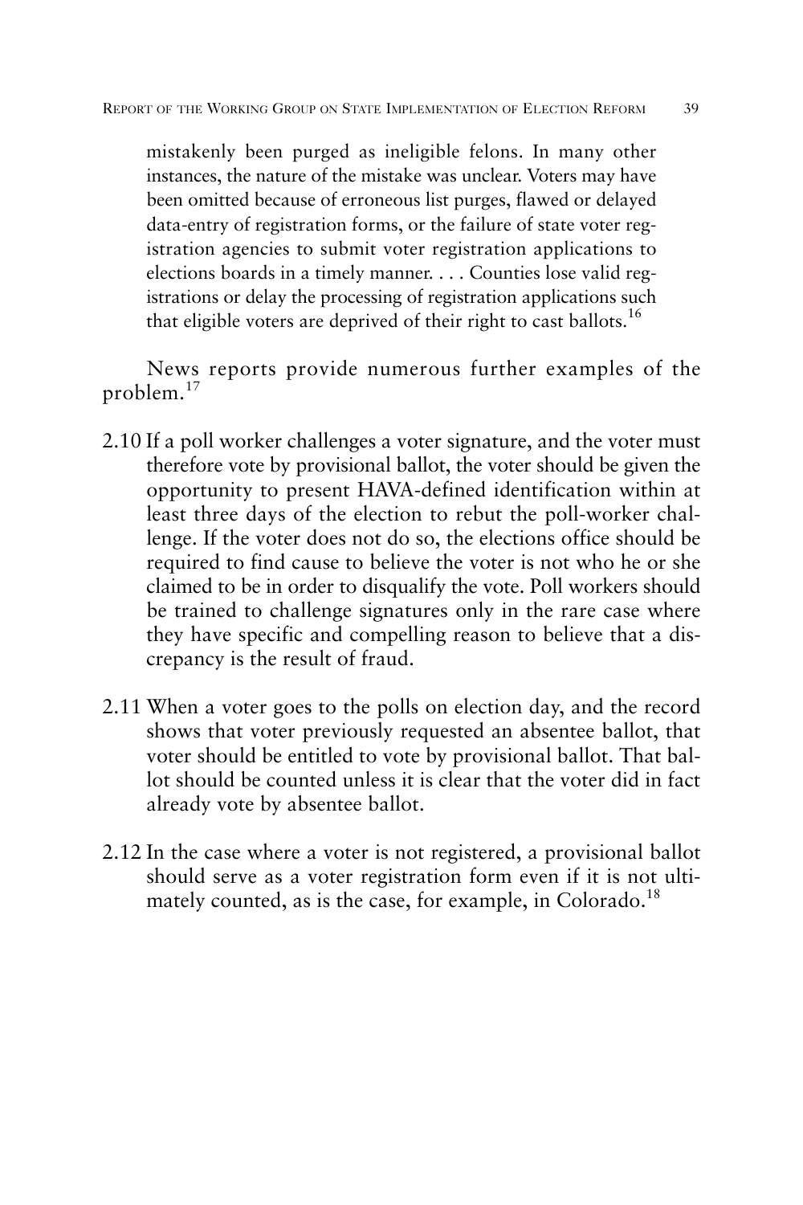> mistakenly been purged as ineligible felons. In many other instances, the nature of the mistake was unclear. Voters may have been omitted because of erroneous list purges, flawed or delayed data-entry of registration forms, or the failure of state voter registration agencies to submit voter registration applications to elections boards in a timely manner. . . . Counties lose valid registrations or delay the processing of registration applications such that eligible voters are deprived of their right to cast ballots.[16]

News reports provide numerous further examples of the problem.[17]

2.10 If a poll worker challenges a voter signature, and the voter must therefore vote by provisional ballot, the voter should be given the opportunity to present HAVA-defined identification within at least three days of the election to rebut the poll-worker challenge. If the voter does not do so, the elections office should be required to find cause to believe the voter is not who he or she claimed to be in order to disqualify the vote. Poll workers should be trained to challenge signatures only in the rare case where they have specific and compelling reason to believe that a discrepancy is the result of fraud.

2.11 When a voter goes to the polls on election day, and the record shows that voter previously requested an absentee ballot, that voter should be entitled to vote by provisional ballot. That ballot should be counted unless it is clear that the voter did in fact already vote by absentee ballot.

2.12 In the case where a voter is not registered, a provisional ballot should serve as a voter registration form even if it is not ultimately counted, as is the case, for example, in Colorado.[18]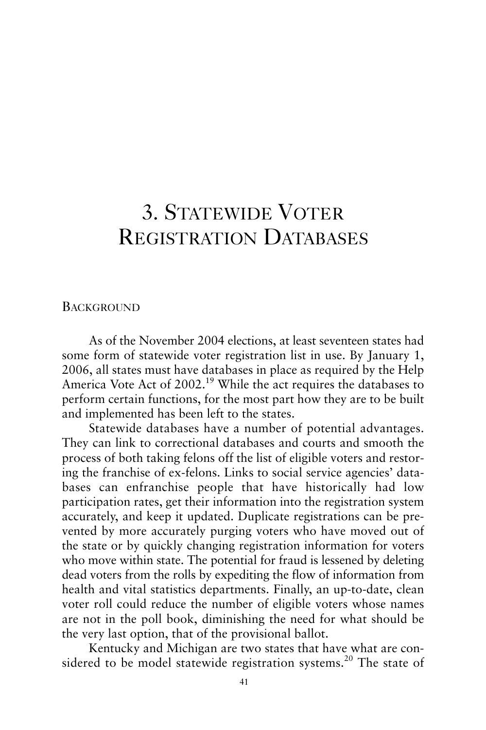# 3. Statewide Voter Registration Databases

## Background

As of the November 2004 elections, at least seventeen states had some form of statewide voter registration list in use. By January 1, 2006, all states must have databases in place as required by the Help America Vote Act of 2002.[19] While the act requires the databases to perform certain functions, for the most part how they are to be built and implemented has been left to the states.

Statewide databases have a number of potential advantages. They can link to correctional databases and courts and smooth the process of both taking felons off the list of eligible voters and restoring the franchise of ex-felons. Links to social service agencies' databases can enfranchise people that have historically had low participation rates, get their information into the registration system accurately, and keep it updated. Duplicate registrations can be prevented by more accurately purging voters who have moved out of the state or by quickly changing registration information for voters who move within state. The potential for fraud is lessened by deleting dead voters from the rolls by expediting the flow of information from health and vital statistics departments. Finally, an up-to-date, clean voter roll could reduce the number of eligible voters whose names are not in the poll book, diminishing the need for what should be the very last option, that of the provisional ballot.

Kentucky and Michigan are two states that have what are considered to be model statewide registration systems.[20] The state of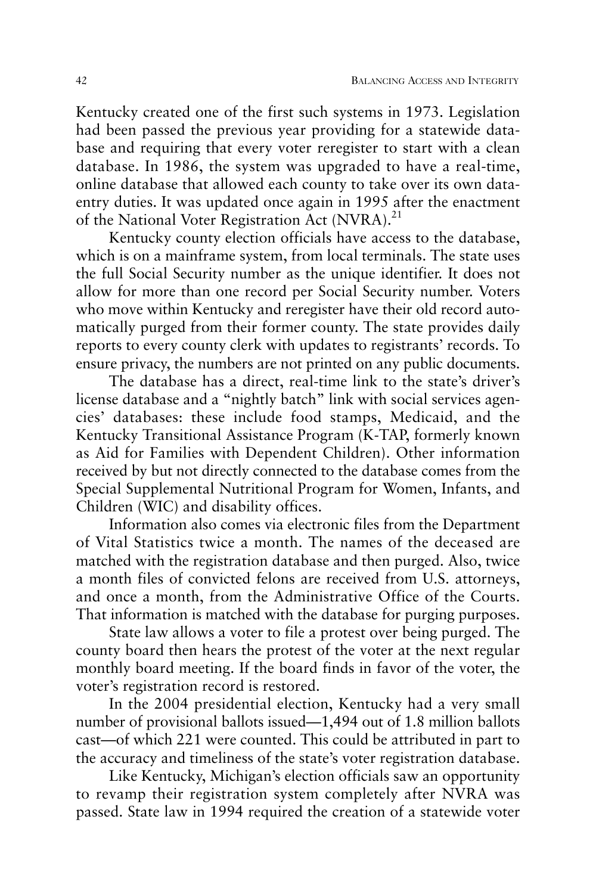Kentucky created one of the first such systems in 1973. Legislation had been passed the previous year providing for a statewide database and requiring that every voter reregister to start with a clean database. In 1986, the system was upgraded to have a real-time, online database that allowed each county to take over its own data-entry duties. It was updated once again in 1995 after the enactment of the National Voter Registration Act (NVRA).[21]

Kentucky county election officials have access to the database, which is on a mainframe system, from local terminals. The state uses the full Social Security number as the unique identifier. It does not allow for more than one record per Social Security number. Voters who move within Kentucky and reregister have their old record automatically purged from their former county. The state provides daily reports to every county clerk with updates to registrants' records. To ensure privacy, the numbers are not printed on any public documents.

The database has a direct, real-time link to the state's driver's license database and a "nightly batch" link with social services agencies' databases: these include food stamps, Medicaid, and the Kentucky Transitional Assistance Program (K-TAP, formerly known as Aid for Families with Dependent Children). Other information received by but not directly connected to the database comes from the Special Supplemental Nutritional Program for Women, Infants, and Children (WIC) and disability offices.

Information also comes via electronic files from the Department of Vital Statistics twice a month. The names of the deceased are matched with the registration database and then purged. Also, twice a month files of convicted felons are received from U.S. attorneys, and once a month, from the Administrative Office of the Courts. That information is matched with the database for purging purposes.

State law allows a voter to file a protest over being purged. The county board then hears the protest of the voter at the next regular monthly board meeting. If the board finds in favor of the voter, the voter's registration record is restored.

In the 2004 presidential election, Kentucky had a very small number of provisional ballots issued—1,494 out of 1.8 million ballots cast—of which 221 were counted. This could be attributed in part to the accuracy and timeliness of the state's voter registration database.

Like Kentucky, Michigan's election officials saw an opportunity to revamp their registration system completely after NVRA was passed. State law in 1994 required the creation of a statewide voter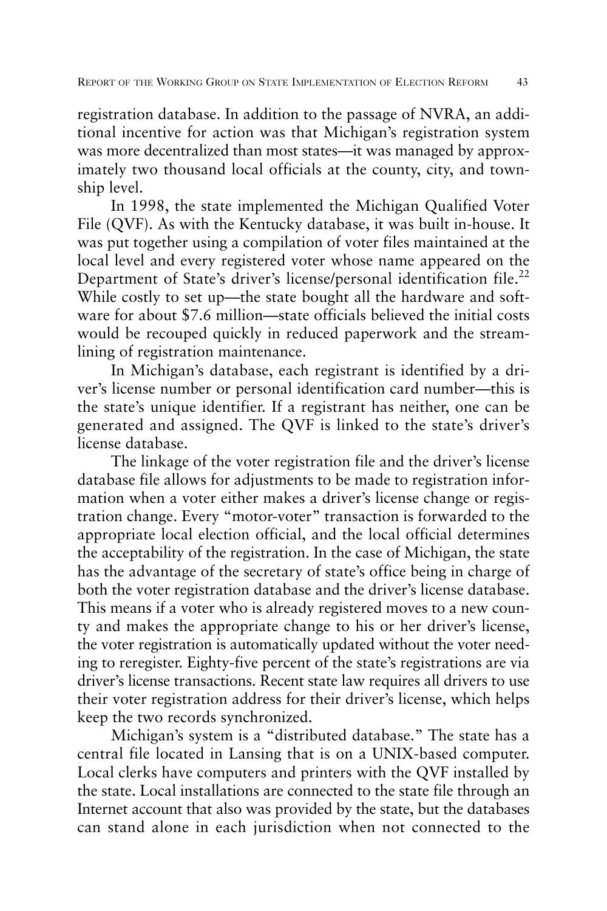registration database. In addition to the passage of NVRA, an additional incentive for action was that Michigan's registration system was more decentralized than most states—it was managed by approximately two thousand local officials at the county, city, and township level.

In 1998, the state implemented the Michigan Qualified Voter File (QVF). As with the Kentucky database, it was built in-house. It was put together using a compilation of voter files maintained at the local level and every registered voter whose name appeared on the Department of State's driver's license/personal identification file.[22] While costly to set up—the state bought all the hardware and software for about $7.6 million—state officials believed the initial costs would be recouped quickly in reduced paperwork and the streamlining of registration maintenance.

In Michigan's database, each registrant is identified by a driver's license number or personal identification card number—this is the state's unique identifier. If a registrant has neither, one can be generated and assigned. The QVF is linked to the state's driver's license database.

The linkage of the voter registration file and the driver's license database file allows for adjustments to be made to registration information when a voter either makes a driver's license change or registration change. Every "motor-voter" transaction is forwarded to the appropriate local election official, and the local official determines the acceptability of the registration. In the case of Michigan, the state has the advantage of the secretary of state's office being in charge of both the voter registration database and the driver's license database. This means if a voter who is already registered moves to a new county and makes the appropriate change to his or her driver's license, the voter registration is automatically updated without the voter needing to reregister. Eighty-five percent of the state's registrations are via driver's license transactions. Recent state law requires all drivers to use their voter registration address for their driver's license, which helps keep the two records synchronized.

Michigan's system is a "distributed database." The state has a central file located in Lansing that is on a UNIX-based computer. Local clerks have computers and printers with the QVF installed by the state. Local installations are connected to the state file through an Internet account that also was provided by the state, but the databases can stand alone in each jurisdiction when not connected to the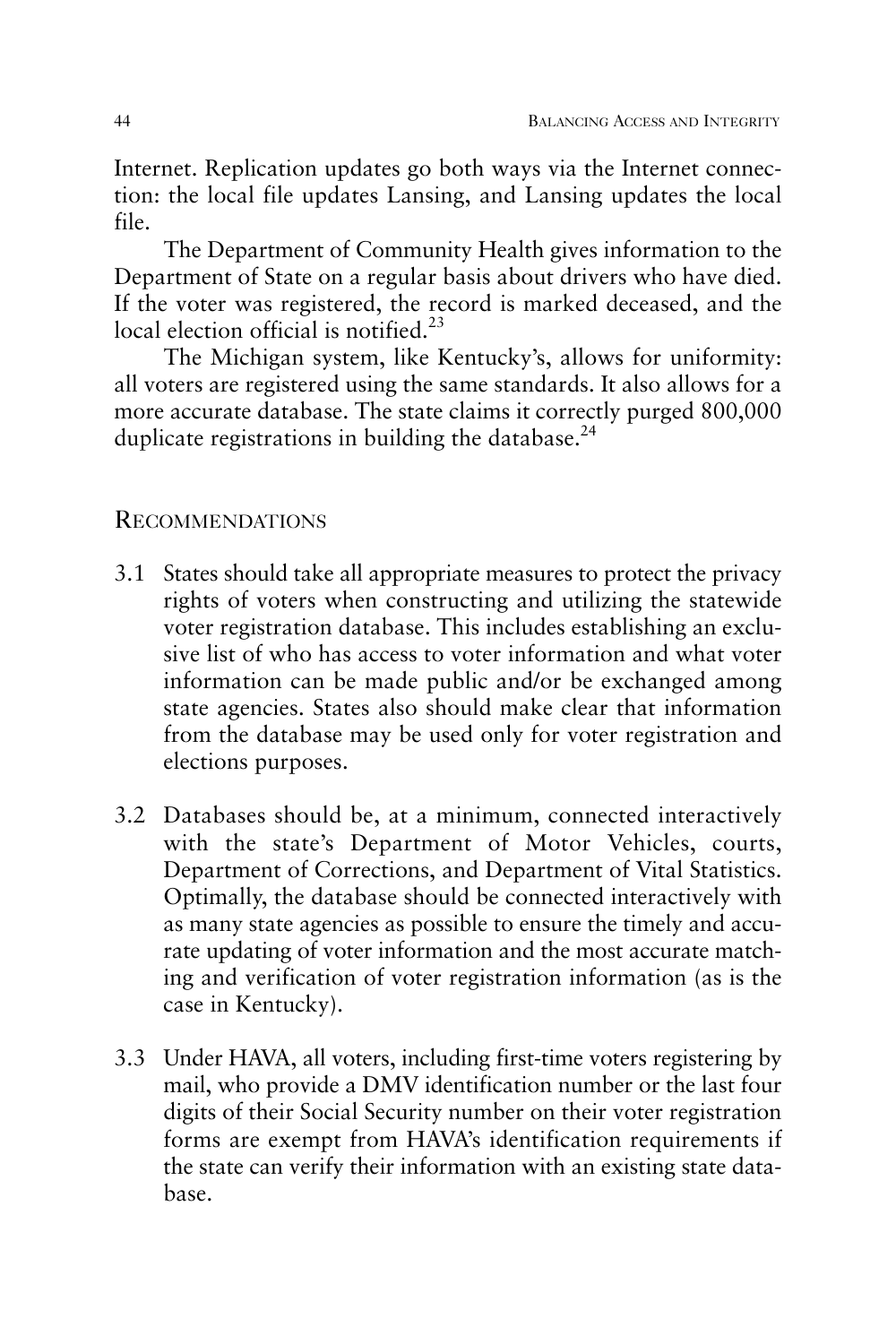Internet. Replication updates go both ways via the Internet connection: the local file updates Lansing, and Lansing updates the local file.

The Department of Community Health gives information to the Department of State on a regular basis about drivers who have died. If the voter was registered, the record is marked deceased, and the local election official is notified.[23]

The Michigan system, like Kentucky's, allows for uniformity: all voters are registered using the same standards. It also allows for a more accurate database. The state claims it correctly purged 800,000 duplicate registrations in building the database.[24]

## Recommendations

3.1 States should take all appropriate measures to protect the privacy rights of voters when constructing and utilizing the statewide voter registration database. This includes establishing an exclusive list of who has access to voter information and what voter information can be made public and/or be exchanged among state agencies. States also should make clear that information from the database may be used only for voter registration and elections purposes.

3.2 Databases should be, at a minimum, connected interactively with the state's Department of Motor Vehicles, courts, Department of Corrections, and Department of Vital Statistics. Optimally, the database should be connected interactively with as many state agencies as possible to ensure the timely and accurate updating of voter information and the most accurate matching and verification of voter registration information (as is the case in Kentucky).

3.3 Under HAVA, all voters, including first-time voters registering by mail, who provide a DMV identification number or the last four digits of their Social Security number on their voter registration forms are exempt from HAVA's identification requirements if the state can verify their information with an existing state database.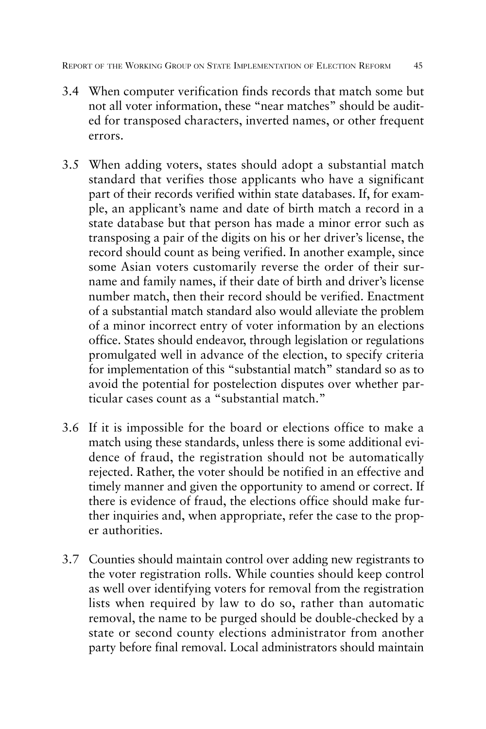3.4 When computer verification finds records that match some but not all voter information, these "near matches" should be audited for transposed characters, inverted names, or other frequent errors.

3.5 When adding voters, states should adopt a substantial match standard that verifies those applicants who have a significant part of their records verified within state databases. If, for example, an applicant's name and date of birth match a record in a state database but that person has made a minor error such as transposing a pair of the digits on his or her driver's license, the record should count as being verified. In another example, since some Asian voters customarily reverse the order of their surname and family names, if their date of birth and driver's license number match, then their record should be verified. Enactment of a substantial match standard also would alleviate the problem of a minor incorrect entry of voter information by an elections office. States should endeavor, through legislation or regulations promulgated well in advance of the election, to specify criteria for implementation of this "substantial match" standard so as to avoid the potential for postelection disputes over whether particular cases count as a "substantial match."

3.6 If it is impossible for the board or elections office to make a match using these standards, unless there is some additional evidence of fraud, the registration should not be automatically rejected. Rather, the voter should be notified in an effective and timely manner and given the opportunity to amend or correct. If there is evidence of fraud, the elections office should make further inquiries and, when appropriate, refer the case to the proper authorities.

3.7 Counties should maintain control over adding new registrants to the voter registration rolls. While counties should keep control as well over identifying voters for removal from the registration lists when required by law to do so, rather than automatic removal, the name to be purged should be double-checked by a state or second county elections administrator from another party before final removal. Local administrators should maintain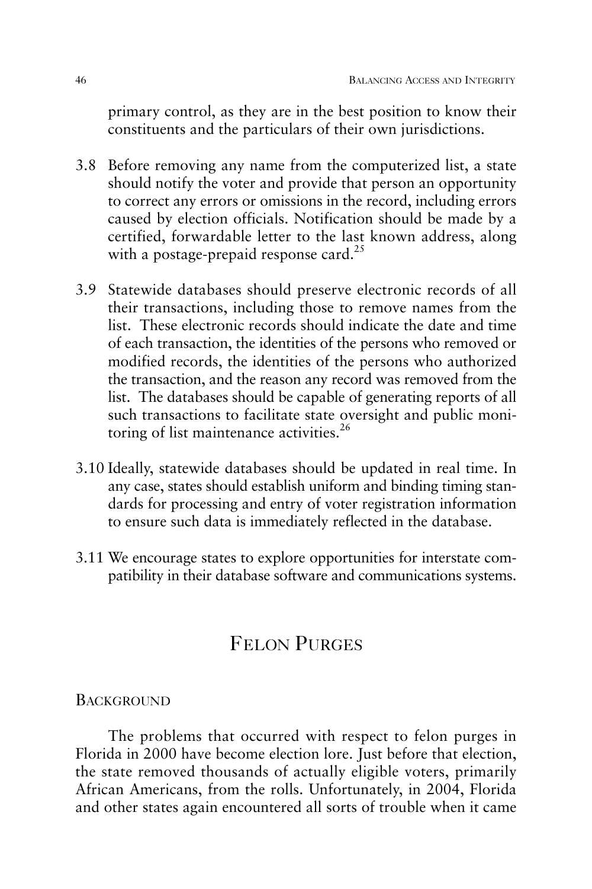primary control, as they are in the best position to know their constituents and the particulars of their own jurisdictions.

3.8 Before removing any name from the computerized list, a state should notify the voter and provide that person an opportunity to correct any errors or omissions in the record, including errors caused by election officials. Notification should be made by a certified, forwardable letter to the last known address, along with a postage-prepaid response card.[25]

3.9 Statewide databases should preserve electronic records of all their transactions, including those to remove names from the list. These electronic records should indicate the date and time of each transaction, the identities of the persons who removed or modified records, the identities of the persons who authorized the transaction, and the reason any record was removed from the list. The databases should be capable of generating reports of all such transactions to facilitate state oversight and public monitoring of list maintenance activities.[26]

3.10 Ideally, statewide databases should be updated in real time. In any case, states should establish uniform and binding timing standards for processing and entry of voter registration information to ensure such data is immediately reflected in the database.

3.11 We encourage states to explore opportunities for interstate compatibility in their database software and communications systems.

## Felon Purges

### Background

The problems that occurred with respect to felon purges in Florida in 2000 have become election lore. Just before that election, the state removed thousands of actually eligible voters, primarily African Americans, from the rolls. Unfortunately, in 2004, Florida and other states again encountered all sorts of trouble when it came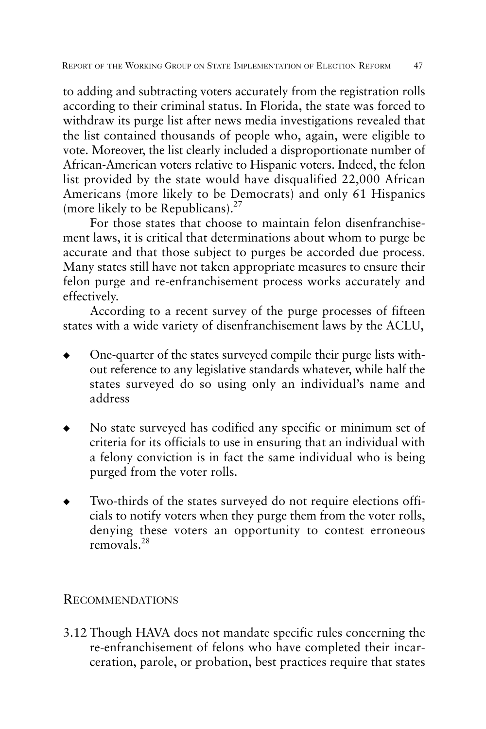to adding and subtracting voters accurately from the registration rolls according to their criminal status. In Florida, the state was forced to withdraw its purge list after news media investigations revealed that the list contained thousands of people who, again, were eligible to vote. Moreover, the list clearly included a disproportionate number of African-American voters relative to Hispanic voters. Indeed, the felon list provided by the state would have disqualified 22,000 African Americans (more likely to be Democrats) and only 61 Hispanics (more likely to be Republicans).[27]

For those states that choose to maintain felon disenfranchisement laws, it is critical that determinations about whom to purge be accurate and that those subject to purges be accorded due process. Many states still have not taken appropriate measures to ensure their felon purge and re-enfranchisement process works accurately and effectively.

According to a recent survey of the purge processes of fifteen states with a wide variety of disenfranchisement laws by the ACLU,

- One-quarter of the states surveyed compile their purge lists without reference to any legislative standards whatever, while half the states surveyed do so using only an individual's name and address
- No state surveyed has codified any specific or minimum set of criteria for its officials to use in ensuring that an individual with a felony conviction is in fact the same individual who is being purged from the voter rolls.
- Two-thirds of the states surveyed do not require elections officials to notify voters when they purge them from the voter rolls, denying these voters an opportunity to contest erroneous removals.[28]

## Recommendations

3.12 Though HAVA does not mandate specific rules concerning the re-enfranchisement of felons who have completed their incarceration, parole, or probation, best practices require that states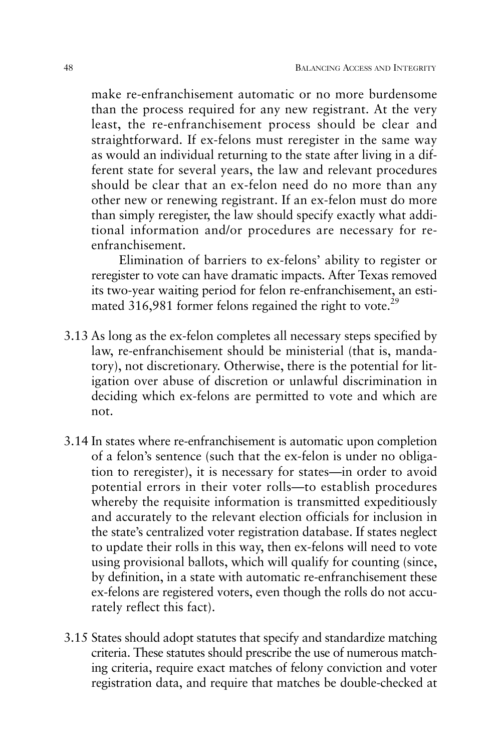make re-enfranchisement automatic or no more burdensome than the process required for any new registrant. At the very least, the re-enfranchisement process should be clear and straightforward. If ex-felons must reregister in the same way as would an individual returning to the state after living in a different state for several years, the law and relevant procedures should be clear that an ex-felon need do no more than any other new or renewing registrant. If an ex-felon must do more than simply reregister, the law should specify exactly what additional information and/or procedures are necessary for re-enfranchisement.

Elimination of barriers to ex-felons' ability to register or reregister to vote can have dramatic impacts. After Texas removed its two-year waiting period for felon re-enfranchisement, an estimated 316,981 former felons regained the right to vote.[29]

3.13 As long as the ex-felon completes all necessary steps specified by law, re-enfranchisement should be ministerial (that is, mandatory), not discretionary. Otherwise, there is the potential for litigation over abuse of discretion or unlawful discrimination in deciding which ex-felons are permitted to vote and which are not.

3.14 In states where re-enfranchisement is automatic upon completion of a felon's sentence (such that the ex-felon is under no obligation to reregister), it is necessary for states—in order to avoid potential errors in their voter rolls—to establish procedures whereby the requisite information is transmitted expeditiously and accurately to the relevant election officials for inclusion in the state's centralized voter registration database. If states neglect to update their rolls in this way, then ex-felons will need to vote using provisional ballots, which will qualify for counting (since, by definition, in a state with automatic re-enfranchisement these ex-felons are registered voters, even though the rolls do not accurately reflect this fact).

3.15 States should adopt statutes that specify and standardize matching criteria. These statutes should prescribe the use of numerous matching criteria, require exact matches of felony conviction and voter registration data, and require that matches be double-checked at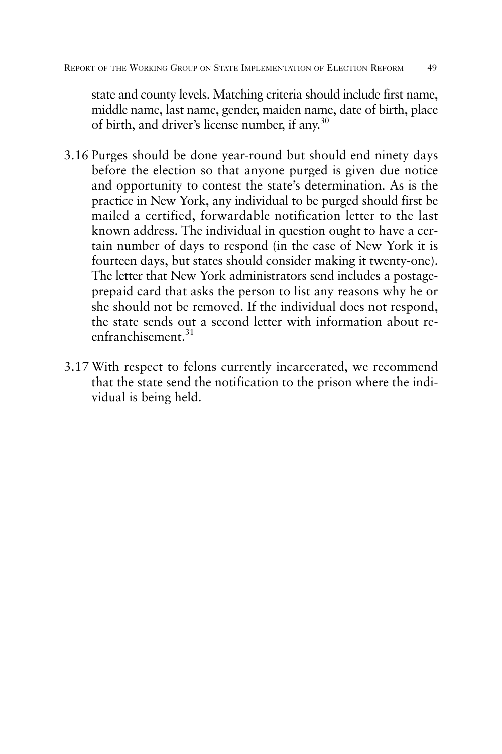state and county levels. Matching criteria should include first name, middle name, last name, gender, maiden name, date of birth, place of birth, and driver's license number, if any.[30]

3.16 Purges should be done year-round but should end ninety days before the election so that anyone purged is given due notice and opportunity to contest the state's determination. As is the practice in New York, any individual to be purged should first be mailed a certified, forwardable notification letter to the last known address. The individual in question ought to have a certain number of days to respond (in the case of New York it is fourteen days, but states should consider making it twenty-one). The letter that New York administrators send includes a postage-prepaid card that asks the person to list any reasons why he or she should not be removed. If the individual does not respond, the state sends out a second letter with information about re-enfranchisement.[31]

3.17 With respect to felons currently incarcerated, we recommend that the state send the notification to the prison where the individual is being held.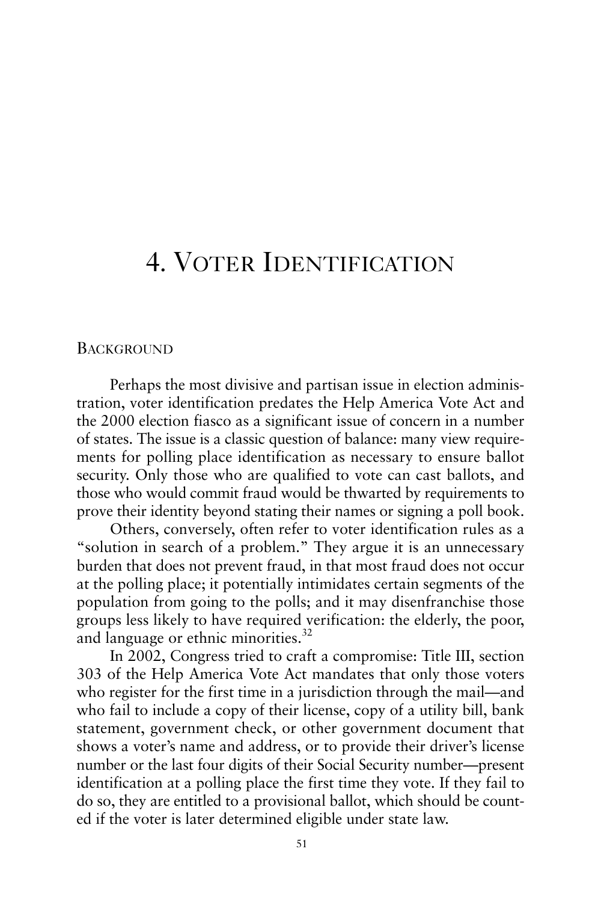# 4. Voter Identification

## Background

Perhaps the most divisive and partisan issue in election administration, voter identification predates the Help America Vote Act and the 2000 election fiasco as a significant issue of concern in a number of states. The issue is a classic question of balance: many view requirements for polling place identification as necessary to ensure ballot security. Only those who are qualified to vote can cast ballots, and those who would commit fraud would be thwarted by requirements to prove their identity beyond stating their names or signing a poll book.

Others, conversely, often refer to voter identification rules as a "solution in search of a problem." They argue it is an unnecessary burden that does not prevent fraud, in that most fraud does not occur at the polling place; it potentially intimidates certain segments of the population from going to the polls; and it may disenfranchise those groups less likely to have required verification: the elderly, the poor, and language or ethnic minorities.[32]

In 2002, Congress tried to craft a compromise: Title III, section 303 of the Help America Vote Act mandates that only those voters who register for the first time in a jurisdiction through the mail—and who fail to include a copy of their license, copy of a utility bill, bank statement, government check, or other government document that shows a voter's name and address, or to provide their driver's license number or the last four digits of their Social Security number—present identification at a polling place the first time they vote. If they fail to do so, they are entitled to a provisional ballot, which should be counted if the voter is later determined eligible under state law.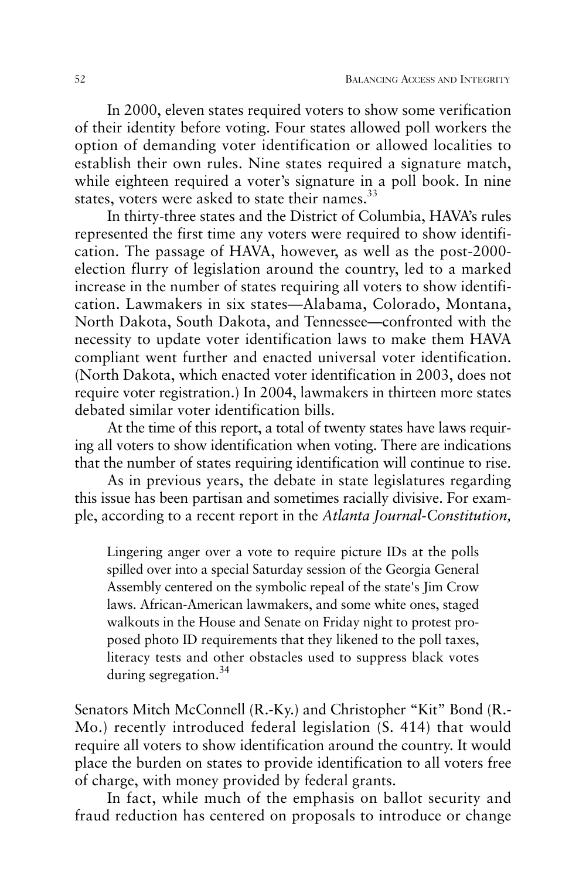In 2000, eleven states required voters to show some verification of their identity before voting. Four states allowed poll workers the option of demanding voter identification or allowed localities to establish their own rules. Nine states required a signature match, while eighteen required a voter's signature in a poll book. In nine states, voters were asked to state their names.[33]

In thirty-three states and the District of Columbia, HAVA's rules represented the first time any voters were required to show identification. The passage of HAVA, however, as well as the post-2000-election flurry of legislation around the country, led to a marked increase in the number of states requiring all voters to show identification. Lawmakers in six states—Alabama, Colorado, Montana, North Dakota, South Dakota, and Tennessee—confronted with the necessity to update voter identification laws to make them HAVA compliant went further and enacted universal voter identification. (North Dakota, which enacted voter identification in 2003, does not require voter registration.) In 2004, lawmakers in thirteen more states debated similar voter identification bills.

At the time of this report, a total of twenty states have laws requiring all voters to show identification when voting. There are indications that the number of states requiring identification will continue to rise.

As in previous years, the debate in state legislatures regarding this issue has been partisan and sometimes racially divisive. For example, according to a recent report in the *Atlanta Journal-Constitution,*

> Lingering anger over a vote to require picture IDs at the polls spilled over into a special Saturday session of the Georgia General Assembly centered on the symbolic repeal of the state's Jim Crow laws. African-American lawmakers, and some white ones, staged walkouts in the House and Senate on Friday night to protest proposed photo ID requirements that they likened to the poll taxes, literacy tests and other obstacles used to suppress black votes during segregation.[34]

Senators Mitch McConnell (R.-Ky.) and Christopher "Kit" Bond (R.-Mo.) recently introduced federal legislation (S. 414) that would require all voters to show identification around the country. It would place the burden on states to provide identification to all voters free of charge, with money provided by federal grants.

In fact, while much of the emphasis on ballot security and fraud reduction has centered on proposals to introduce or change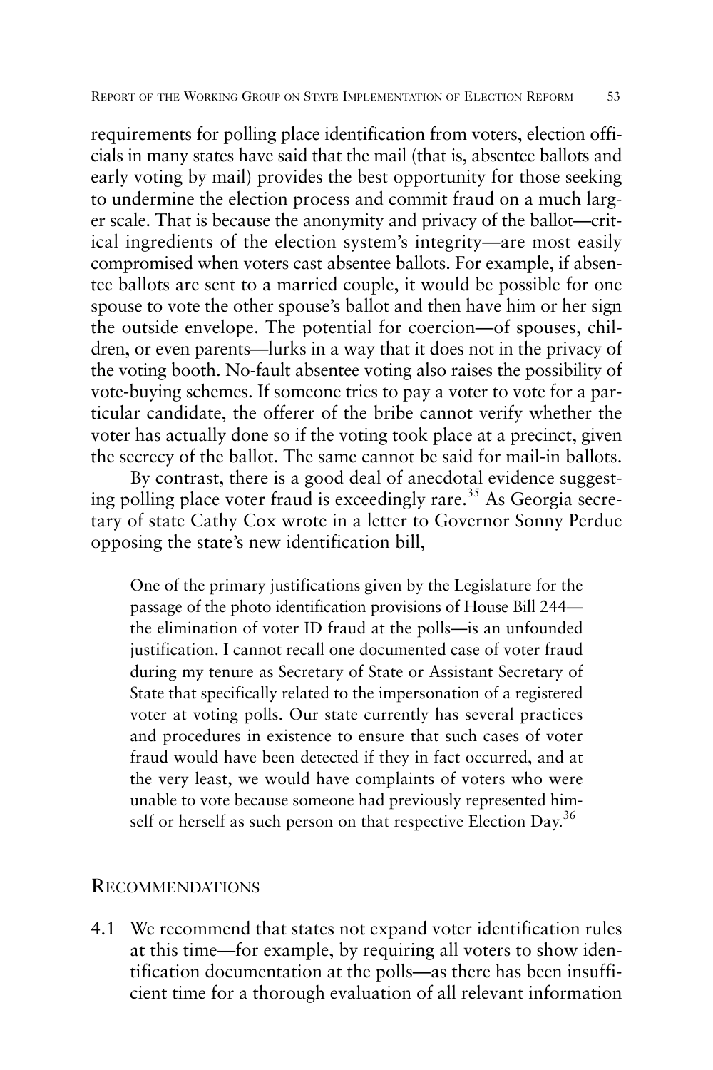requirements for polling place identification from voters, election officials in many states have said that the mail (that is, absentee ballots and early voting by mail) provides the best opportunity for those seeking to undermine the election process and commit fraud on a much larger scale. That is because the anonymity and privacy of the ballot—critical ingredients of the election system's integrity—are most easily compromised when voters cast absentee ballots. For example, if absentee ballots are sent to a married couple, it would be possible for one spouse to vote the other spouse's ballot and then have him or her sign the outside envelope. The potential for coercion—of spouses, children, or even parents—lurks in a way that it does not in the privacy of the voting booth. No-fault absentee voting also raises the possibility of vote-buying schemes. If someone tries to pay a voter to vote for a particular candidate, the offerer of the bribe cannot verify whether the voter has actually done so if the voting took place at a precinct, given the secrecy of the ballot. The same cannot be said for mail-in ballots.

By contrast, there is a good deal of anecdotal evidence suggesting polling place voter fraud is exceedingly rare.[35] As Georgia secretary of state Cathy Cox wrote in a letter to Governor Sonny Perdue opposing the state's new identification bill,

> One of the primary justifications given by the Legislature for the passage of the photo identification provisions of House Bill 244—the elimination of voter ID fraud at the polls—is an unfounded justification. I cannot recall one documented case of voter fraud during my tenure as Secretary of State or Assistant Secretary of State that specifically related to the impersonation of a registered voter at voting polls. Our state currently has several practices and procedures in existence to ensure that such cases of voter fraud would have been detected if they in fact occurred, and at the very least, we would have complaints of voters who were unable to vote because someone had previously represented himself or herself as such person on that respective Election Day.[36]

## Recommendations

4.1 We recommend that states not expand voter identification rules at this time—for example, by requiring all voters to show identification documentation at the polls—as there has been insufficient time for a thorough evaluation of all relevant information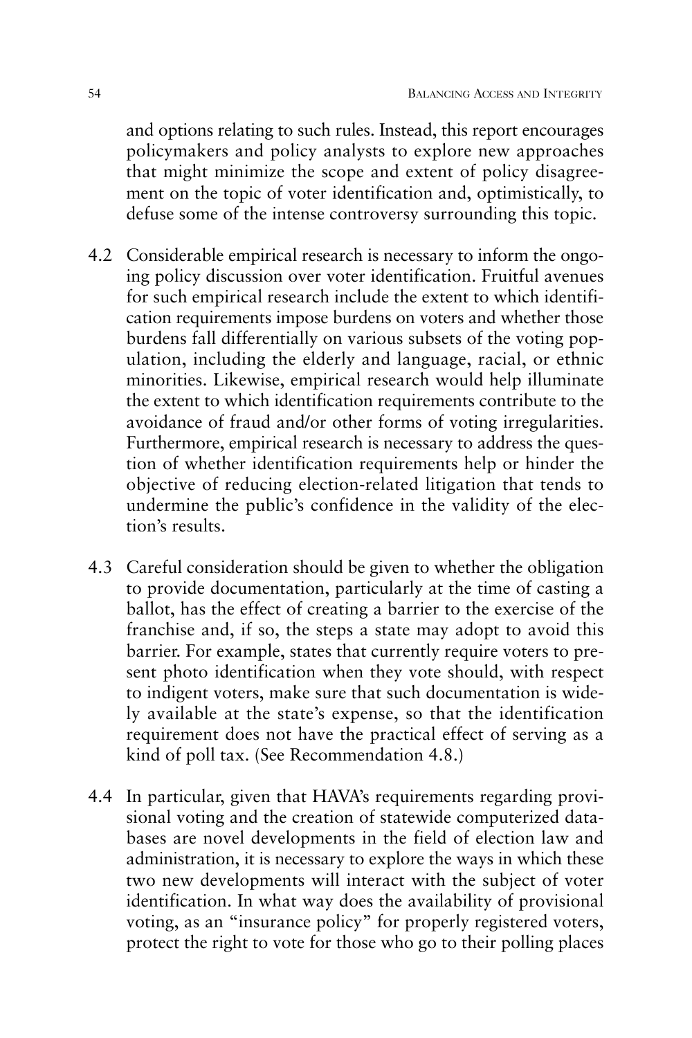and options relating to such rules. Instead, this report encourages policymakers and policy analysts to explore new approaches that might minimize the scope and extent of policy disagreement on the topic of voter identification and, optimistically, to defuse some of the intense controversy surrounding this topic.

4.2 Considerable empirical research is necessary to inform the ongoing policy discussion over voter identification. Fruitful avenues for such empirical research include the extent to which identification requirements impose burdens on voters and whether those burdens fall differentially on various subsets of the voting population, including the elderly and language, racial, or ethnic minorities. Likewise, empirical research would help illuminate the extent to which identification requirements contribute to the avoidance of fraud and/or other forms of voting irregularities. Furthermore, empirical research is necessary to address the question of whether identification requirements help or hinder the objective of reducing election-related litigation that tends to undermine the public's confidence in the validity of the election's results.

4.3 Careful consideration should be given to whether the obligation to provide documentation, particularly at the time of casting a ballot, has the effect of creating a barrier to the exercise of the franchise and, if so, the steps a state may adopt to avoid this barrier. For example, states that currently require voters to present photo identification when they vote should, with respect to indigent voters, make sure that such documentation is widely available at the state's expense, so that the identification requirement does not have the practical effect of serving as a kind of poll tax. (See Recommendation 4.8.)

4.4 In particular, given that HAVA's requirements regarding provisional voting and the creation of statewide computerized databases are novel developments in the field of election law and administration, it is necessary to explore the ways in which these two new developments will interact with the subject of voter identification. In what way does the availability of provisional voting, as an "insurance policy" for properly registered voters, protect the right to vote for those who go to their polling places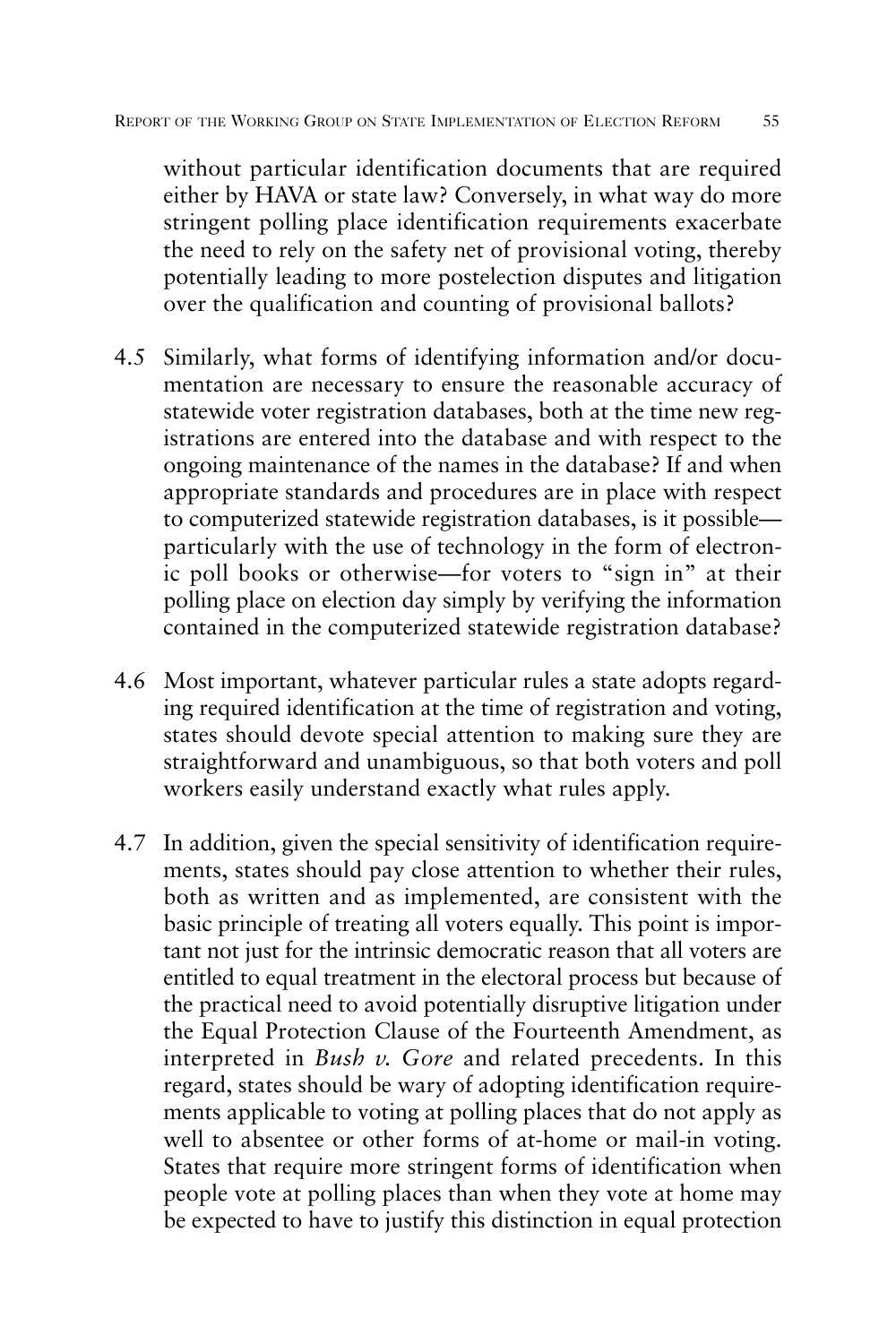without particular identification documents that are required either by HAVA or state law? Conversely, in what way do more stringent polling place identification requirements exacerbate the need to rely on the safety net of provisional voting, thereby potentially leading to more postelection disputes and litigation over the qualification and counting of provisional ballots?

4.5 Similarly, what forms of identifying information and/or documentation are necessary to ensure the reasonable accuracy of statewide voter registration databases, both at the time new registrations are entered into the database and with respect to the ongoing maintenance of the names in the database? If and when appropriate standards and procedures are in place with respect to computerized statewide registration databases, is it possible—particularly with the use of technology in the form of electronic poll books or otherwise—for voters to "sign in" at their polling place on election day simply by verifying the information contained in the computerized statewide registration database?

4.6 Most important, whatever particular rules a state adopts regarding required identification at the time of registration and voting, states should devote special attention to making sure they are straightforward and unambiguous, so that both voters and poll workers easily understand exactly what rules apply.

4.7 In addition, given the special sensitivity of identification requirements, states should pay close attention to whether their rules, both as written and as implemented, are consistent with the basic principle of treating all voters equally. This point is important not just for the intrinsic democratic reason that all voters are entitled to equal treatment in the electoral process but because of the practical need to avoid potentially disruptive litigation under the Equal Protection Clause of the Fourteenth Amendment, as interpreted in *Bush v. Gore* and related precedents. In this regard, states should be wary of adopting identification requirements applicable to voting at polling places that do not apply as well to absentee or other forms of at-home or mail-in voting. States that require more stringent forms of identification when people vote at polling places than when they vote at home may be expected to have to justify this distinction in equal protection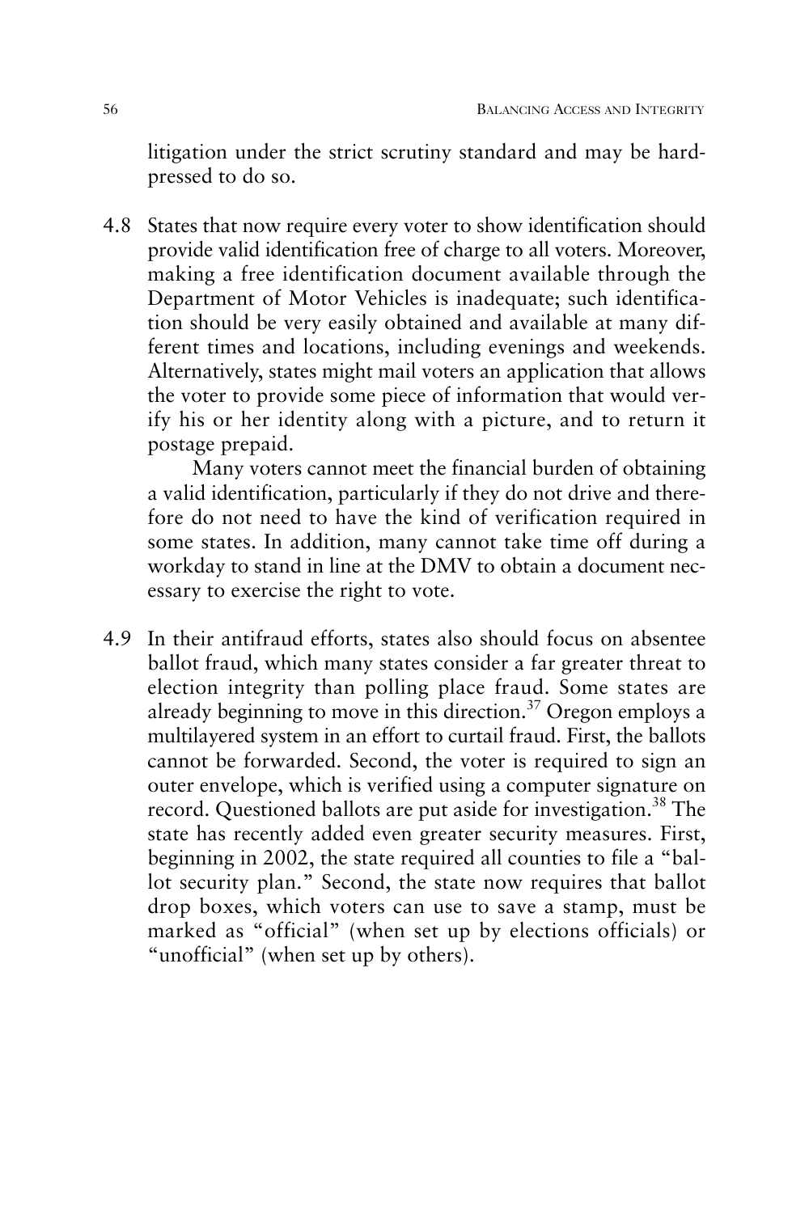litigation under the strict scrutiny standard and may be hard-pressed to do so.

4.8 States that now require every voter to show identification should provide valid identification free of charge to all voters. Moreover, making a free identification document available through the Department of Motor Vehicles is inadequate; such identification should be very easily obtained and available at many different times and locations, including evenings and weekends. Alternatively, states might mail voters an application that allows the voter to provide some piece of information that would verify his or her identity along with a picture, and to return it postage prepaid.

Many voters cannot meet the financial burden of obtaining a valid identification, particularly if they do not drive and therefore do not need to have the kind of verification required in some states. In addition, many cannot take time off during a workday to stand in line at the DMV to obtain a document necessary to exercise the right to vote.

4.9 In their antifraud efforts, states also should focus on absentee ballot fraud, which many states consider a far greater threat to election integrity than polling place fraud. Some states are already beginning to move in this direction.[37] Oregon employs a multilayered system in an effort to curtail fraud. First, the ballots cannot be forwarded. Second, the voter is required to sign an outer envelope, which is verified using a computer signature on record. Questioned ballots are put aside for investigation.[38] The state has recently added even greater security measures. First, beginning in 2002, the state required all counties to file a "ballot security plan." Second, the state now requires that ballot drop boxes, which voters can use to save a stamp, must be marked as "official" (when set up by elections officials) or "unofficial" (when set up by others).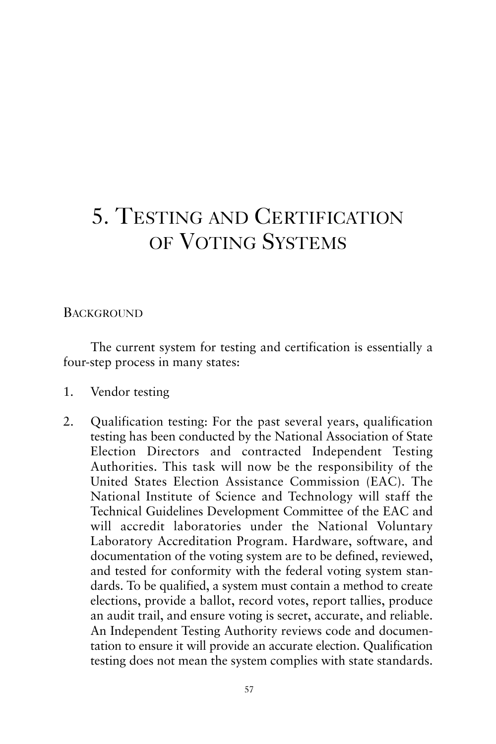# 5. Testing and Certification of Voting Systems

## Background

The current system for testing and certification is essentially a four-step process in many states:

1. Vendor testing

2. Qualification testing: For the past several years, qualification testing has been conducted by the National Association of State Election Directors and contracted Independent Testing Authorities. This task will now be the responsibility of the United States Election Assistance Commission (EAC). The National Institute of Science and Technology will staff the Technical Guidelines Development Committee of the EAC and will accredit laboratories under the National Voluntary Laboratory Accreditation Program. Hardware, software, and documentation of the voting system are to be defined, reviewed, and tested for conformity with the federal voting system standards. To be qualified, a system must contain a method to create elections, provide a ballot, record votes, report tallies, produce an audit trail, and ensure voting is secret, accurate, and reliable. An Independent Testing Authority reviews code and documentation to ensure it will provide an accurate election. Qualification testing does not mean the system complies with state standards.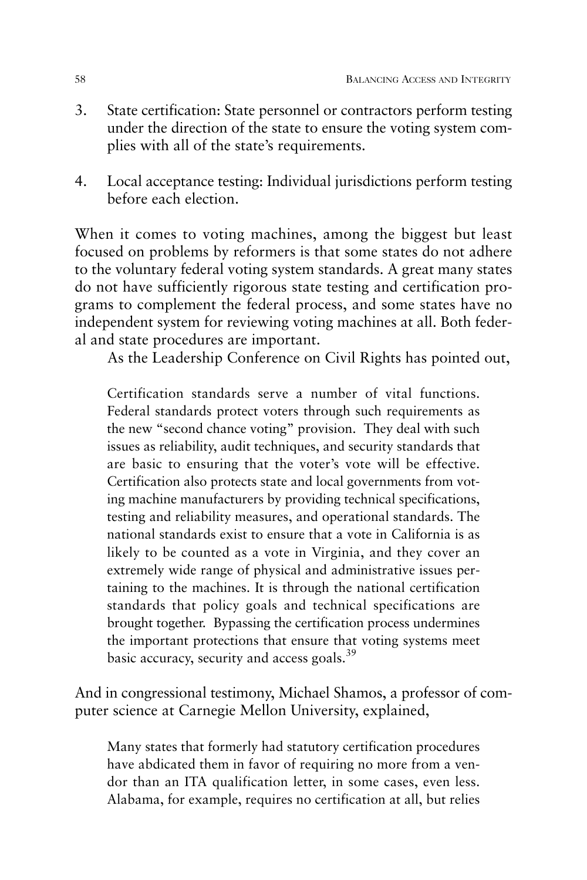3. State certification: State personnel or contractors perform testing under the direction of the state to ensure the voting system complies with all of the state's requirements.

4. Local acceptance testing: Individual jurisdictions perform testing before each election.

When it comes to voting machines, among the biggest but least focused on problems by reformers is that some states do not adhere to the voluntary federal voting system standards. A great many states do not have sufficiently rigorous state testing and certification programs to complement the federal process, and some states have no independent system for reviewing voting machines at all. Both federal and state procedures are important.

As the Leadership Conference on Civil Rights has pointed out,

> Certification standards serve a number of vital functions. Federal standards protect voters through such requirements as the new "second chance voting" provision. They deal with such issues as reliability, audit techniques, and security standards that are basic to ensuring that the voter's vote will be effective. Certification also protects state and local governments from voting machine manufacturers by providing technical specifications, testing and reliability measures, and operational standards. The national standards exist to ensure that a vote in California is as likely to be counted as a vote in Virginia, and they cover an extremely wide range of physical and administrative issues pertaining to the machines. It is through the national certification standards that policy goals and technical specifications are brought together. Bypassing the certification process undermines the important protections that ensure that voting systems meet basic accuracy, security and access goals.[39]

And in congressional testimony, Michael Shamos, a professor of computer science at Carnegie Mellon University, explained,

> Many states that formerly had statutory certification procedures have abdicated them in favor of requiring no more from a vendor than an ITA qualification letter, in some cases, even less. Alabama, for example, requires no certification at all, but relies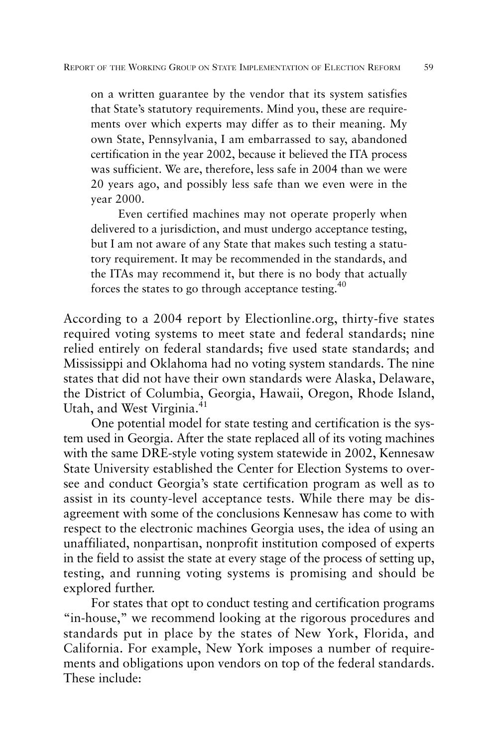> on a written guarantee by the vendor that its system satisfies that State's statutory requirements. Mind you, these are requirements over which experts may differ as to their meaning. My own State, Pennsylvania, I am embarrassed to say, abandoned certification in the year 2002, because it believed the ITA process was sufficient. We are, therefore, less safe in 2004 than we were 20 years ago, and possibly less safe than we even were in the year 2000.
>
> Even certified machines may not operate properly when delivered to a jurisdiction, and must undergo acceptance testing, but I am not aware of any State that makes such testing a statutory requirement. It may be recommended in the standards, and the ITAs may recommend it, but there is no body that actually forces the states to go through acceptance testing.[40]

According to a 2004 report by Electionline.org, thirty-five states required voting systems to meet state and federal standards; nine relied entirely on federal standards; five used state standards; and Mississippi and Oklahoma had no voting system standards. The nine states that did not have their own standards were Alaska, Delaware, the District of Columbia, Georgia, Hawaii, Oregon, Rhode Island, Utah, and West Virginia.[41]

One potential model for state testing and certification is the system used in Georgia. After the state replaced all of its voting machines with the same DRE-style voting system statewide in 2002, Kennesaw State University established the Center for Election Systems to oversee and conduct Georgia's state certification program as well as to assist in its county-level acceptance tests. While there may be disagreement with some of the conclusions Kennesaw has come to with respect to the electronic machines Georgia uses, the idea of using an unaffiliated, nonpartisan, nonprofit institution composed of experts in the field to assist the state at every stage of the process of setting up, testing, and running voting systems is promising and should be explored further.

For states that opt to conduct testing and certification programs "in-house," we recommend looking at the rigorous procedures and standards put in place by the states of New York, Florida, and California. For example, New York imposes a number of requirements and obligations upon vendors on top of the federal standards. These include: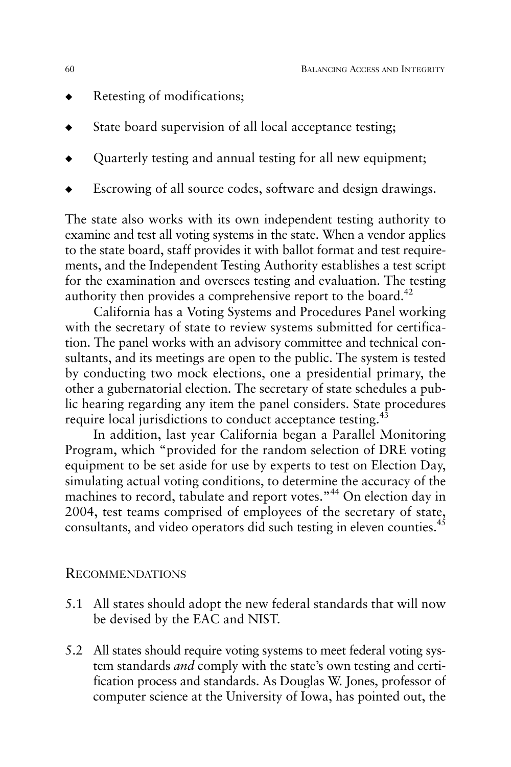- Retesting of modifications;
- State board supervision of all local acceptance testing;
- Quarterly testing and annual testing for all new equipment;
- Escrowing of all source codes, software and design drawings.

The state also works with its own independent testing authority to examine and test all voting systems in the state. When a vendor applies to the state board, staff provides it with ballot format and test requirements, and the Independent Testing Authority establishes a test script for the examination and oversees testing and evaluation. The testing authority then provides a comprehensive report to the board.[42]

California has a Voting Systems and Procedures Panel working with the secretary of state to review systems submitted for certification. The panel works with an advisory committee and technical consultants, and its meetings are open to the public. The system is tested by conducting two mock elections, one a presidential primary, the other a gubernatorial election. The secretary of state schedules a public hearing regarding any item the panel considers. State procedures require local jurisdictions to conduct acceptance testing.[43]

In addition, last year California began a Parallel Monitoring Program, which "provided for the random selection of DRE voting equipment to be set aside for use by experts to test on Election Day, simulating actual voting conditions, to determine the accuracy of the machines to record, tabulate and report votes."[44] On election day in 2004, test teams comprised of employees of the secretary of state, consultants, and video operators did such testing in eleven counties.[45]

## Recommendations

5.1 All states should adopt the new federal standards that will now be devised by the EAC and NIST.

5.2 All states should require voting systems to meet federal voting system standards *and* comply with the state's own testing and certification process and standards. As Douglas W. Jones, professor of computer science at the University of Iowa, has pointed out, the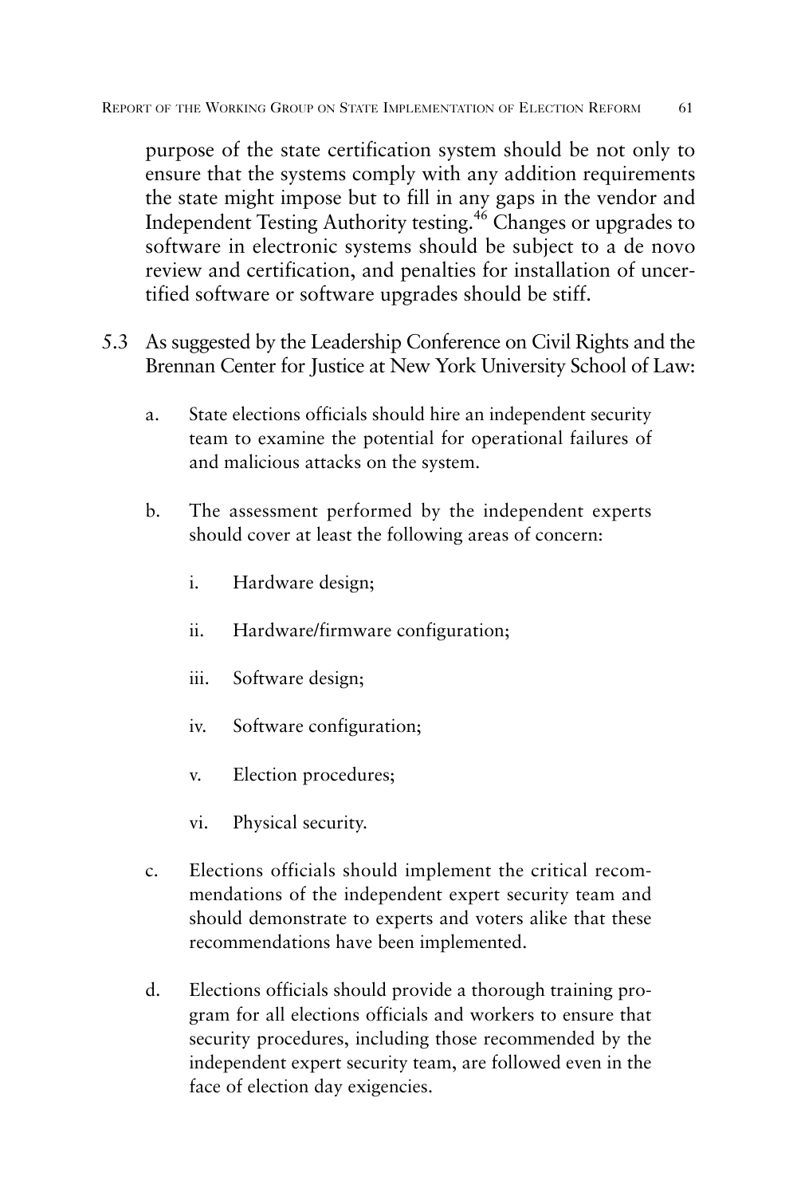purpose of the state certification system should be not only to ensure that the systems comply with any addition requirements the state might impose but to fill in any gaps in the vendor and Independent Testing Authority testing.[46] Changes or upgrades to software in electronic systems should be subject to a de novo review and certification, and penalties for installation of uncertified software or software upgrades should be stiff.

5.3 As suggested by the Leadership Conference on Civil Rights and the Brennan Center for Justice at New York University School of Law:

   a. State elections officials should hire an independent security team to examine the potential for operational failures of and malicious attacks on the system.

   b. The assessment performed by the independent experts should cover at least the following areas of concern:

      i. Hardware design;

      ii. Hardware/firmware configuration;

      iii. Software design;

      iv. Software configuration;

      v. Election procedures;

      vi. Physical security.

   c. Elections officials should implement the critical recommendations of the independent expert security team and should demonstrate to experts and voters alike that these recommendations have been implemented.

   d. Elections officials should provide a thorough training program for all elections officials and workers to ensure that security procedures, including those recommended by the independent expert security team, are followed even in the face of election day exigencies.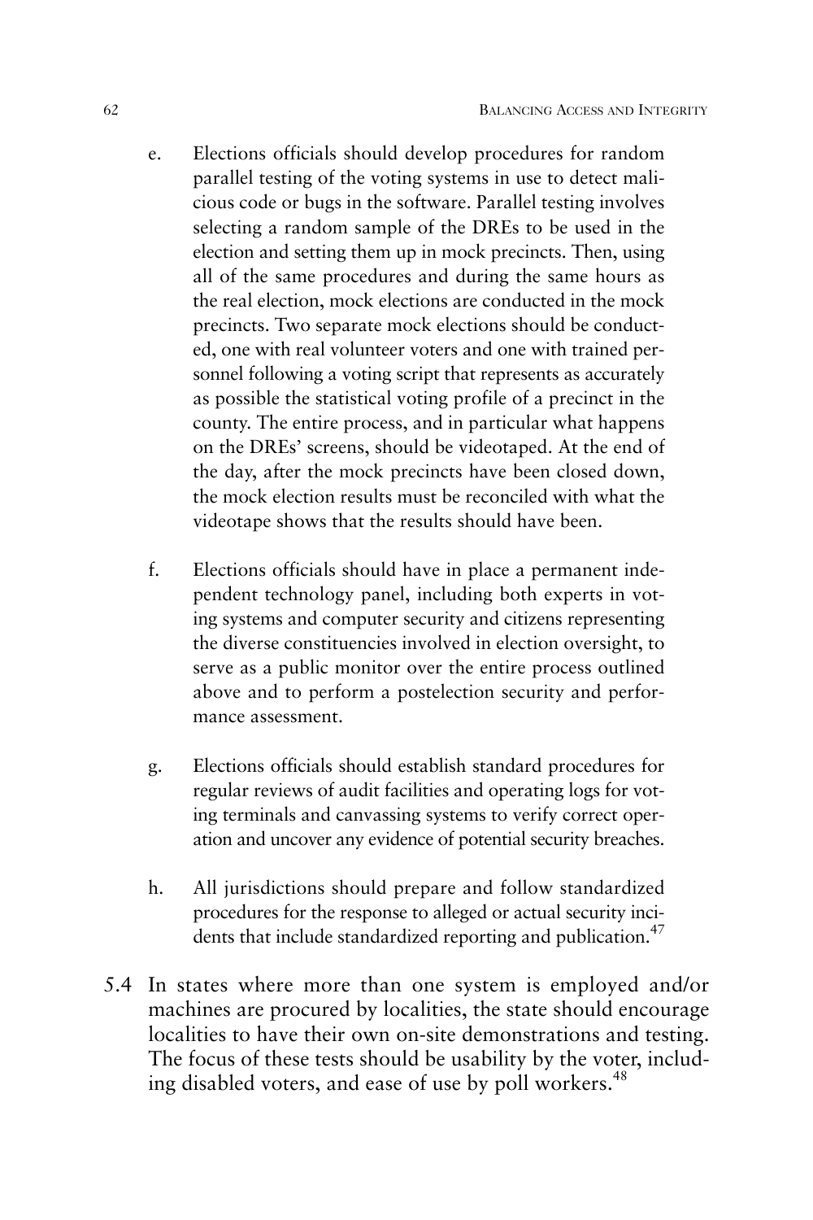e. Elections officials should develop procedures for random parallel testing of the voting systems in use to detect malicious code or bugs in the software. Parallel testing involves selecting a random sample of the DREs to be used in the election and setting them up in mock precincts. Then, using all of the same procedures and during the same hours as the real election, mock elections are conducted in the mock precincts. Two separate mock elections should be conducted, one with real volunteer voters and one with trained personnel following a voting script that represents as accurately as possible the statistical voting profile of a precinct in the county. The entire process, and in particular what happens on the DREs' screens, should be videotaped. At the end of the day, after the mock precincts have been closed down, the mock election results must be reconciled with what the videotape shows that the results should have been.

f. Elections officials should have in place a permanent independent technology panel, including both experts in voting systems and computer security and citizens representing the diverse constituencies involved in election oversight, to serve as a public monitor over the entire process outlined above and to perform a postelection security and performance assessment.

g. Elections officials should establish standard procedures for regular reviews of audit facilities and operating logs for voting terminals and canvassing systems to verify correct operation and uncover any evidence of potential security breaches.

h. All jurisdictions should prepare and follow standardized procedures for the response to alleged or actual security incidents that include standardized reporting and publication.[47]

5.4 In states where more than one system is employed and/or machines are procured by localities, the state should encourage localities to have their own on-site demonstrations and testing. The focus of these tests should be usability by the voter, including disabled voters, and ease of use by poll workers.[48]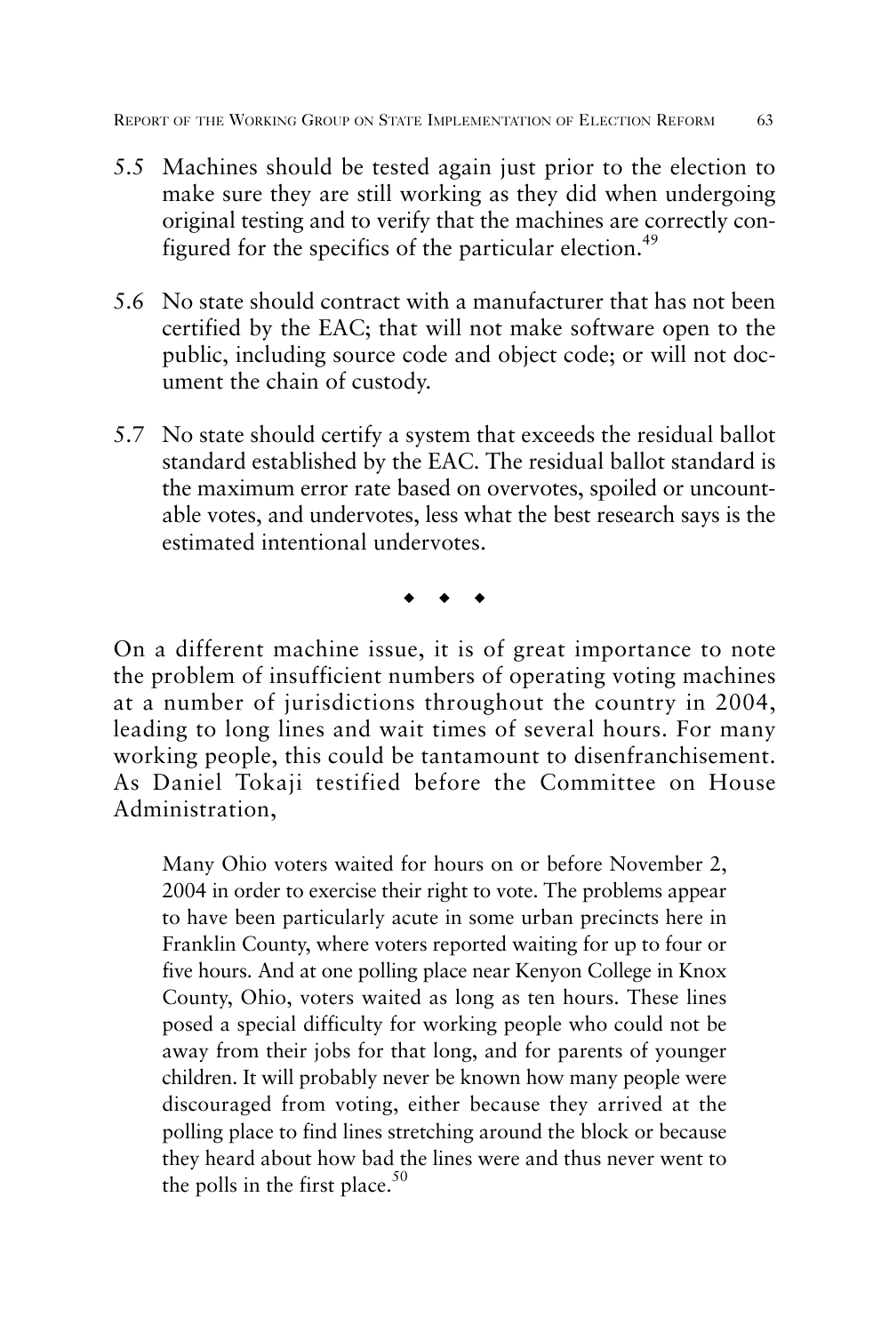5.5 Machines should be tested again just prior to the election to make sure they are still working as they did when undergoing original testing and to verify that the machines are correctly configured for the specifics of the particular election.[49]

5.6 No state should contract with a manufacturer that has not been certified by the EAC; that will not make software open to the public, including source code and object code; or will not document the chain of custody.

5.7 No state should certify a system that exceeds the residual ballot standard established by the EAC. The residual ballot standard is the maximum error rate based on overvotes, spoiled or uncountable votes, and undervotes, less what the best research says is the estimated intentional undervotes.

◆ ◆ ◆

On a different machine issue, it is of great importance to note the problem of insufficient numbers of operating voting machines at a number of jurisdictions throughout the country in 2004, leading to long lines and wait times of several hours. For many working people, this could be tantamount to disenfranchisement. As Daniel Tokaji testified before the Committee on House Administration,

> Many Ohio voters waited for hours on or before November 2, 2004 in order to exercise their right to vote. The problems appear to have been particularly acute in some urban precincts here in Franklin County, where voters reported waiting for up to four or five hours. And at one polling place near Kenyon College in Knox County, Ohio, voters waited as long as ten hours. These lines posed a special difficulty for working people who could not be away from their jobs for that long, and for parents of younger children. It will probably never be known how many people were discouraged from voting, either because they arrived at the polling place to find lines stretching around the block or because they heard about how bad the lines were and thus never went to the polls in the first place.[50]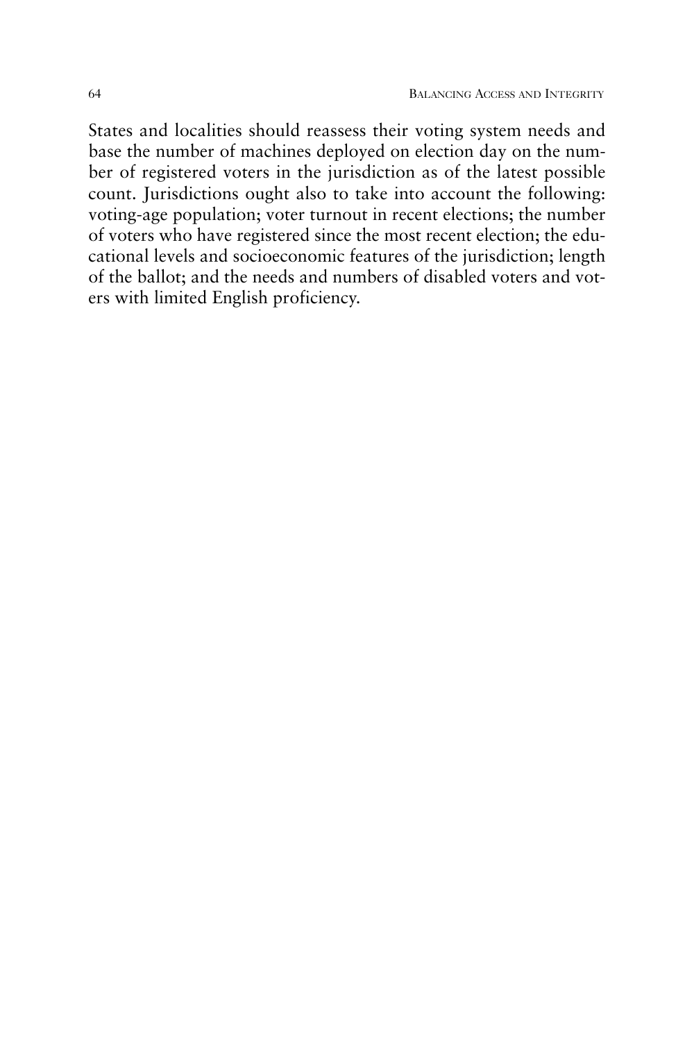States and localities should reassess their voting system needs and base the number of machines deployed on election day on the number of registered voters in the jurisdiction as of the latest possible count. Jurisdictions ought also to take into account the following: voting-age population; voter turnout in recent elections; the number of voters who have registered since the most recent election; the educational levels and socioeconomic features of the jurisdiction; length of the ballot; and the needs and numbers of disabled voters and voters with limited English proficiency.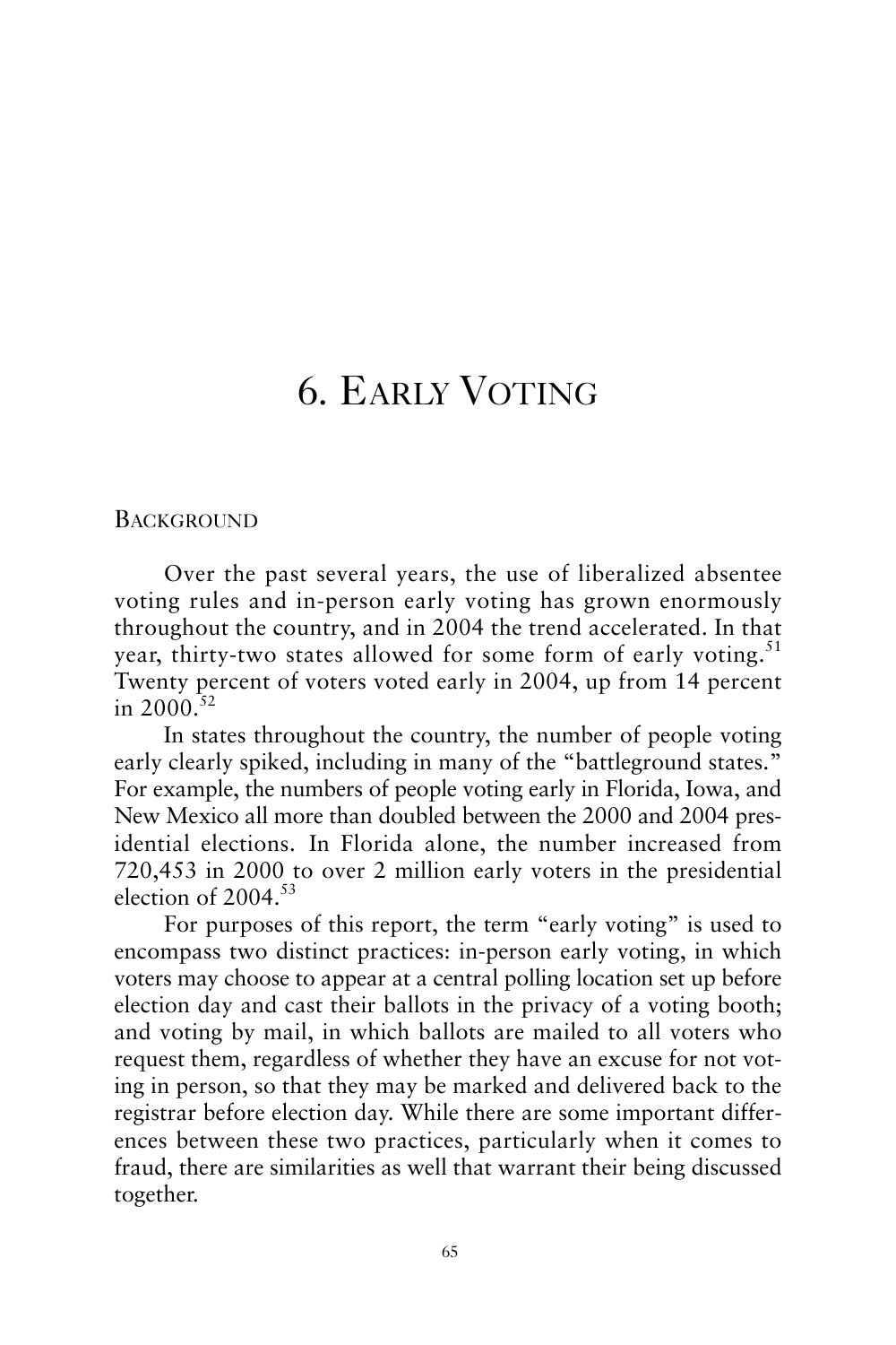# 6. Early Voting

## Background

Over the past several years, the use of liberalized absentee voting rules and in-person early voting has grown enormously throughout the country, and in 2004 the trend accelerated. In that year, thirty-two states allowed for some form of early voting.[51] Twenty percent of voters voted early in 2004, up from 14 percent in 2000.[52]

In states throughout the country, the number of people voting early clearly spiked, including in many of the "battleground states." For example, the numbers of people voting early in Florida, Iowa, and New Mexico all more than doubled between the 2000 and 2004 presidential elections. In Florida alone, the number increased from 720,453 in 2000 to over 2 million early voters in the presidential election of 2004.[53]

For purposes of this report, the term "early voting" is used to encompass two distinct practices: in-person early voting, in which voters may choose to appear at a central polling location set up before election day and cast their ballots in the privacy of a voting booth; and voting by mail, in which ballots are mailed to all voters who request them, regardless of whether they have an excuse for not voting in person, so that they may be marked and delivered back to the registrar before election day. While there are some important differences between these two practices, particularly when it comes to fraud, there are similarities as well that warrant their being discussed together.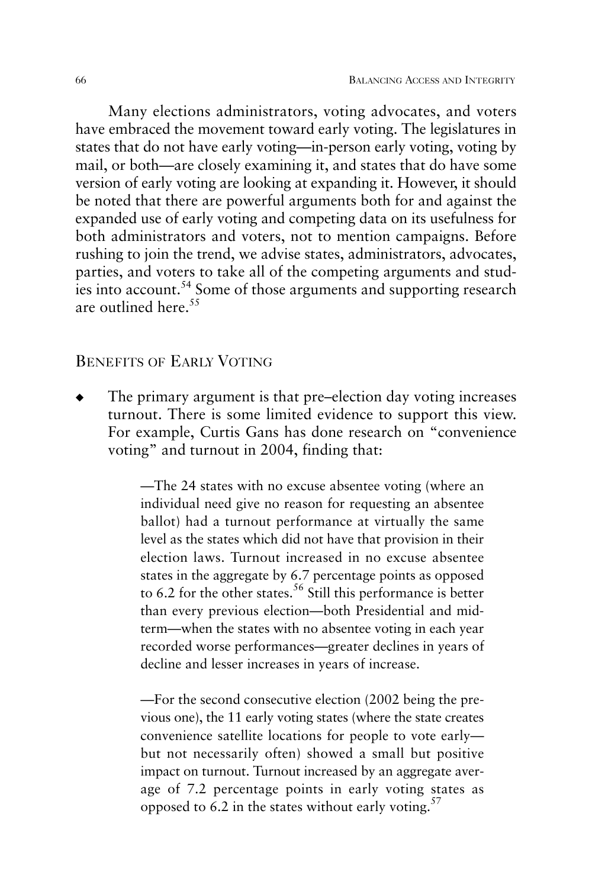Many elections administrators, voting advocates, and voters have embraced the movement toward early voting. The legislatures in states that do not have early voting—in-person early voting, voting by mail, or both—are closely examining it, and states that do have some version of early voting are looking at expanding it. However, it should be noted that there are powerful arguments both for and against the expanded use of early voting and competing data on its usefulness for both administrators and voters, not to mention campaigns. Before rushing to join the trend, we advise states, administrators, advocates, parties, and voters to take all of the competing arguments and studies into account.[54] Some of those arguments and supporting research are outlined here.[55]

## Benefits of Early Voting

- The primary argument is that pre–election day voting increases turnout. There is some limited evidence to support this view. For example, Curtis Gans has done research on "convenience voting" and turnout in 2004, finding that:

  > —The 24 states with no excuse absentee voting (where an individual need give no reason for requesting an absentee ballot) had a turnout performance at virtually the same level as the states which did not have that provision in their election laws. Turnout increased in no excuse absentee states in the aggregate by 6.7 percentage points as opposed to 6.2 for the other states.[56] Still this performance is better than every previous election—both Presidential and mid-term—when the states with no absentee voting in each year recorded worse performances—greater declines in years of decline and lesser increases in years of increase.
  >
  > —For the second consecutive election (2002 being the previous one), the 11 early voting states (where the state creates convenience satellite locations for people to vote early—but not necessarily often) showed a small but positive impact on turnout. Turnout increased by an aggregate average of 7.2 percentage points in early voting states as opposed to 6.2 in the states without early voting.[57]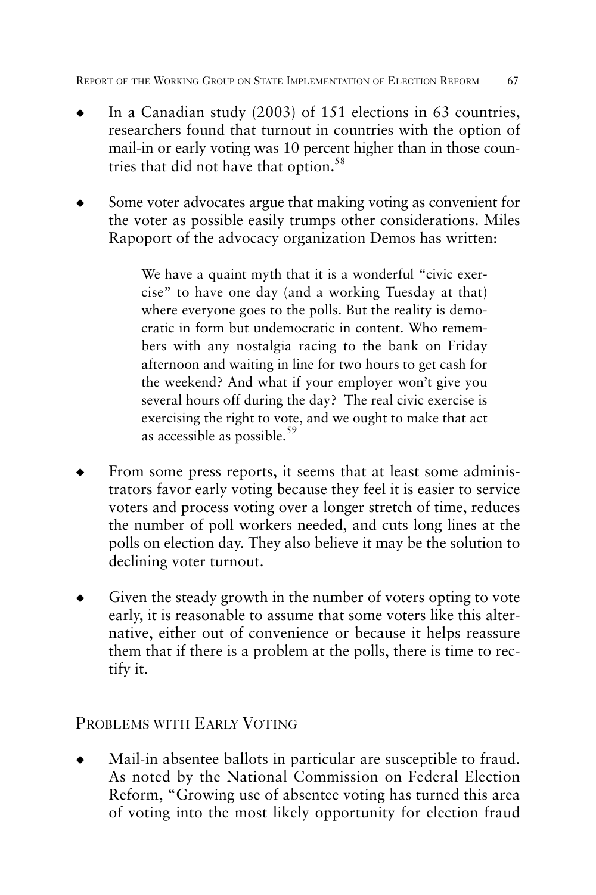- In a Canadian study (2003) of 151 elections in 63 countries, researchers found that turnout in countries with the option of mail-in or early voting was 10 percent higher than in those countries that did not have that option.[58]

- Some voter advocates argue that making voting as convenient for the voter as possible easily trumps other considerations. Miles Rapoport of the advocacy organization Demos has written:

> We have a quaint myth that it is a wonderful "civic exercise" to have one day (and a working Tuesday at that) where everyone goes to the polls. But the reality is democratic in form but undemocratic in content. Who remembers with any nostalgia racing to the bank on Friday afternoon and waiting in line for two hours to get cash for the weekend? And what if your employer won't give you several hours off during the day? The real civic exercise is exercising the right to vote, and we ought to make that act as accessible as possible.[59]

- From some press reports, it seems that at least some administrators favor early voting because they feel it is easier to service voters and process voting over a longer stretch of time, reduces the number of poll workers needed, and cuts long lines at the polls on election day. They also believe it may be the solution to declining voter turnout.

- Given the steady growth in the number of voters opting to vote early, it is reasonable to assume that some voters like this alternative, either out of convenience or because it helps reassure them that if there is a problem at the polls, there is time to rectify it.

## Problems with Early Voting

- Mail-in absentee ballots in particular are susceptible to fraud. As noted by the National Commission on Federal Election Reform, "Growing use of absentee voting has turned this area of voting into the most likely opportunity for election fraud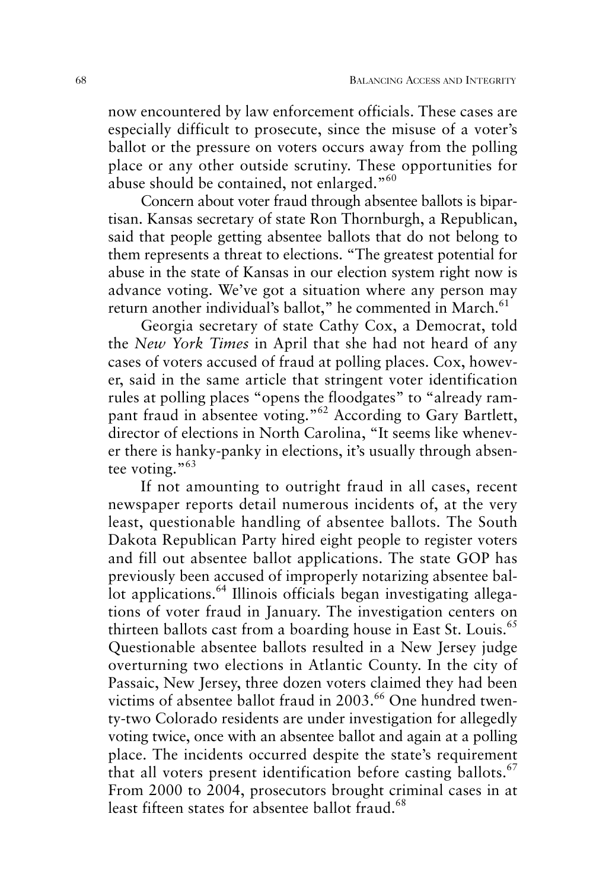now encountered by law enforcement officials. These cases are especially difficult to prosecute, since the misuse of a voter's ballot or the pressure on voters occurs away from the polling place or any other outside scrutiny. These opportunities for abuse should be contained, not enlarged."[60]

Concern about voter fraud through absentee ballots is bipartisan. Kansas secretary of state Ron Thornburgh, a Republican, said that people getting absentee ballots that do not belong to them represents a threat to elections. "The greatest potential for abuse in the state of Kansas in our election system right now is advance voting. We've got a situation where any person may return another individual's ballot," he commented in March.[61]

Georgia secretary of state Cathy Cox, a Democrat, told the *New York Times* in April that she had not heard of any cases of voters accused of fraud at polling places. Cox, however, said in the same article that stringent voter identification rules at polling places "opens the floodgates" to "already rampant fraud in absentee voting."[62] According to Gary Bartlett, director of elections in North Carolina, "It seems like whenever there is hanky-panky in elections, it's usually through absentee voting."[63]

If not amounting to outright fraud in all cases, recent newspaper reports detail numerous incidents of, at the very least, questionable handling of absentee ballots. The South Dakota Republican Party hired eight people to register voters and fill out absentee ballot applications. The state GOP has previously been accused of improperly notarizing absentee ballot applications.[64] Illinois officials began investigating allegations of voter fraud in January. The investigation centers on thirteen ballots cast from a boarding house in East St. Louis.[65] Questionable absentee ballots resulted in a New Jersey judge overturning two elections in Atlantic County. In the city of Passaic, New Jersey, three dozen voters claimed they had been victims of absentee ballot fraud in 2003.[66] One hundred twenty-two Colorado residents are under investigation for allegedly voting twice, once with an absentee ballot and again at a polling place. The incidents occurred despite the state's requirement that all voters present identification before casting ballots.[67] From 2000 to 2004, prosecutors brought criminal cases in at least fifteen states for absentee ballot fraud.[68]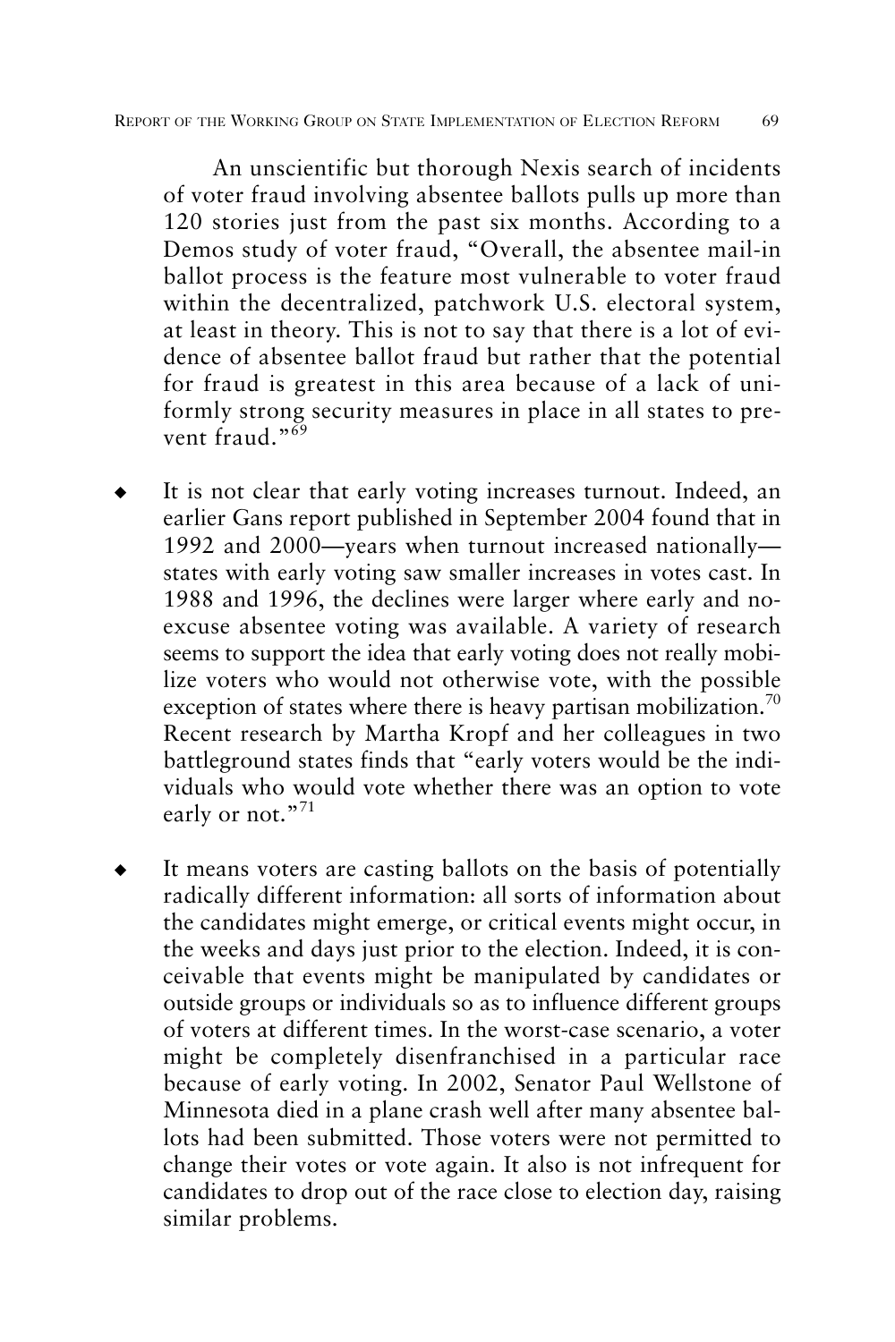An unscientific but thorough Nexis search of incidents of voter fraud involving absentee ballots pulls up more than 120 stories just from the past six months. According to a Demos study of voter fraud, "Overall, the absentee mail-in ballot process is the feature most vulnerable to voter fraud within the decentralized, patchwork U.S. electoral system, at least in theory. This is not to say that there is a lot of evidence of absentee ballot fraud but rather that the potential for fraud is greatest in this area because of a lack of uniformly strong security measures in place in all states to prevent fraud."[69]

- It is not clear that early voting increases turnout. Indeed, an earlier Gans report published in September 2004 found that in 1992 and 2000—years when turnout increased nationally—states with early voting saw smaller increases in votes cast. In 1988 and 1996, the declines were larger where early and no-excuse absentee voting was available. A variety of research seems to support the idea that early voting does not really mobilize voters who would not otherwise vote, with the possible exception of states where there is heavy partisan mobilization.[70] Recent research by Martha Kropf and her colleagues in two battleground states finds that "early voters would be the individuals who would vote whether there was an option to vote early or not."[71]

- It means voters are casting ballots on the basis of potentially radically different information: all sorts of information about the candidates might emerge, or critical events might occur, in the weeks and days just prior to the election. Indeed, it is conceivable that events might be manipulated by candidates or outside groups or individuals so as to influence different groups of voters at different times. In the worst-case scenario, a voter might be completely disenfranchised in a particular race because of early voting. In 2002, Senator Paul Wellstone of Minnesota died in a plane crash well after many absentee ballots had been submitted. Those voters were not permitted to change their votes or vote again. It also is not infrequent for candidates to drop out of the race close to election day, raising similar problems.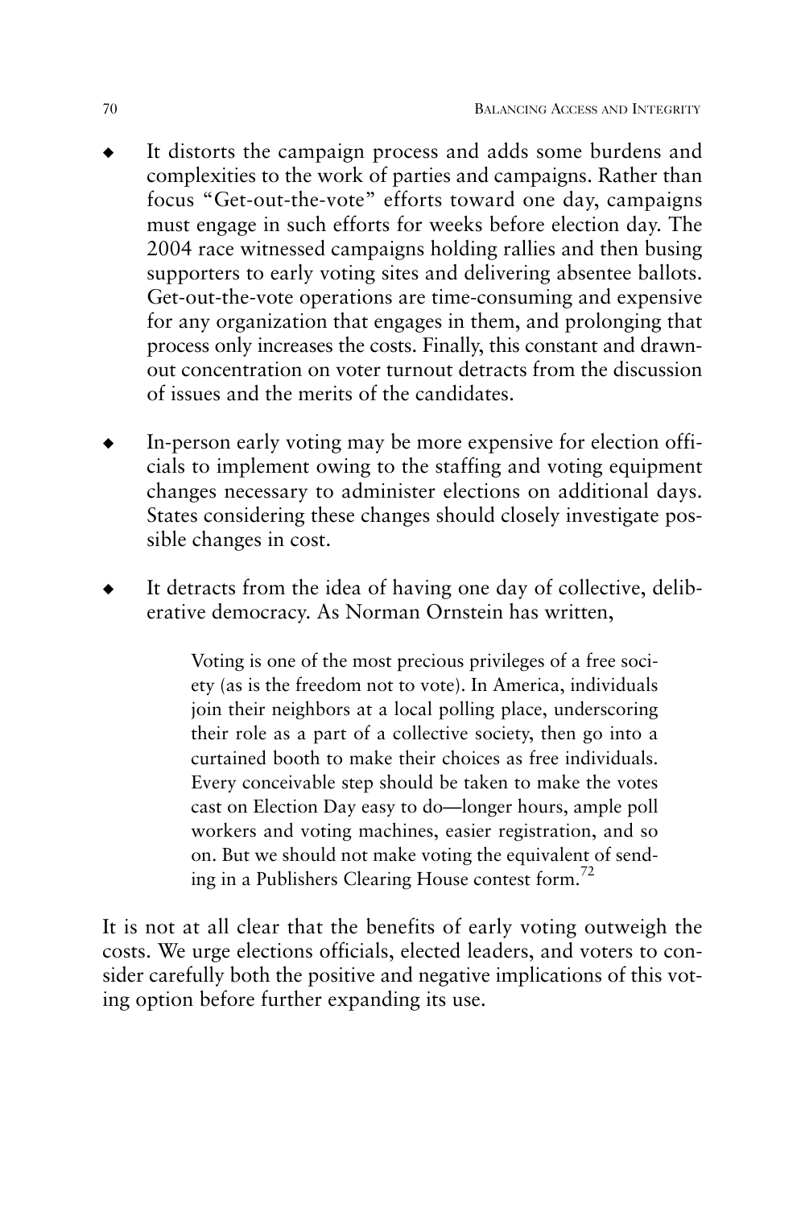- It distorts the campaign process and adds some burdens and complexities to the work of parties and campaigns. Rather than focus "Get-out-the-vote" efforts toward one day, campaigns must engage in such efforts for weeks before election day. The 2004 race witnessed campaigns holding rallies and then busing supporters to early voting sites and delivering absentee ballots. Get-out-the-vote operations are time-consuming and expensive for any organization that engages in them, and prolonging that process only increases the costs. Finally, this constant and drawn-out concentration on voter turnout detracts from the discussion of issues and the merits of the candidates.

- In-person early voting may be more expensive for election officials to implement owing to the staffing and voting equipment changes necessary to administer elections on additional days. States considering these changes should closely investigate possible changes in cost.

- It detracts from the idea of having one day of collective, deliberative democracy. As Norman Ornstein has written,

> Voting is one of the most precious privileges of a free society (as is the freedom not to vote). In America, individuals join their neighbors at a local polling place, underscoring their role as a part of a collective society, then go into a curtained booth to make their choices as free individuals. Every conceivable step should be taken to make the votes cast on Election Day easy to do—longer hours, ample poll workers and voting machines, easier registration, and so on. But we should not make voting the equivalent of sending in a Publishers Clearing House contest form.[72]

It is not at all clear that the benefits of early voting outweigh the costs. We urge elections officials, elected leaders, and voters to consider carefully both the positive and negative implications of this voting option before further expanding its use.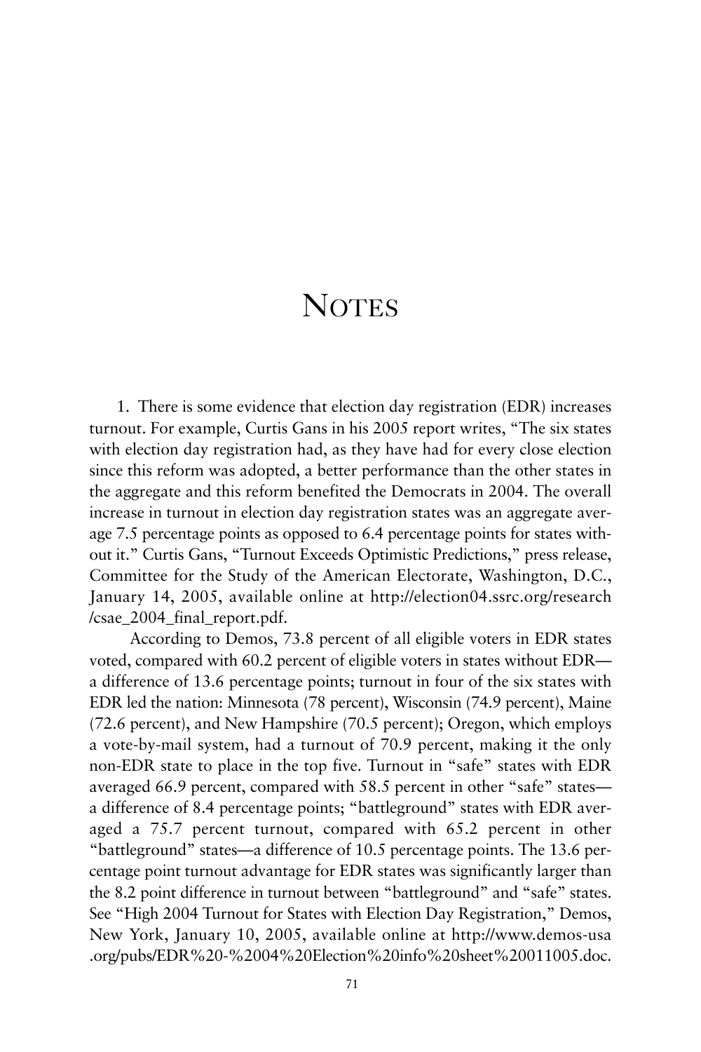# Notes

1. There is some evidence that election day registration (EDR) increases turnout. For example, Curtis Gans in his 2005 report writes, "The six states with election day registration had, as they have had for every close election since this reform was adopted, a better performance than the other states in the aggregate and this reform benefited the Democrats in 2004. The overall increase in turnout in election day registration states was an aggregate average 7.5 percentage points as opposed to 6.4 percentage points for states without it." Curtis Gans, "Turnout Exceeds Optimistic Predictions," press release, Committee for the Study of the American Electorate, Washington, D.C., January 14, 2005, available online at http://election04.ssrc.org/research/csae_2004_final_report.pdf.

According to Demos, 73.8 percent of all eligible voters in EDR states voted, compared with 60.2 percent of eligible voters in states without EDR—a difference of 13.6 percentage points; turnout in four of the six states with EDR led the nation: Minnesota (78 percent), Wisconsin (74.9 percent), Maine (72.6 percent), and New Hampshire (70.5 percent); Oregon, which employs a vote-by-mail system, had a turnout of 70.9 percent, making it the only non-EDR state to place in the top five. Turnout in "safe" states with EDR averaged 66.9 percent, compared with 58.5 percent in other "safe" states—a difference of 8.4 percentage points; "battleground" states with EDR averaged a 75.7 percent turnout, compared with 65.2 percent in other "battleground" states—a difference of 10.5 percentage points. The 13.6 percentage point turnout advantage for EDR states was significantly larger than the 8.2 point difference in turnout between "battleground" and "safe" states. See "High 2004 Turnout for States with Election Day Registration," Demos, New York, January 10, 2005, available online at http://www.demos-usa.org/pubs/EDR%20-%2004%20Election%20info%20sheet%20011005.doc.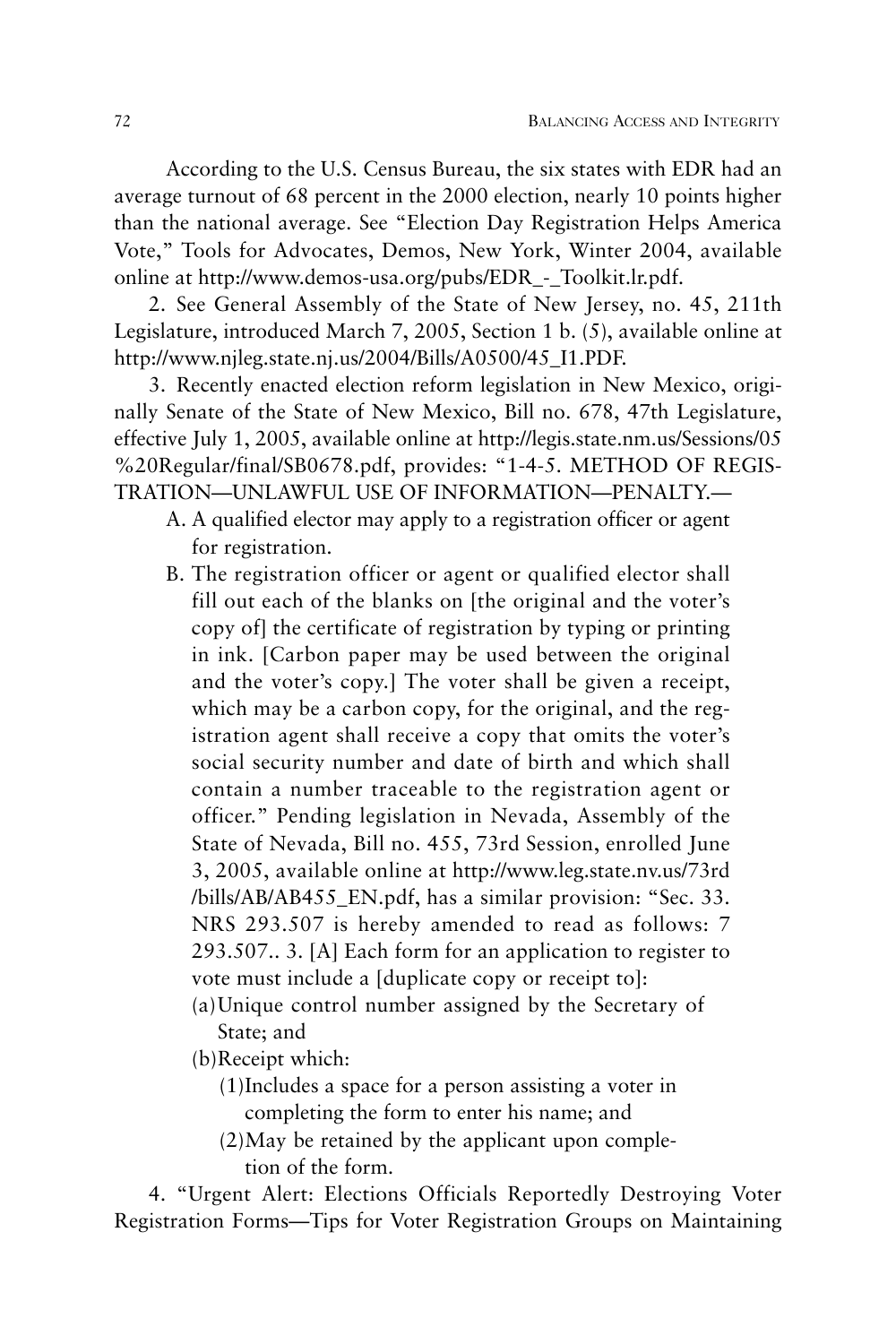According to the U.S. Census Bureau, the six states with EDR had an average turnout of 68 percent in the 2000 election, nearly 10 points higher than the national average. See "Election Day Registration Helps America Vote," Tools for Advocates, Demos, New York, Winter 2004, available online at http://www.demos-usa.org/pubs/EDR_-_Toolkit.lr.pdf.

2. See General Assembly of the State of New Jersey, no. 45, 211th Legislature, introduced March 7, 2005, Section 1 b. (5), available online at http://www.njleg.state.nj.us/2004/Bills/A0500/45_I1.PDF.

3. Recently enacted election reform legislation in New Mexico, originally Senate of the State of New Mexico, Bill no. 678, 47th Legislature, effective July 1, 2005, available online at http://legis.state.nm.us/Sessions/05%20Regular/final/SB0678.pdf, provides: "1-4-5. METHOD OF REGISTRATION—UNLAWFUL USE OF INFORMATION—PENALTY.—

> A. A qualified elector may apply to a registration officer or agent for registration.
>
> B. The registration officer or agent or qualified elector shall fill out each of the blanks on [the original and the voter's copy of] the certificate of registration by typing or printing in ink. [Carbon paper may be used between the original and the voter's copy.] The voter shall be given a receipt, which may be a carbon copy, for the original, and the registration agent shall receive a copy that omits the voter's social security number and date of birth and which shall contain a number traceable to the registration agent or officer." Pending legislation in Nevada, Assembly of the State of Nevada, Bill no. 455, 73rd Session, enrolled June 3, 2005, available online at http://www.leg.state.nv.us/73rd/bills/AB/AB455_EN.pdf, has a similar provision: "Sec. 33. NRS 293.507 is hereby amended to read as follows: 7 293.507.. 3. [A] Each form for an application to register to vote must include a [duplicate copy or receipt to]:
>
> (a) Unique control number assigned by the Secretary of State; and
>
> (b) Receipt which:
>
> (1) Includes a space for a person assisting a voter in completing the form to enter his name; and
>
> (2) May be retained by the applicant upon completion of the form.

4. "Urgent Alert: Elections Officials Reportedly Destroying Voter Registration Forms—Tips for Voter Registration Groups on Maintaining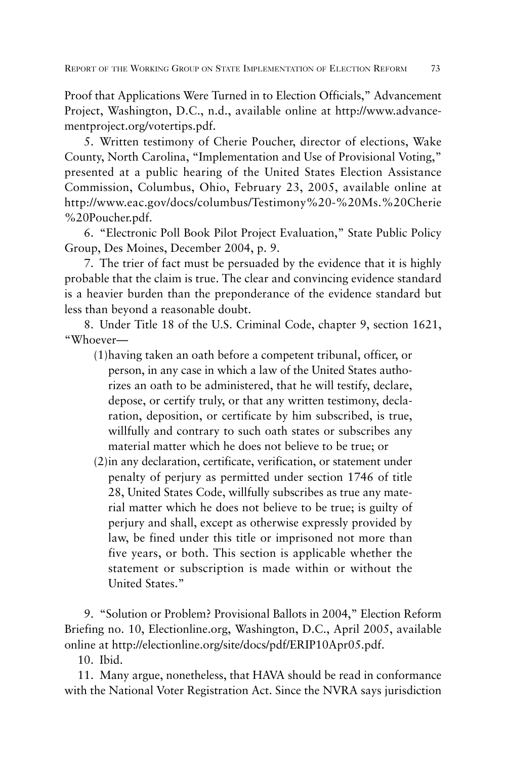Proof that Applications Were Turned in to Election Officials," Advancement Project, Washington, D.C., n.d., available online at http://www.advancementproject.org/votertips.pdf.

5. Written testimony of Cherie Poucher, director of elections, Wake County, North Carolina, "Implementation and Use of Provisional Voting," presented at a public hearing of the United States Election Assistance Commission, Columbus, Ohio, February 23, 2005, available online at http://www.eac.gov/docs/columbus/Testimony%20-%20Ms.%20Cherie%20Poucher.pdf.

6. "Electronic Poll Book Pilot Project Evaluation," State Public Policy Group, Des Moines, December 2004, p. 9.

7. The trier of fact must be persuaded by the evidence that it is highly probable that the claim is true. The clear and convincing evidence standard is a heavier burden than the preponderance of the evidence standard but less than beyond a reasonable doubt.

8. Under Title 18 of the U.S. Criminal Code, chapter 9, section 1621, "Whoever—

> (1) having taken an oath before a competent tribunal, officer, or person, in any case in which a law of the United States authorizes an oath to be administered, that he will testify, declare, depose, or certify truly, or that any written testimony, declaration, deposition, or certificate by him subscribed, is true, willfully and contrary to such oath states or subscribes any material matter which he does not believe to be true; or
>
> (2) in any declaration, certificate, verification, or statement under penalty of perjury as permitted under section 1746 of title 28, United States Code, willfully subscribes as true any material matter which he does not believe to be true; is guilty of perjury and shall, except as otherwise expressly provided by law, be fined under this title or imprisoned not more than five years, or both. This section is applicable whether the statement or subscription is made within or without the United States."

9. "Solution or Problem? Provisional Ballots in 2004," Election Reform Briefing no. 10, Electionline.org, Washington, D.C., April 2005, available online at http://electionline.org/site/docs/pdf/ERIP10Apr05.pdf.

10. Ibid.

11. Many argue, nonetheless, that HAVA should be read in conformance with the National Voter Registration Act. Since the NVRA says jurisdiction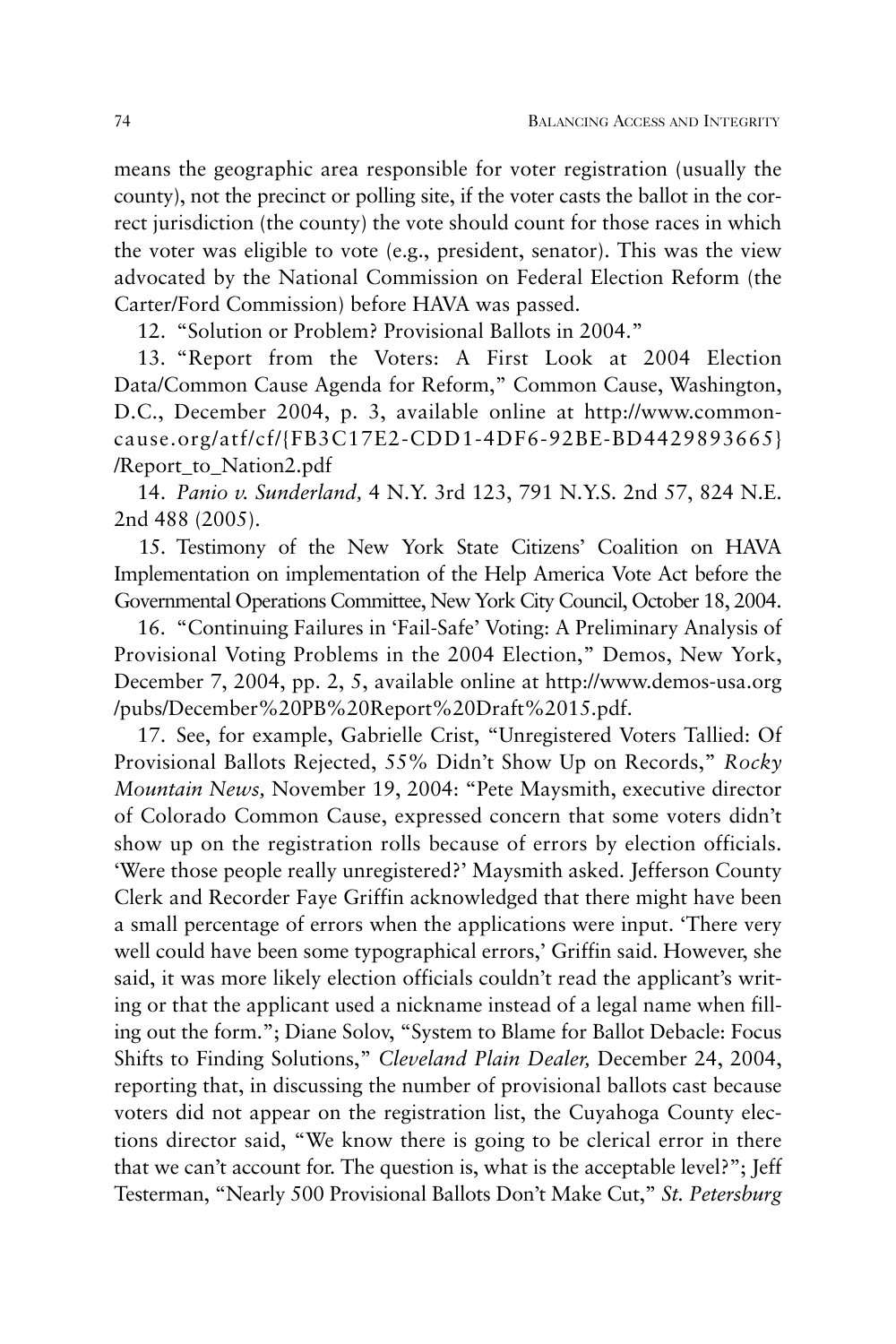means the geographic area responsible for voter registration (usually the county), not the precinct or polling site, if the voter casts the ballot in the correct jurisdiction (the county) the vote should count for those races in which the voter was eligible to vote (e.g., president, senator). This was the view advocated by the National Commission on Federal Election Reform (the Carter/Ford Commission) before HAVA was passed.

12. "Solution or Problem? Provisional Ballots in 2004."

13. "Report from the Voters: A First Look at 2004 Election Data/Common Cause Agenda for Reform," Common Cause, Washington, D.C., December 2004, p. 3, available online at http://www.commoncause.org/atf/cf/{FB3C17E2-CDD1-4DF6-92BE-BD4429893665}/Report_to_Nation2.pdf

14. *Panio v. Sunderland,* 4 N.Y. 3rd 123, 791 N.Y.S. 2nd 57, 824 N.E. 2nd 488 (2005).

15. Testimony of the New York State Citizens' Coalition on HAVA Implementation on implementation of the Help America Vote Act before the Governmental Operations Committee, New York City Council, October 18, 2004.

16. "Continuing Failures in 'Fail-Safe' Voting: A Preliminary Analysis of Provisional Voting Problems in the 2004 Election," Demos, New York, December 7, 2004, pp. 2, 5, available online at http://www.demos-usa.org/pubs/December%20PB%20Report%20Draft%2015.pdf.

17. See, for example, Gabrielle Crist, "Unregistered Voters Tallied: Of Provisional Ballots Rejected, 55% Didn't Show Up on Records," *Rocky Mountain News,* November 19, 2004: "Pete Maysmith, executive director of Colorado Common Cause, expressed concern that some voters didn't show up on the registration rolls because of errors by election officials. 'Were those people really unregistered?' Maysmith asked. Jefferson County Clerk and Recorder Faye Griffin acknowledged that there might have been a small percentage of errors when the applications were input. 'There very well could have been some typographical errors,' Griffin said. However, she said, it was more likely election officials couldn't read the applicant's writing or that the applicant used a nickname instead of a legal name when filling out the form."; Diane Solov, "System to Blame for Ballot Debacle: Focus Shifts to Finding Solutions," *Cleveland Plain Dealer,* December 24, 2004, reporting that, in discussing the number of provisional ballots cast because voters did not appear on the registration list, the Cuyahoga County elections director said, "We know there is going to be clerical error in there that we can't account for. The question is, what is the acceptable level?"; Jeff Testerman, "Nearly 500 Provisional Ballots Don't Make Cut," *St. Petersburg*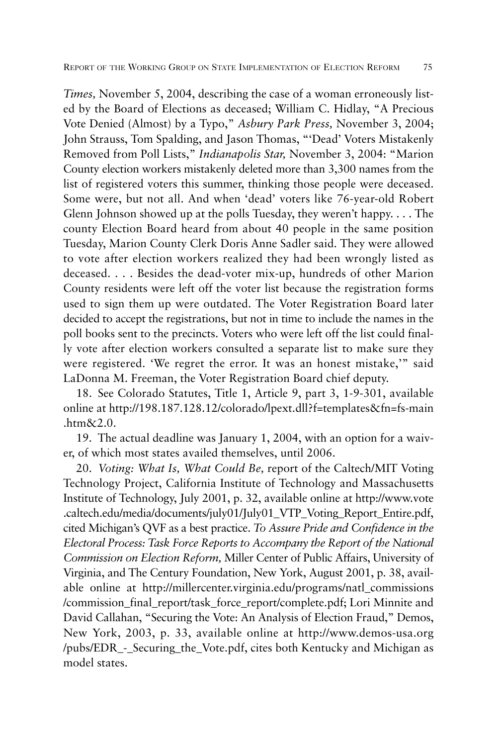*Times,* November 5, 2004, describing the case of a woman erroneously listed by the Board of Elections as deceased; William C. Hidlay, "A Precious Vote Denied (Almost) by a Typo," *Asbury Park Press,* November 3, 2004; John Strauss, Tom Spalding, and Jason Thomas, "'Dead' Voters Mistakenly Removed from Poll Lists," *Indianapolis Star,* November 3, 2004: "Marion County election workers mistakenly deleted more than 3,300 names from the list of registered voters this summer, thinking those people were deceased. Some were, but not all. And when 'dead' voters like 76-year-old Robert Glenn Johnson showed up at the polls Tuesday, they weren't happy. . . . The county Election Board heard from about 40 people in the same position Tuesday, Marion County Clerk Doris Anne Sadler said. They were allowed to vote after election workers realized they had been wrongly listed as deceased. . . . Besides the dead-voter mix-up, hundreds of other Marion County residents were left off the voter list because the registration forms used to sign them up were outdated. The Voter Registration Board later decided to accept the registrations, but not in time to include the names in the poll books sent to the precincts. Voters who were left off the list could finally vote after election workers consulted a separate list to make sure they were registered. 'We regret the error. It was an honest mistake,'" said LaDonna M. Freeman, the Voter Registration Board chief deputy.

18. See Colorado Statutes, Title 1, Article 9, part 3, 1-9-301, available online at http://198.187.128.12/colorado/lpext.dll?f=templates&fn=fs-main.htm&2.0.

19. The actual deadline was January 1, 2004, with an option for a waiver, of which most states availed themselves, until 2006.

20. *Voting: What Is, What Could Be,* report of the Caltech/MIT Voting Technology Project, California Institute of Technology and Massachusetts Institute of Technology, July 2001, p. 32, available online at http://www.vote.caltech.edu/media/documents/july01/July01_VTP_Voting_Report_Entire.pdf, cited Michigan's QVF as a best practice. *To Assure Pride and Confidence in the Electoral Process: Task Force Reports to Accompany the Report of the National Commission on Election Reform,* Miller Center of Public Affairs, University of Virginia, and The Century Foundation, New York, August 2001, p. 38, available online at http://millercenter.virginia.edu/programs/natl_commissions/commission_final_report/task_force_report/complete.pdf; Lori Minnite and David Callahan, "Securing the Vote: An Analysis of Election Fraud," Demos, New York, 2003, p. 33, available online at http://www.demos-usa.org/pubs/EDR_-_Securing_the_Vote.pdf, cites both Kentucky and Michigan as model states.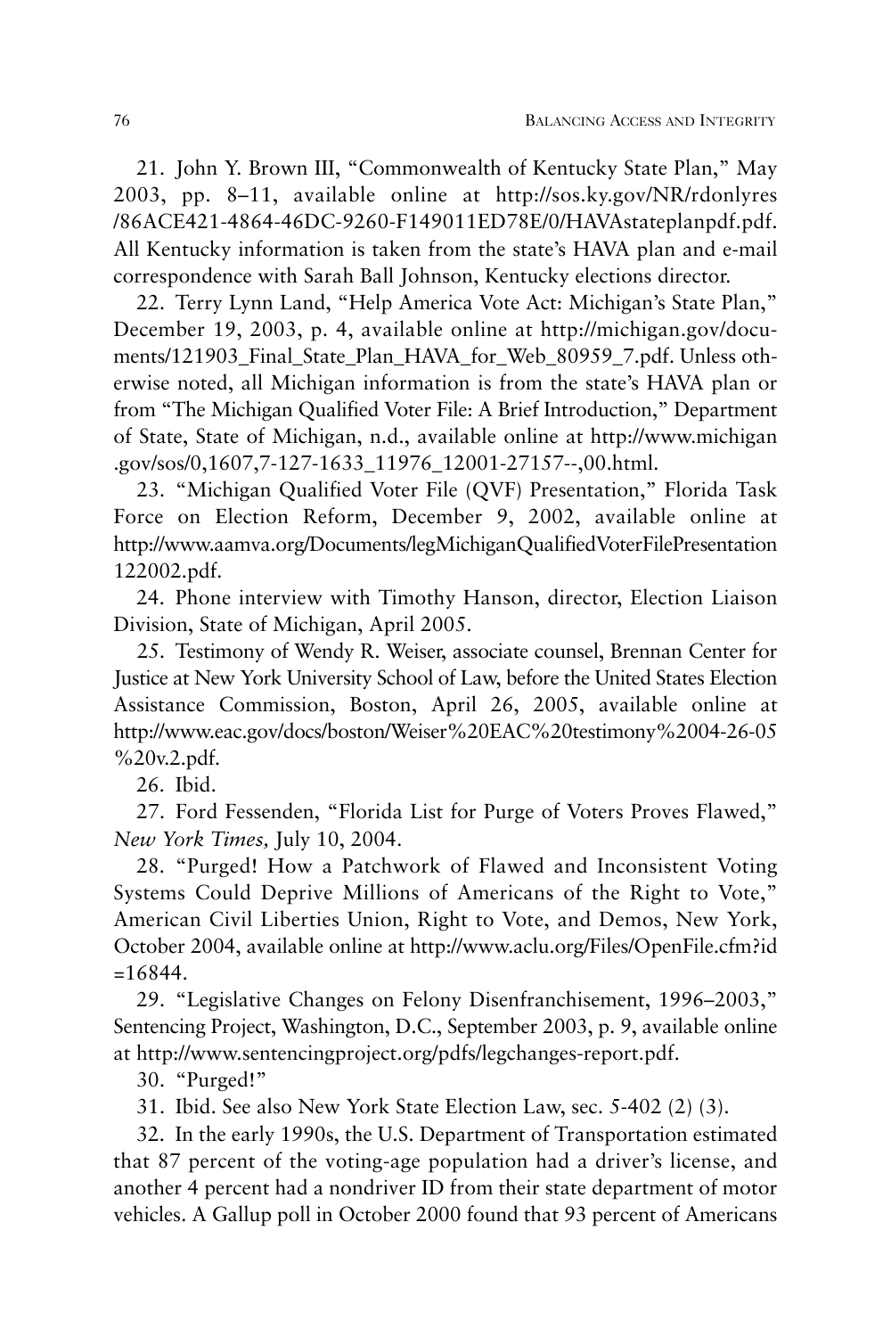21. John Y. Brown III, "Commonwealth of Kentucky State Plan," May 2003, pp. 8–11, available online at http://sos.ky.gov/NR/rdonlyres/86ACE421-4864-46DC-9260-F149011ED78E/0/HAVAstateplanpdf.pdf. All Kentucky information is taken from the state's HAVA plan and e-mail correspondence with Sarah Ball Johnson, Kentucky elections director.

22. Terry Lynn Land, "Help America Vote Act: Michigan's State Plan," December 19, 2003, p. 4, available online at http://michigan.gov/documents/121903_Final_State_Plan_HAVA_for_Web_80959_7.pdf. Unless otherwise noted, all Michigan information is from the state's HAVA plan or from "The Michigan Qualified Voter File: A Brief Introduction," Department of State, State of Michigan, n.d., available online at http://www.michigan.gov/sos/0,1607,7-127-1633_11976_12001-27157--,00.html.

23. "Michigan Qualified Voter File (QVF) Presentation," Florida Task Force on Election Reform, December 9, 2002, available online at http://www.aamva.org/Documents/legMichiganQualifiedVoterFilePresentation122002.pdf.

24. Phone interview with Timothy Hanson, director, Election Liaison Division, State of Michigan, April 2005.

25. Testimony of Wendy R. Weiser, associate counsel, Brennan Center for Justice at New York University School of Law, before the United States Election Assistance Commission, Boston, April 26, 2005, available online at http://www.eac.gov/docs/boston/Weiser%20EAC%20testimony%2004-26-05%20v.2.pdf.

26. Ibid.

27. Ford Fessenden, "Florida List for Purge of Voters Proves Flawed," *New York Times,* July 10, 2004.

28. "Purged! How a Patchwork of Flawed and Inconsistent Voting Systems Could Deprive Millions of Americans of the Right to Vote," American Civil Liberties Union, Right to Vote, and Demos, New York, October 2004, available online at http://www.aclu.org/Files/OpenFile.cfm?id=16844.

29. "Legislative Changes on Felony Disenfranchisement, 1996–2003," Sentencing Project, Washington, D.C., September 2003, p. 9, available online at http://www.sentencingproject.org/pdfs/legchanges-report.pdf.

30. "Purged!"

31. Ibid. See also New York State Election Law, sec. 5-402 (2) (3).

32. In the early 1990s, the U.S. Department of Transportation estimated that 87 percent of the voting-age population had a driver's license, and another 4 percent had a nondriver ID from their state department of motor vehicles. A Gallup poll in October 2000 found that 93 percent of Americans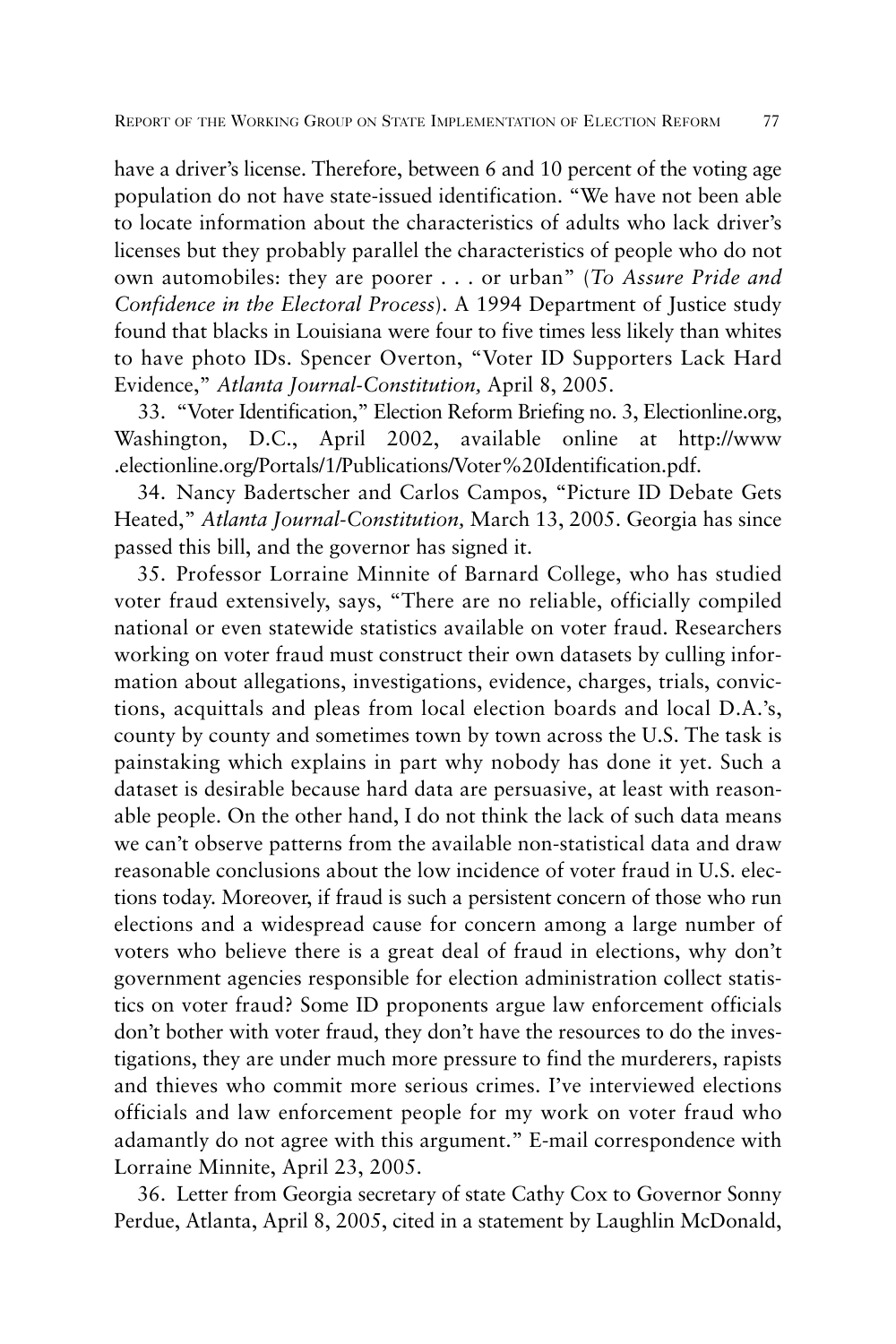have a driver's license. Therefore, between 6 and 10 percent of the voting age population do not have state-issued identification. "We have not been able to locate information about the characteristics of adults who lack driver's licenses but they probably parallel the characteristics of people who do not own automobiles: they are poorer . . . or urban" (*To Assure Pride and Confidence in the Electoral Process*). A 1994 Department of Justice study found that blacks in Louisiana were four to five times less likely than whites to have photo IDs. Spencer Overton, "Voter ID Supporters Lack Hard Evidence," *Atlanta Journal-Constitution,* April 8, 2005.

33. "Voter Identification," Election Reform Briefing no. 3, Electionline.org, Washington, D.C., April 2002, available online at http://www.electionline.org/Portals/1/Publications/Voter%20Identification.pdf.

34. Nancy Badertscher and Carlos Campos, "Picture ID Debate Gets Heated," *Atlanta Journal-Constitution,* March 13, 2005. Georgia has since passed this bill, and the governor has signed it.

35. Professor Lorraine Minnite of Barnard College, who has studied voter fraud extensively, says, "There are no reliable, officially compiled national or even statewide statistics available on voter fraud. Researchers working on voter fraud must construct their own datasets by culling information about allegations, investigations, evidence, charges, trials, convictions, acquittals and pleas from local election boards and local D.A.'s, county by county and sometimes town by town across the U.S. The task is painstaking which explains in part why nobody has done it yet. Such a dataset is desirable because hard data are persuasive, at least with reasonable people. On the other hand, I do not think the lack of such data means we can't observe patterns from the available non-statistical data and draw reasonable conclusions about the low incidence of voter fraud in U.S. elections today. Moreover, if fraud is such a persistent concern of those who run elections and a widespread cause for concern among a large number of voters who believe there is a great deal of fraud in elections, why don't government agencies responsible for election administration collect statistics on voter fraud? Some ID proponents argue law enforcement officials don't bother with voter fraud, they don't have the resources to do the investigations, they are under much more pressure to find the murderers, rapists and thieves who commit more serious crimes. I've interviewed elections officials and law enforcement people for my work on voter fraud who adamantly do not agree with this argument." E-mail correspondence with Lorraine Minnite, April 23, 2005.

36. Letter from Georgia secretary of state Cathy Cox to Governor Sonny Perdue, Atlanta, April 8, 2005, cited in a statement by Laughlin McDonald,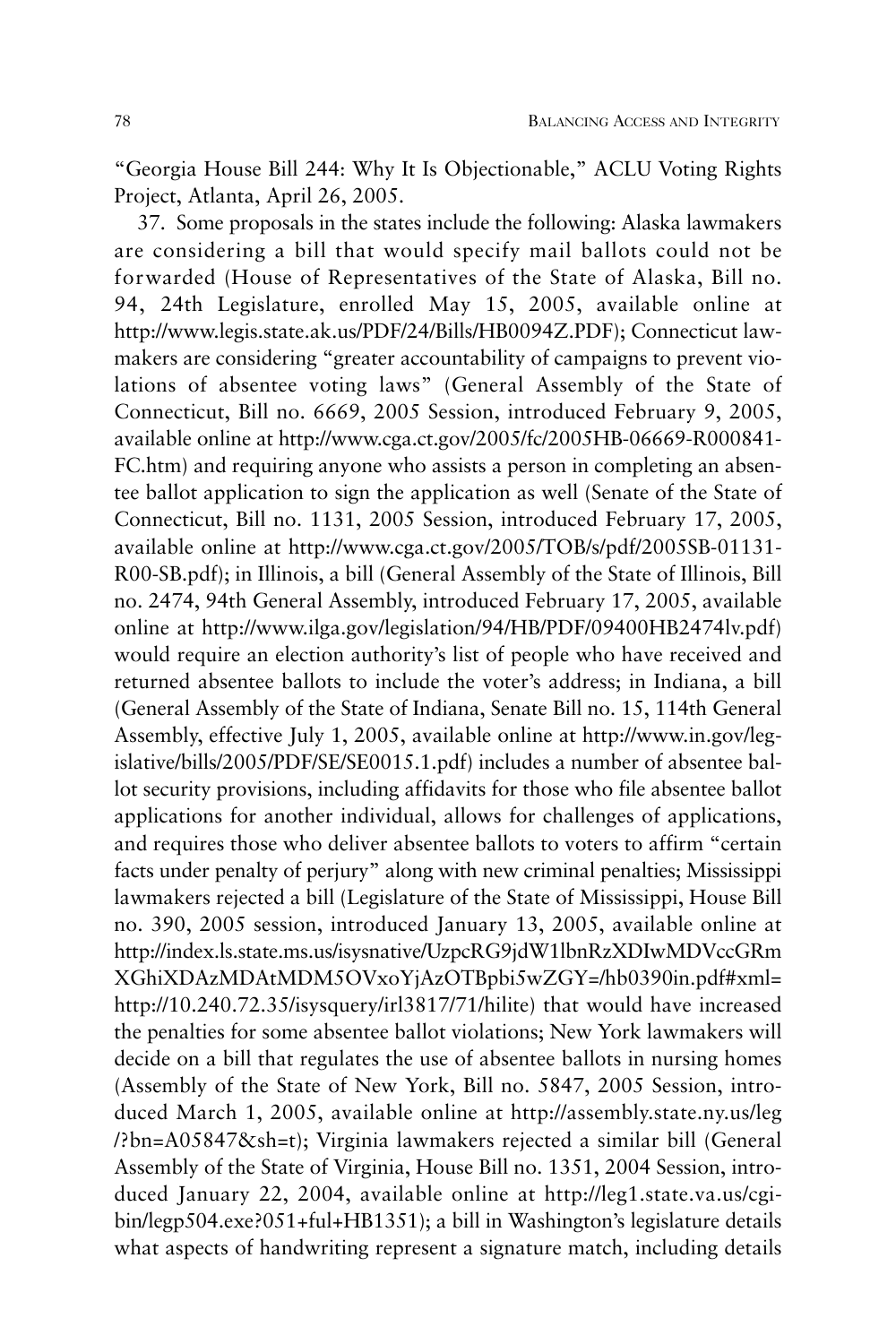"Georgia House Bill 244: Why It Is Objectionable," ACLU Voting Rights Project, Atlanta, April 26, 2005.

37. Some proposals in the states include the following: Alaska lawmakers are considering a bill that would specify mail ballots could not be forwarded (House of Representatives of the State of Alaska, Bill no. 94, 24th Legislature, enrolled May 15, 2005, available online at http://www.legis.state.ak.us/PDF/24/Bills/HB0094Z.PDF); Connecticut lawmakers are considering "greater accountability of campaigns to prevent violations of absentee voting laws" (General Assembly of the State of Connecticut, Bill no. 6669, 2005 Session, introduced February 9, 2005, available online at http://www.cga.ct.gov/2005/fc/2005HB-06669-R000841-FC.htm) and requiring anyone who assists a person in completing an absentee ballot application to sign the application as well (Senate of the State of Connecticut, Bill no. 1131, 2005 Session, introduced February 17, 2005, available online at http://www.cga.ct.gov/2005/TOB/s/pdf/2005SB-01131-R00-SB.pdf); in Illinois, a bill (General Assembly of the State of Illinois, Bill no. 2474, 94th General Assembly, introduced February 17, 2005, available online at http://www.ilga.gov/legislation/94/HB/PDF/09400HB2474lv.pdf) would require an election authority's list of people who have received and returned absentee ballots to include the voter's address; in Indiana, a bill (General Assembly of the State of Indiana, Senate Bill no. 15, 114th General Assembly, effective July 1, 2005, available online at http://www.in.gov/legislative/bills/2005/PDF/SE/SE0015.1.pdf) includes a number of absentee ballot security provisions, including affidavits for those who file absentee ballot applications for another individual, allows for challenges of applications, and requires those who deliver absentee ballots to voters to affirm "certain facts under penalty of perjury" along with new criminal penalties; Mississippi lawmakers rejected a bill (Legislature of the State of Mississippi, House Bill no. 390, 2005 session, introduced January 13, 2005, available online at http://index.ls.state.ms.us/isysnative/UzpcRG9jdW1lbnRzXDIwMDVccGRmXGhiXDAzMDAtMDM5OVxoYjAzOTBpbi5wZGY=/hb0390in.pdf#xml=http://10.240.72.35/isysquery/irl3817/71/hilite) that would have increased the penalties for some absentee ballot violations; New York lawmakers will decide on a bill that regulates the use of absentee ballots in nursing homes (Assembly of the State of New York, Bill no. 5847, 2005 Session, introduced March 1, 2005, available online at http://assembly.state.ny.us/leg/?bn=A05847&sh=t); Virginia lawmakers rejected a similar bill (General Assembly of the State of Virginia, House Bill no. 1351, 2004 Session, introduced January 22, 2004, available online at http://leg1.state.va.us/cgi-bin/legp504.exe?051+ful+HB1351); a bill in Washington's legislature details what aspects of handwriting represent a signature match, including details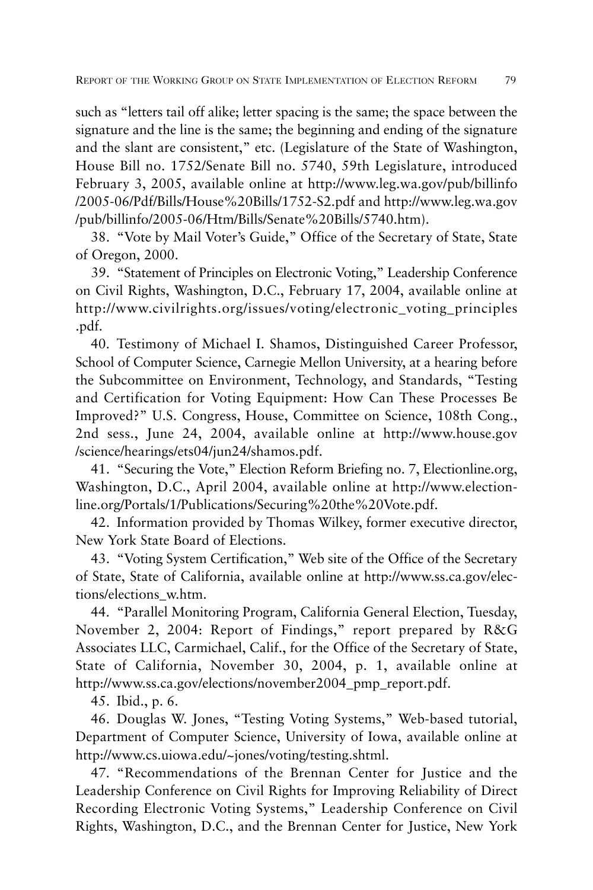such as "letters tail off alike; letter spacing is the same; the space between the signature and the line is the same; the beginning and ending of the signature and the slant are consistent," etc. (Legislature of the State of Washington, House Bill no. 1752/Senate Bill no. 5740, 59th Legislature, introduced February 3, 2005, available online at http://www.leg.wa.gov/pub/billinfo/2005-06/Pdf/Bills/House%20Bills/1752-S2.pdf and http://www.leg.wa.gov/pub/billinfo/2005-06/Htm/Bills/Senate%20Bills/5740.htm).

38. "Vote by Mail Voter's Guide," Office of the Secretary of State, State of Oregon, 2000.

39. "Statement of Principles on Electronic Voting," Leadership Conference on Civil Rights, Washington, D.C., February 17, 2004, available online at http://www.civilrights.org/issues/voting/electronic_voting_principles.pdf.

40. Testimony of Michael I. Shamos, Distinguished Career Professor, School of Computer Science, Carnegie Mellon University, at a hearing before the Subcommittee on Environment, Technology, and Standards, "Testing and Certification for Voting Equipment: How Can These Processes Be Improved?" U.S. Congress, House, Committee on Science, 108th Cong., 2nd sess., June 24, 2004, available online at http://www.house.gov/science/hearings/ets04/jun24/shamos.pdf.

41. "Securing the Vote," Election Reform Briefing no. 7, Electionline.org, Washington, D.C., April 2004, available online at http://www.electionline.org/Portals/1/Publications/Securing%20the%20Vote.pdf.

42. Information provided by Thomas Wilkey, former executive director, New York State Board of Elections.

43. "Voting System Certification," Web site of the Office of the Secretary of State, State of California, available online at http://www.ss.ca.gov/elections/elections_w.htm.

44. "Parallel Monitoring Program, California General Election, Tuesday, November 2, 2004: Report of Findings," report prepared by R&G Associates LLC, Carmichael, Calif., for the Office of the Secretary of State, State of California, November 30, 2004, p. 1, available online at http://www.ss.ca.gov/elections/november2004_pmp_report.pdf.

45. Ibid., p. 6.

46. Douglas W. Jones, "Testing Voting Systems," Web-based tutorial, Department of Computer Science, University of Iowa, available online at http://www.cs.uiowa.edu/~jones/voting/testing.shtml.

47. "Recommendations of the Brennan Center for Justice and the Leadership Conference on Civil Rights for Improving Reliability of Direct Recording Electronic Voting Systems," Leadership Conference on Civil Rights, Washington, D.C., and the Brennan Center for Justice, New York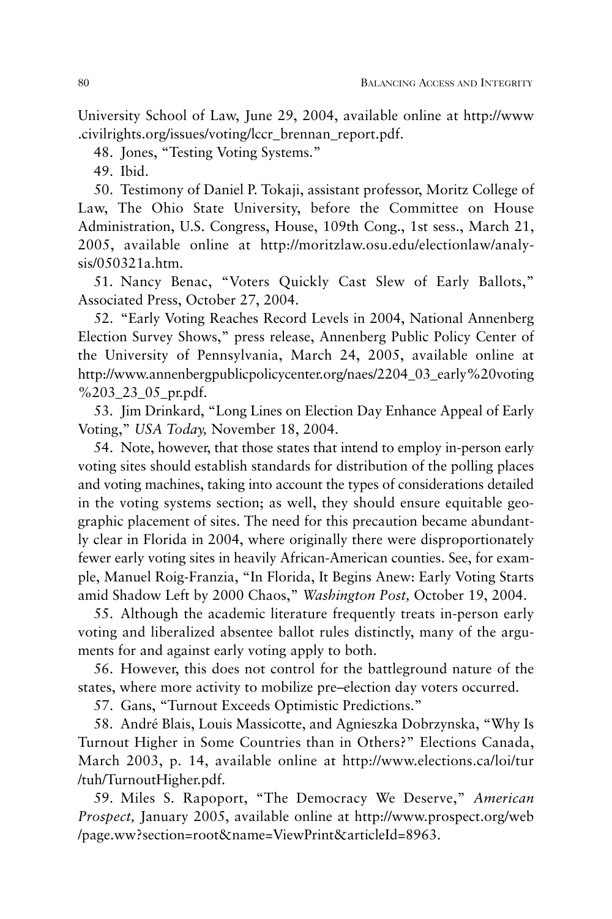University School of Law, June 29, 2004, available online at http://www.civilrights.org/issues/voting/lccr_brennan_report.pdf.

48. Jones, "Testing Voting Systems."

49. Ibid.

50. Testimony of Daniel P. Tokaji, assistant professor, Moritz College of Law, The Ohio State University, before the Committee on House Administration, U.S. Congress, House, 109th Cong., 1st sess., March 21, 2005, available online at http://moritzlaw.osu.edu/electionlaw/analysis/050321a.htm.

51. Nancy Benac, "Voters Quickly Cast Slew of Early Ballots," Associated Press, October 27, 2004.

52. "Early Voting Reaches Record Levels in 2004, National Annenberg Election Survey Shows," press release, Annenberg Public Policy Center of the University of Pennsylvania, March 24, 2005, available online at http://www.annenbergpublicpolicycenter.org/naes/2204_03_early%20voting%203_23_05_pr.pdf.

53. Jim Drinkard, "Long Lines on Election Day Enhance Appeal of Early Voting," *USA Today,* November 18, 2004.

54. Note, however, that those states that intend to employ in-person early voting sites should establish standards for distribution of the polling places and voting machines, taking into account the types of considerations detailed in the voting systems section; as well, they should ensure equitable geographic placement of sites. The need for this precaution became abundantly clear in Florida in 2004, where originally there were disproportionately fewer early voting sites in heavily African-American counties. See, for example, Manuel Roig-Franzia, "In Florida, It Begins Anew: Early Voting Starts amid Shadow Left by 2000 Chaos," *Washington Post,* October 19, 2004.

55. Although the academic literature frequently treats in-person early voting and liberalized absentee ballot rules distinctly, many of the arguments for and against early voting apply to both.

56. However, this does not control for the battleground nature of the states, where more activity to mobilize pre–election day voters occurred.

57. Gans, "Turnout Exceeds Optimistic Predictions."

58. André Blais, Louis Massicotte, and Agnieszka Dobrzynska, "Why Is Turnout Higher in Some Countries than in Others?" Elections Canada, March 2003, p. 14, available online at http://www.elections.ca/loi/tur/tuh/TurnoutHigher.pdf.

59. Miles S. Rapoport, "The Democracy We Deserve," *American Prospect,* January 2005, available online at http://www.prospect.org/web/page.ww?section=root&name=ViewPrint&articleId=8963.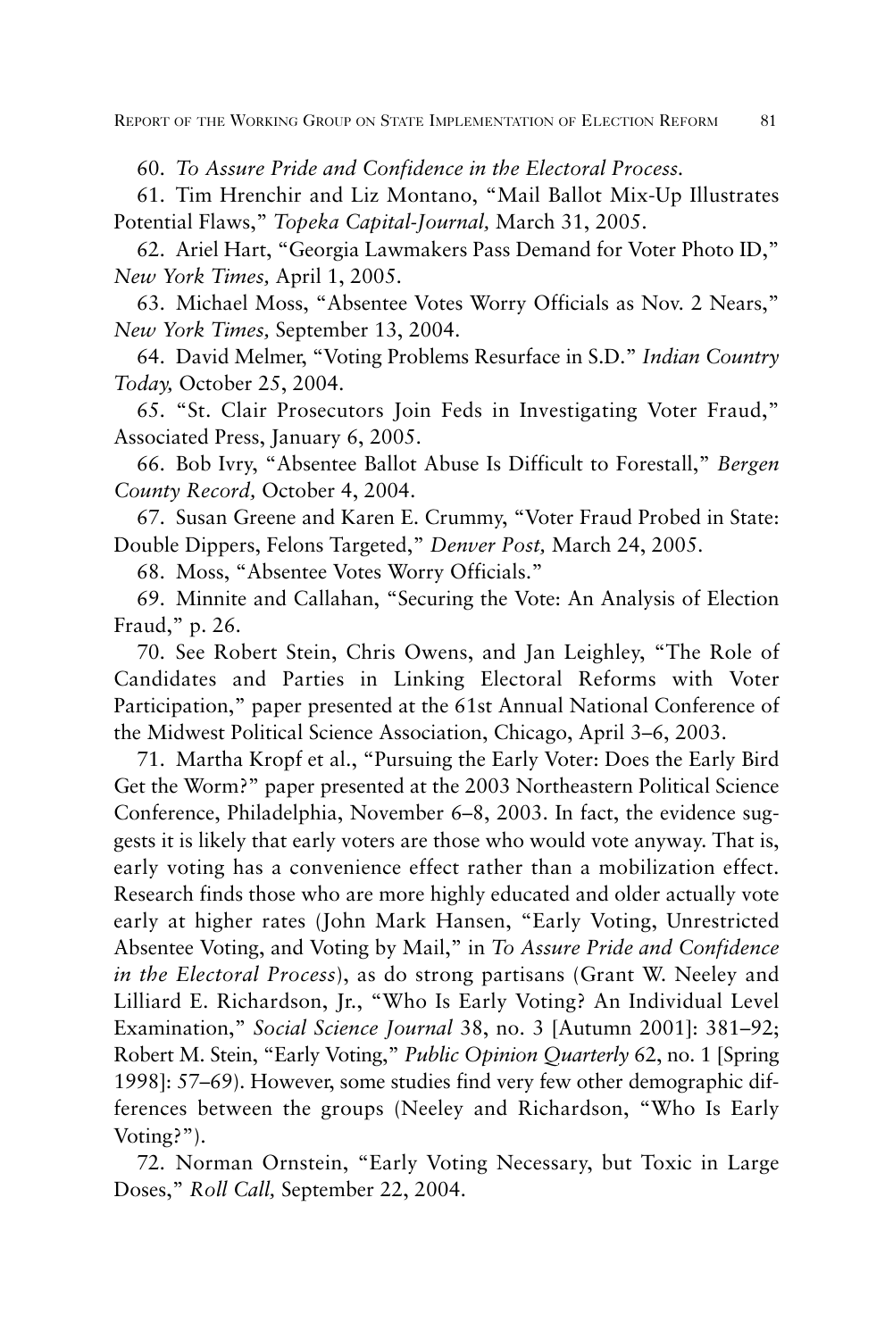60. *To Assure Pride and Confidence in the Electoral Process.*

61. Tim Hrenchir and Liz Montano, "Mail Ballot Mix-Up Illustrates Potential Flaws," *Topeka Capital-Journal,* March 31, 2005.

62. Ariel Hart, "Georgia Lawmakers Pass Demand for Voter Photo ID," *New York Times,* April 1, 2005.

63. Michael Moss, "Absentee Votes Worry Officials as Nov. 2 Nears," *New York Times,* September 13, 2004.

64. David Melmer, "Voting Problems Resurface in S.D." *Indian Country Today,* October 25, 2004.

65. "St. Clair Prosecutors Join Feds in Investigating Voter Fraud," Associated Press, January 6, 2005.

66. Bob Ivry, "Absentee Ballot Abuse Is Difficult to Forestall," *Bergen County Record,* October 4, 2004.

67. Susan Greene and Karen E. Crummy, "Voter Fraud Probed in State: Double Dippers, Felons Targeted," *Denver Post,* March 24, 2005.

68. Moss, "Absentee Votes Worry Officials."

69. Minnite and Callahan, "Securing the Vote: An Analysis of Election Fraud," p. 26.

70. See Robert Stein, Chris Owens, and Jan Leighley, "The Role of Candidates and Parties in Linking Electoral Reforms with Voter Participation," paper presented at the 61st Annual National Conference of the Midwest Political Science Association, Chicago, April 3–6, 2003.

71. Martha Kropf et al., "Pursuing the Early Voter: Does the Early Bird Get the Worm?" paper presented at the 2003 Northeastern Political Science Conference, Philadelphia, November 6–8, 2003. In fact, the evidence suggests it is likely that early voters are those who would vote anyway. That is, early voting has a convenience effect rather than a mobilization effect. Research finds those who are more highly educated and older actually vote early at higher rates (John Mark Hansen, "Early Voting, Unrestricted Absentee Voting, and Voting by Mail," in *To Assure Pride and Confidence in the Electoral Process*), as do strong partisans (Grant W. Neeley and Lilliard E. Richardson, Jr., "Who Is Early Voting? An Individual Level Examination," *Social Science Journal* 38, no. 3 [Autumn 2001]: 381–92; Robert M. Stein, "Early Voting," *Public Opinion Quarterly* 62, no. 1 [Spring 1998]: 57–69). However, some studies find very few other demographic differences between the groups (Neeley and Richardson, "Who Is Early Voting?").

72. Norman Ornstein, "Early Voting Necessary, but Toxic in Large Doses," *Roll Call,* September 22, 2004.